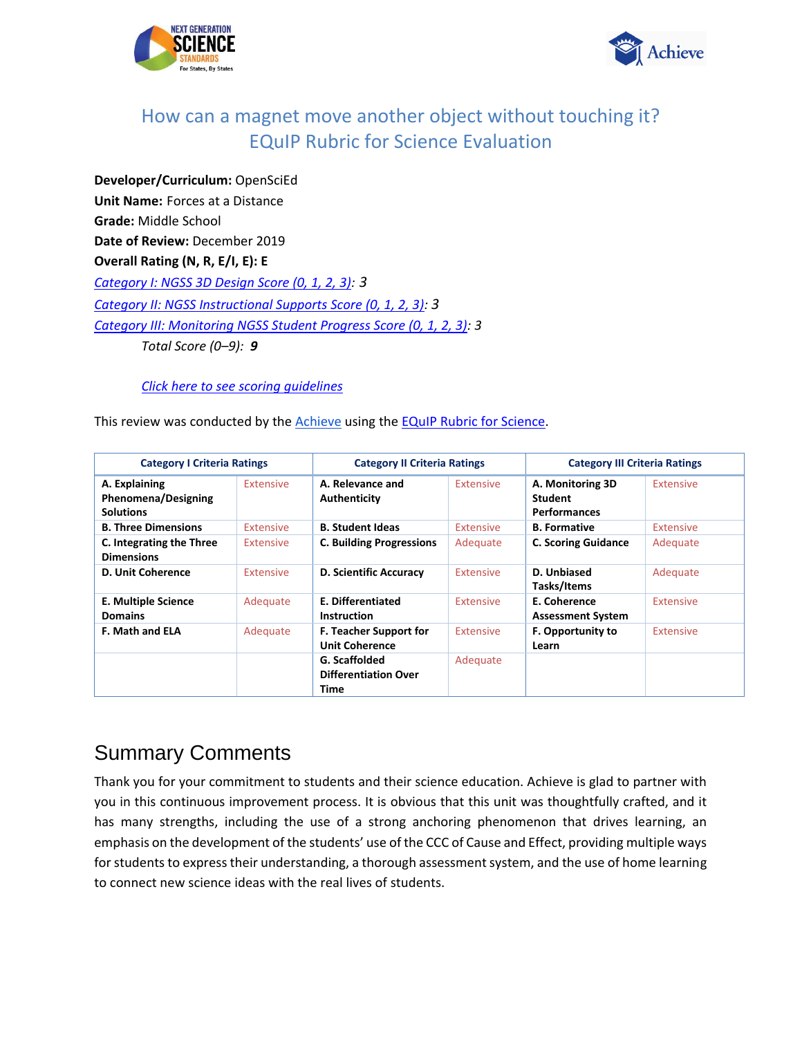# How can a magnet move another object without touching it?
# EQuIP Rubric for Science Evaluation

**Developer/Curriculum:** OpenSciEd
**Unit Name:** Forces at a Distance
**Grade:** Middle School
**Date of Review:** December 2019
**Overall Rating (N, R, E/I, E): E**
*Category I: NGSS 3D Design Score (0, 1, 2, 3): 3*
*Category II: NGSS Instructional Supports Score (0, 1, 2, 3): 3*
*Category III: Monitoring NGSS Student Progress Score (0, 1, 2, 3): 3*
*Total Score (0–9):* ***9***

*Click here to see scoring guidelines*

This review was conducted by the Achieve using the EQuIP Rubric for Science.

| Category I Criteria Ratings | | Category II Criteria Ratings | | Category III Criteria Ratings | |
|---|---|---|---|---|---|
| **A. Explaining Phenomena/Designing Solutions** | Extensive | **A. Relevance and Authenticity** | Extensive | **A. Monitoring 3D Student Performances** | Extensive |
| **B. Three Dimensions** | Extensive | **B. Student Ideas** | Extensive | **B. Formative** | Extensive |
| **C. Integrating the Three Dimensions** | Extensive | **C. Building Progressions** | Adequate | **C. Scoring Guidance** | Adequate |
| **D. Unit Coherence** | Extensive | **D. Scientific Accuracy** | Extensive | **D. Unbiased Tasks/Items** | Adequate |
| **E. Multiple Science Domains** | Adequate | **E. Differentiated Instruction** | Extensive | **E. Coherence Assessment System** | Extensive |
| **F. Math and ELA** | Adequate | **F. Teacher Support for Unit Coherence** | Extensive | **F. Opportunity to Learn** | Extensive |
| | | **G. Scaffolded Differentiation Over Time** | Adequate | | |

## Summary Comments

Thank you for your commitment to students and their science education. Achieve is glad to partner with you in this continuous improvement process. It is obvious that this unit was thoughtfully crafted, and it has many strengths, including the use of a strong anchoring phenomenon that drives learning, an emphasis on the development of the students' use of the CCC of Cause and Effect, providing multiple ways for students to express their understanding, a thorough assessment system, and the use of home learning to connect new science ideas with the real lives of students.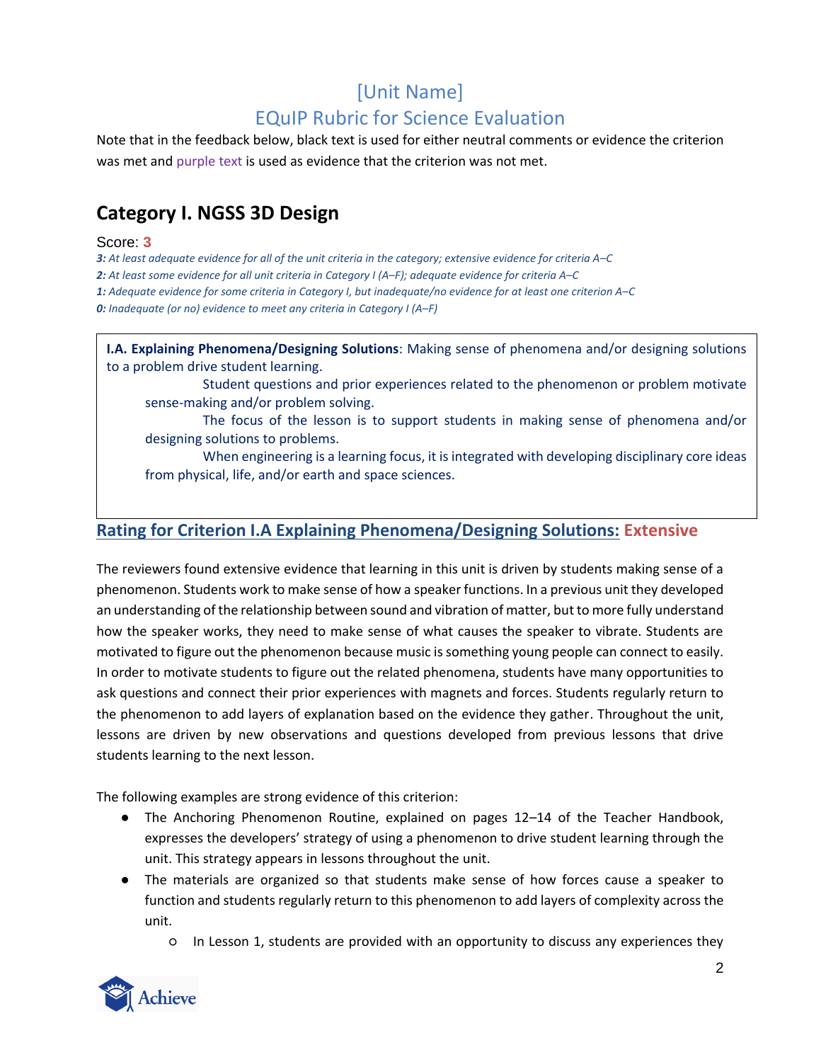# [Unit Name]
# EQuIP Rubric for Science Evaluation

Note that in the feedback below, black text is used for either neutral comments or evidence the criterion was met and purple text is used as evidence that the criterion was not met.

## Category I. NGSS 3D Design

Score: **3**

*__3:__ At least adequate evidence for all of the unit criteria in the category; extensive evidence for criteria A–C*
*__2:__ At least some evidence for all unit criteria in Category I (A–F); adequate evidence for criteria A–C*
*__1:__ Adequate evidence for some criteria in Category I, but inadequate/no evidence for at least one criterion A–C*
*__0:__ Inadequate (or no) evidence to meet any criteria in Category I (A–F)*

> **I.A. Explaining Phenomena/Designing Solutions**: Making sense of phenomena and/or designing solutions to a problem drive student learning.
>
> Student questions and prior experiences related to the phenomenon or problem motivate sense-making and/or problem solving.
>
> The focus of the lesson is to support students in making sense of phenomena and/or designing solutions to problems.
>
> When engineering is a learning focus, it is integrated with developing disciplinary core ideas from physical, life, and/or earth and space sciences.

### Rating for Criterion I.A Explaining Phenomena/Designing Solutions: Extensive

The reviewers found extensive evidence that learning in this unit is driven by students making sense of a phenomenon. Students work to make sense of how a speaker functions. In a previous unit they developed an understanding of the relationship between sound and vibration of matter, but to more fully understand how the speaker works, they need to make sense of what causes the speaker to vibrate. Students are motivated to figure out the phenomenon because music is something young people can connect to easily. In order to motivate students to figure out the related phenomena, students have many opportunities to ask questions and connect their prior experiences with magnets and forces. Students regularly return to the phenomenon to add layers of explanation based on the evidence they gather. Throughout the unit, lessons are driven by new observations and questions developed from previous lessons that drive students learning to the next lesson.

The following examples are strong evidence of this criterion:

- The Anchoring Phenomenon Routine, explained on pages 12–14 of the Teacher Handbook, expresses the developers' strategy of using a phenomenon to drive student learning through the unit. This strategy appears in lessons throughout the unit.
- The materials are organized so that students make sense of how forces cause a speaker to function and students regularly return to this phenomenon to add layers of complexity across the unit.
    - In Lesson 1, students are provided with an opportunity to discuss any experiences they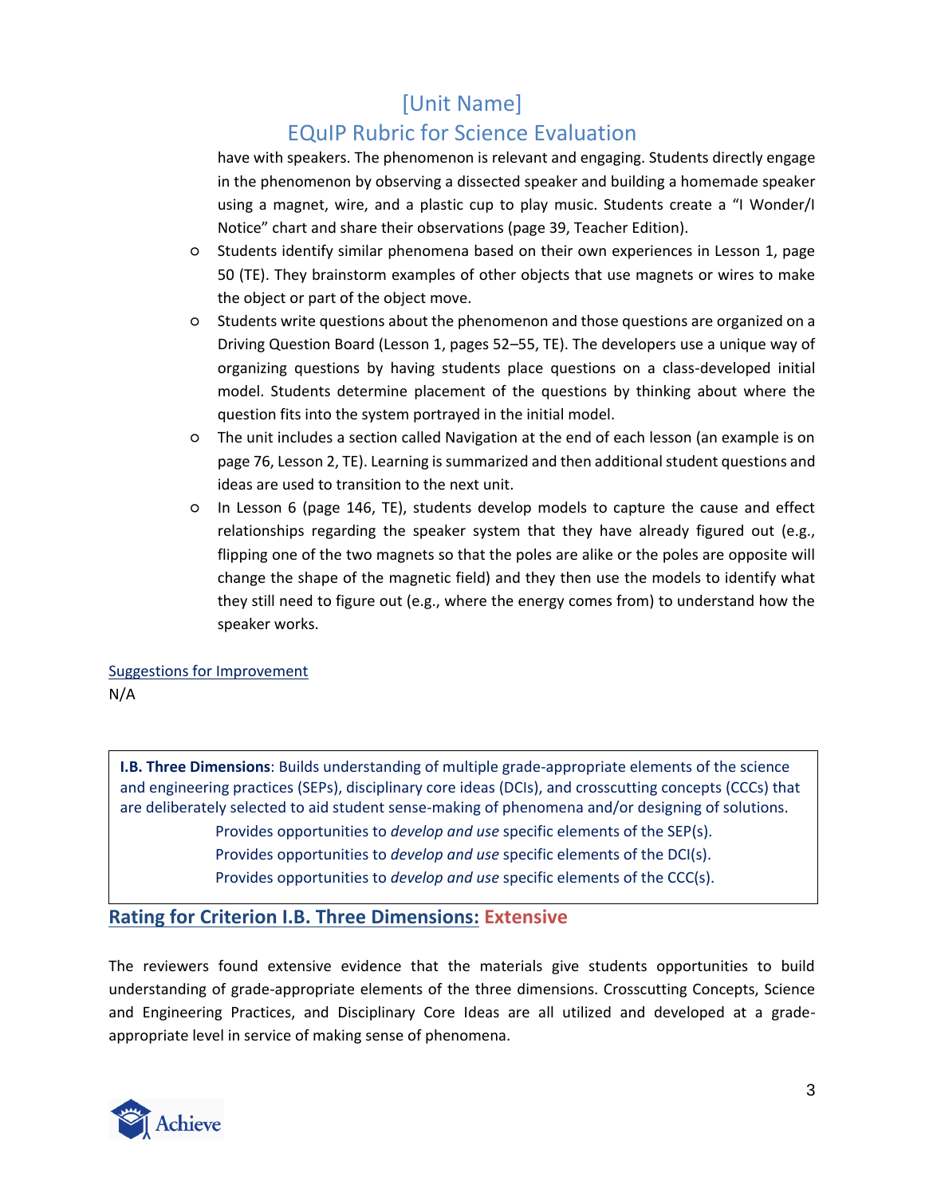have with speakers. The phenomenon is relevant and engaging. Students directly engage in the phenomenon by observing a dissected speaker and building a homemade speaker using a magnet, wire, and a plastic cup to play music. Students create a "I Wonder/I Notice" chart and share their observations (page 39, Teacher Edition).

- Students identify similar phenomena based on their own experiences in Lesson 1, page 50 (TE). They brainstorm examples of other objects that use magnets or wires to make the object or part of the object move.
- Students write questions about the phenomenon and those questions are organized on a Driving Question Board (Lesson 1, pages 52–55, TE). The developers use a unique way of organizing questions by having students place questions on a class-developed initial model. Students determine placement of the questions by thinking about where the question fits into the system portrayed in the initial model.
- The unit includes a section called Navigation at the end of each lesson (an example is on page 76, Lesson 2, TE). Learning is summarized and then additional student questions and ideas are used to transition to the next unit.
- In Lesson 6 (page 146, TE), students develop models to capture the cause and effect relationships regarding the speaker system that they have already figured out (e.g., flipping one of the two magnets so that the poles are alike or the poles are opposite will change the shape of the magnetic field) and they then use the models to identify what they still need to figure out (e.g., where the energy comes from) to understand how the speaker works.

Suggestions for Improvement

N/A

> **I.B. Three Dimensions**: Builds understanding of multiple grade-appropriate elements of the science and engineering practices (SEPs), disciplinary core ideas (DCIs), and crosscutting concepts (CCCs) that are deliberately selected to aid student sense-making of phenomena and/or designing of solutions.
>
> Provides opportunities to *develop and use* specific elements of the SEP(s).
>
> Provides opportunities to *develop and use* specific elements of the DCI(s).
>
> Provides opportunities to *develop and use* specific elements of the CCC(s).

## Rating for Criterion I.B. Three Dimensions: Extensive

The reviewers found extensive evidence that the materials give students opportunities to build understanding of grade-appropriate elements of the three dimensions. Crosscutting Concepts, Science and Engineering Practices, and Disciplinary Core Ideas are all utilized and developed at a grade-appropriate level in service of making sense of phenomena.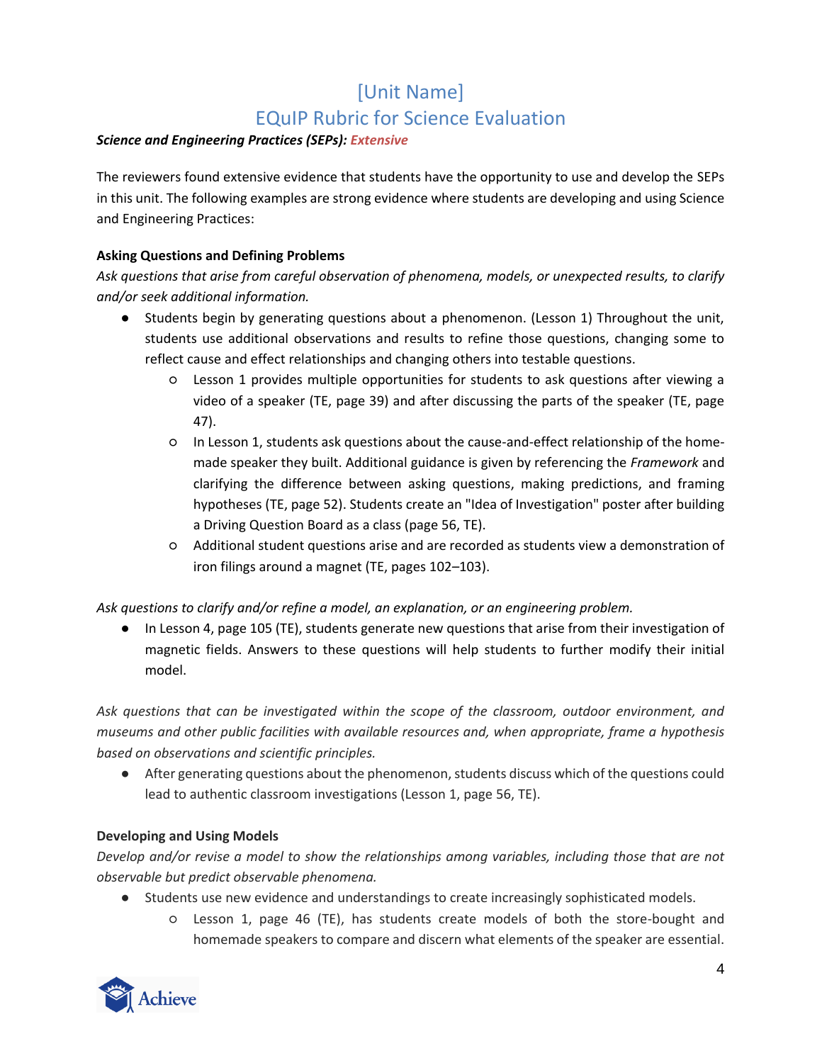# [Unit Name]
# EQuIP Rubric for Science Evaluation

***Science and Engineering Practices (SEPs): Extensive***

The reviewers found extensive evidence that students have the opportunity to use and develop the SEPs in this unit. The following examples are strong evidence where students are developing and using Science and Engineering Practices:

**Asking Questions and Defining Problems**

*Ask questions that arise from careful observation of phenomena, models, or unexpected results, to clarify and/or seek additional information.*

- Students begin by generating questions about a phenomenon. (Lesson 1) Throughout the unit, students use additional observations and results to refine those questions, changing some to reflect cause and effect relationships and changing others into testable questions.
    - Lesson 1 provides multiple opportunities for students to ask questions after viewing a video of a speaker (TE, page 39) and after discussing the parts of the speaker (TE, page 47).
    - In Lesson 1, students ask questions about the cause-and-effect relationship of the home-made speaker they built. Additional guidance is given by referencing the *Framework* and clarifying the difference between asking questions, making predictions, and framing hypotheses (TE, page 52). Students create an "Idea of Investigation" poster after building a Driving Question Board as a class (page 56, TE).
    - Additional student questions arise and are recorded as students view a demonstration of iron filings around a magnet (TE, pages 102–103).

*Ask questions to clarify and/or refine a model, an explanation, or an engineering problem.*

- In Lesson 4, page 105 (TE), students generate new questions that arise from their investigation of magnetic fields. Answers to these questions will help students to further modify their initial model.

*Ask questions that can be investigated within the scope of the classroom, outdoor environment, and museums and other public facilities with available resources and, when appropriate, frame a hypothesis based on observations and scientific principles.*

- After generating questions about the phenomenon, students discuss which of the questions could lead to authentic classroom investigations (Lesson 1, page 56, TE).

**Developing and Using Models**

*Develop and/or revise a model to show the relationships among variables, including those that are not observable but predict observable phenomena.*

- Students use new evidence and understandings to create increasingly sophisticated models.
    - Lesson 1, page 46 (TE), has students create models of both the store-bought and homemade speakers to compare and discern what elements of the speaker are essential.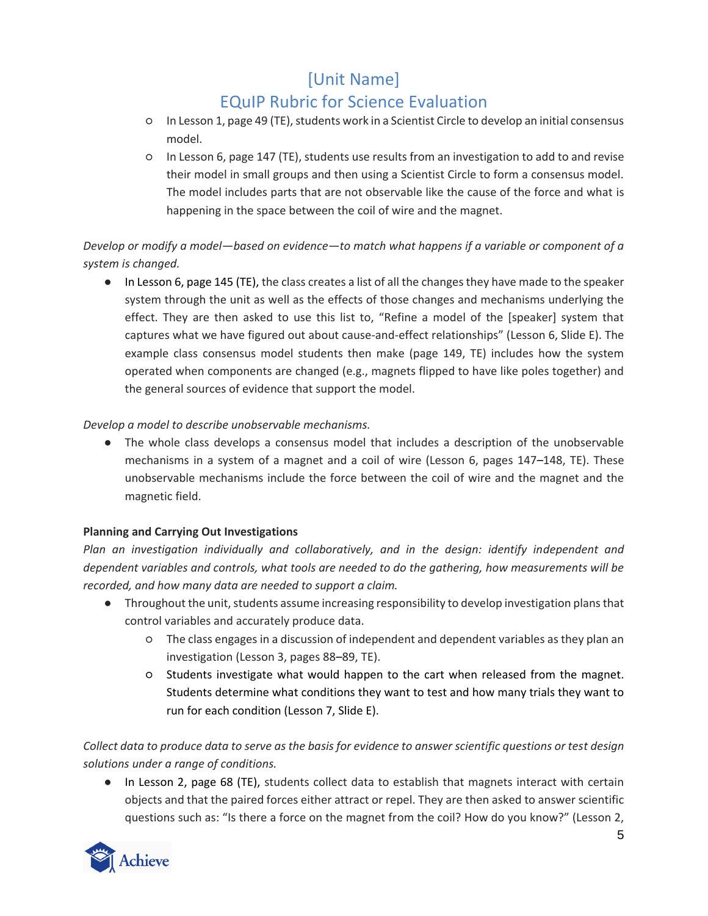- In Lesson 1, page 49 (TE), students work in a Scientist Circle to develop an initial consensus model.
- In Lesson 6, page 147 (TE), students use results from an investigation to add to and revise their model in small groups and then using a Scientist Circle to form a consensus model. The model includes parts that are not observable like the cause of the force and what is happening in the space between the coil of wire and the magnet.

*Develop or modify a model—based on evidence—to match what happens if a variable or component of a system is changed.*

- In Lesson 6, page 145 (TE), the class creates a list of all the changes they have made to the speaker system through the unit as well as the effects of those changes and mechanisms underlying the effect. They are then asked to use this list to, "Refine a model of the [speaker] system that captures what we have figured out about cause-and-effect relationships" (Lesson 6, Slide E). The example class consensus model students then make (page 149, TE) includes how the system operated when components are changed (e.g., magnets flipped to have like poles together) and the general sources of evidence that support the model.

*Develop a model to describe unobservable mechanisms.*

- The whole class develops a consensus model that includes a description of the unobservable mechanisms in a system of a magnet and a coil of wire (Lesson 6, pages 147–148, TE). These unobservable mechanisms include the force between the coil of wire and the magnet and the magnetic field.

**Planning and Carrying Out Investigations**

*Plan an investigation individually and collaboratively, and in the design: identify independent and dependent variables and controls, what tools are needed to do the gathering, how measurements will be recorded, and how many data are needed to support a claim.*

- Throughout the unit, students assume increasing responsibility to develop investigation plans that control variables and accurately produce data.
  - The class engages in a discussion of independent and dependent variables as they plan an investigation (Lesson 3, pages 88–89, TE).
  - Students investigate what would happen to the cart when released from the magnet. Students determine what conditions they want to test and how many trials they want to run for each condition (Lesson 7, Slide E).

*Collect data to produce data to serve as the basis for evidence to answer scientific questions or test design solutions under a range of conditions.*

- In Lesson 2, page 68 (TE), students collect data to establish that magnets interact with certain objects and that the paired forces either attract or repel. They are then asked to answer scientific questions such as: "Is there a force on the magnet from the coil? How do you know?" (Lesson 2,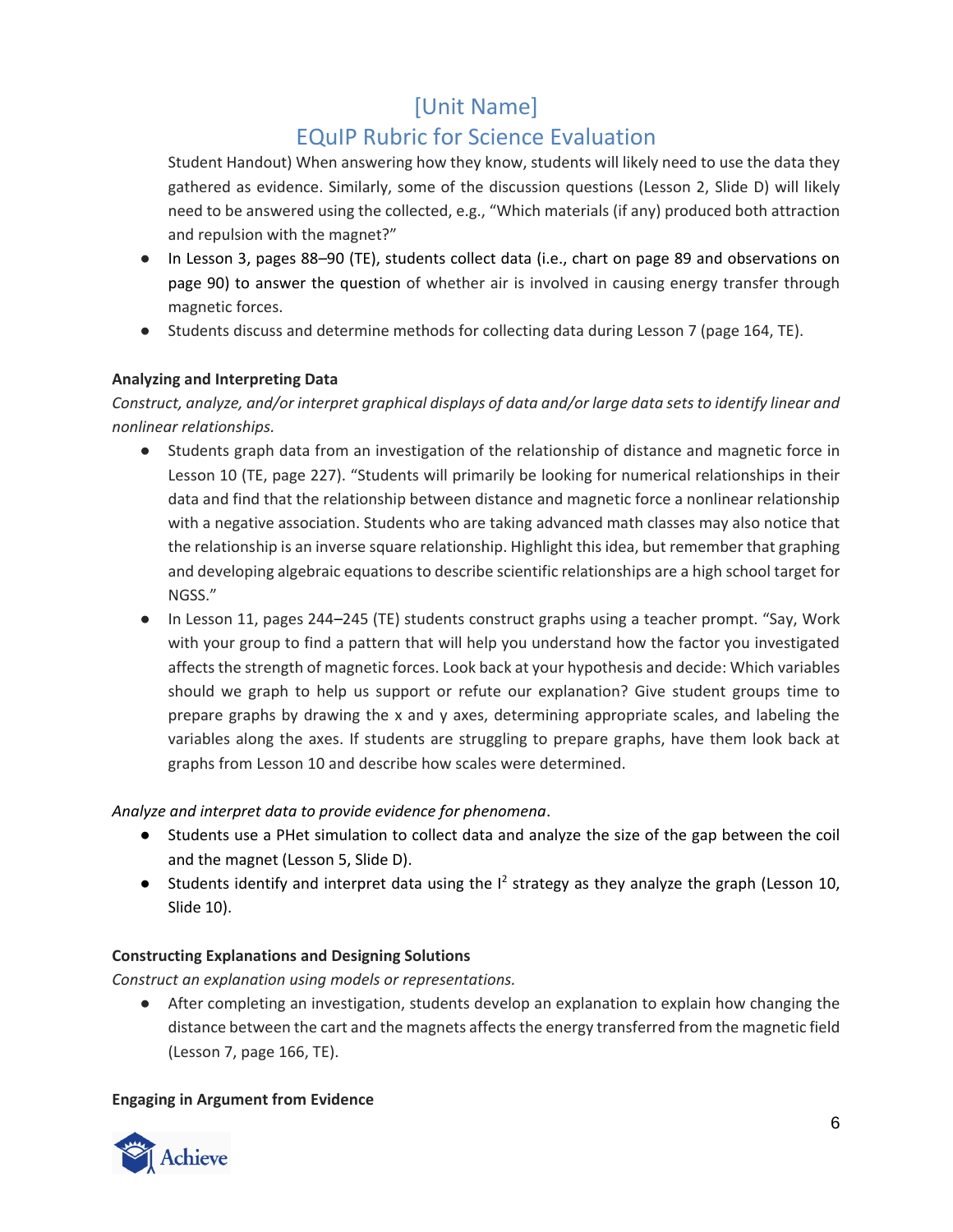Student Handout) When answering how they know, students will likely need to use the data they gathered as evidence. Similarly, some of the discussion questions (Lesson 2, Slide D) will likely need to be answered using the collected, e.g., "Which materials (if any) produced both attraction and repulsion with the magnet?"

- In Lesson 3, pages 88–90 (TE), students collect data (i.e., chart on page 89 and observations on page 90) to answer the question of whether air is involved in causing energy transfer through magnetic forces.
- Students discuss and determine methods for collecting data during Lesson 7 (page 164, TE).

**Analyzing and Interpreting Data**

*Construct, analyze, and/or interpret graphical displays of data and/or large data sets to identify linear and nonlinear relationships.*

- Students graph data from an investigation of the relationship of distance and magnetic force in Lesson 10 (TE, page 227). "Students will primarily be looking for numerical relationships in their data and find that the relationship between distance and magnetic force a nonlinear relationship with a negative association. Students who are taking advanced math classes may also notice that the relationship is an inverse square relationship. Highlight this idea, but remember that graphing and developing algebraic equations to describe scientific relationships are a high school target for NGSS."
- In Lesson 11, pages 244–245 (TE) students construct graphs using a teacher prompt. "Say, Work with your group to find a pattern that will help you understand how the factor you investigated affects the strength of magnetic forces. Look back at your hypothesis and decide: Which variables should we graph to help us support or refute our explanation? Give student groups time to prepare graphs by drawing the x and y axes, determining appropriate scales, and labeling the variables along the axes. If students are struggling to prepare graphs, have them look back at graphs from Lesson 10 and describe how scales were determined.

*Analyze and interpret data to provide evidence for phenomena*.

- Students use a PHet simulation to collect data and analyze the size of the gap between the coil and the magnet (Lesson 5, Slide D).
- Students identify and interpret data using the $I^2$ strategy as they analyze the graph (Lesson 10, Slide 10).

**Constructing Explanations and Designing Solutions**

*Construct an explanation using models or representations.*

- After completing an investigation, students develop an explanation to explain how changing the distance between the cart and the magnets affects the energy transferred from the magnetic field (Lesson 7, page 166, TE).

**Engaging in Argument from Evidence**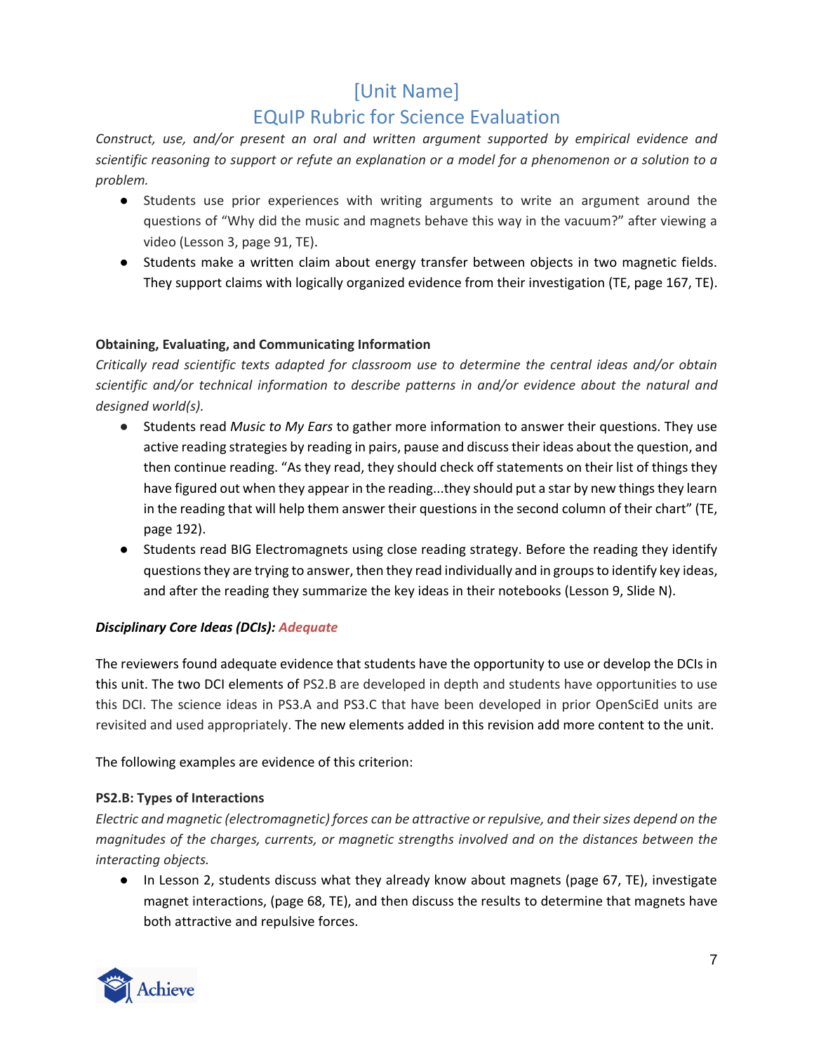# [Unit Name]
# EQuIP Rubric for Science Evaluation

*Construct, use, and/or present an oral and written argument supported by empirical evidence and scientific reasoning to support or refute an explanation or a model for a phenomenon or a solution to a problem.*

- Students use prior experiences with writing arguments to write an argument around the questions of "Why did the music and magnets behave this way in the vacuum?" after viewing a video (Lesson 3, page 91, TE).
- Students make a written claim about energy transfer between objects in two magnetic fields. They support claims with logically organized evidence from their investigation (TE, page 167, TE).

**Obtaining, Evaluating, and Communicating Information**

*Critically read scientific texts adapted for classroom use to determine the central ideas and/or obtain scientific and/or technical information to describe patterns in and/or evidence about the natural and designed world(s).*

- Students read *Music to My Ears* to gather more information to answer their questions. They use active reading strategies by reading in pairs, pause and discuss their ideas about the question, and then continue reading. "As they read, they should check off statements on their list of things they have figured out when they appear in the reading...they should put a star by new things they learn in the reading that will help them answer their questions in the second column of their chart" (TE, page 192).
- Students read BIG Electromagnets using close reading strategy. Before the reading they identify questions they are trying to answer, then they read individually and in groups to identify key ideas, and after the reading they summarize the key ideas in their notebooks (Lesson 9, Slide N).

***Disciplinary Core Ideas (DCIs): Adequate***

The reviewers found adequate evidence that students have the opportunity to use or develop the DCIs in this unit. The two DCI elements of PS2.B are developed in depth and students have opportunities to use this DCI. The science ideas in PS3.A and PS3.C that have been developed in prior OpenSciEd units are revisited and used appropriately. The new elements added in this revision add more content to the unit.

The following examples are evidence of this criterion:

**PS2.B: Types of Interactions**

*Electric and magnetic (electromagnetic) forces can be attractive or repulsive, and their sizes depend on the magnitudes of the charges, currents, or magnetic strengths involved and on the distances between the interacting objects.*

- In Lesson 2, students discuss what they already know about magnets (page 67, TE), investigate magnet interactions, (page 68, TE), and then discuss the results to determine that magnets have both attractive and repulsive forces.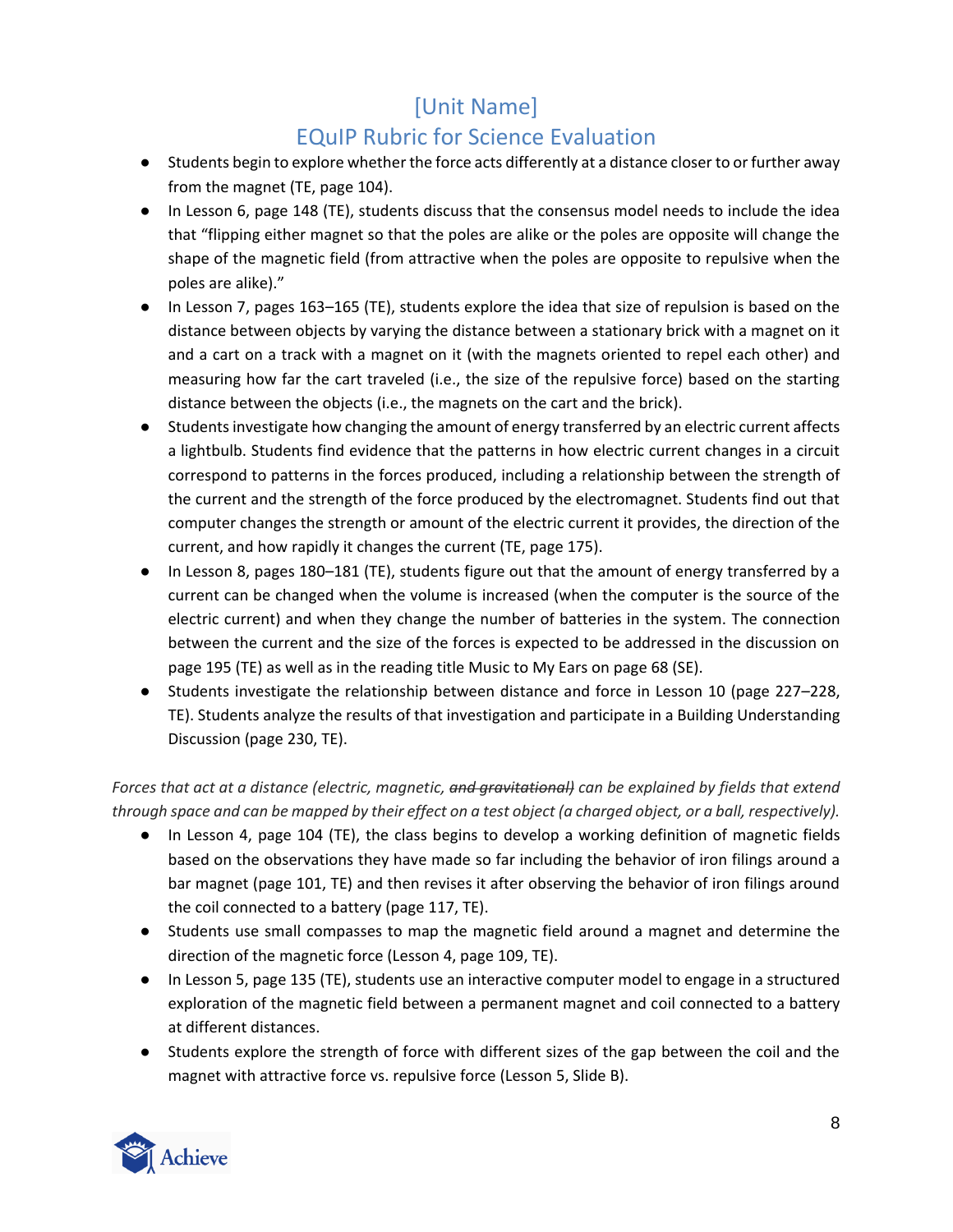- Students begin to explore whether the force acts differently at a distance closer to or further away from the magnet (TE, page 104).
- In Lesson 6, page 148 (TE), students discuss that the consensus model needs to include the idea that "flipping either magnet so that the poles are alike or the poles are opposite will change the shape of the magnetic field (from attractive when the poles are opposite to repulsive when the poles are alike)."
- In Lesson 7, pages 163–165 (TE), students explore the idea that size of repulsion is based on the distance between objects by varying the distance between a stationary brick with a magnet on it and a cart on a track with a magnet on it (with the magnets oriented to repel each other) and measuring how far the cart traveled (i.e., the size of the repulsive force) based on the starting distance between the objects (i.e., the magnets on the cart and the brick).
- Students investigate how changing the amount of energy transferred by an electric current affects a lightbulb. Students find evidence that the patterns in how electric current changes in a circuit correspond to patterns in the forces produced, including a relationship between the strength of the current and the strength of the force produced by the electromagnet. Students find out that computer changes the strength or amount of the electric current it provides, the direction of the current, and how rapidly it changes the current (TE, page 175).
- In Lesson 8, pages 180–181 (TE), students figure out that the amount of energy transferred by a current can be changed when the volume is increased (when the computer is the source of the electric current) and when they change the number of batteries in the system. The connection between the current and the size of the forces is expected to be addressed in the discussion on page 195 (TE) as well as in the reading title Music to My Ears on page 68 (SE).
- Students investigate the relationship between distance and force in Lesson 10 (page 227–228, TE). Students analyze the results of that investigation and participate in a Building Understanding Discussion (page 230, TE).

*Forces that act at a distance (electric, magnetic, ~~and gravitational)~~ can be explained by fields that extend through space and can be mapped by their effect on a test object (a charged object, or a ball, respectively).*

- In Lesson 4, page 104 (TE), the class begins to develop a working definition of magnetic fields based on the observations they have made so far including the behavior of iron filings around a bar magnet (page 101, TE) and then revises it after observing the behavior of iron filings around the coil connected to a battery (page 117, TE).
- Students use small compasses to map the magnetic field around a magnet and determine the direction of the magnetic force (Lesson 4, page 109, TE).
- In Lesson 5, page 135 (TE), students use an interactive computer model to engage in a structured exploration of the magnetic field between a permanent magnet and coil connected to a battery at different distances.
- Students explore the strength of force with different sizes of the gap between the coil and the magnet with attractive force vs. repulsive force (Lesson 5, Slide B).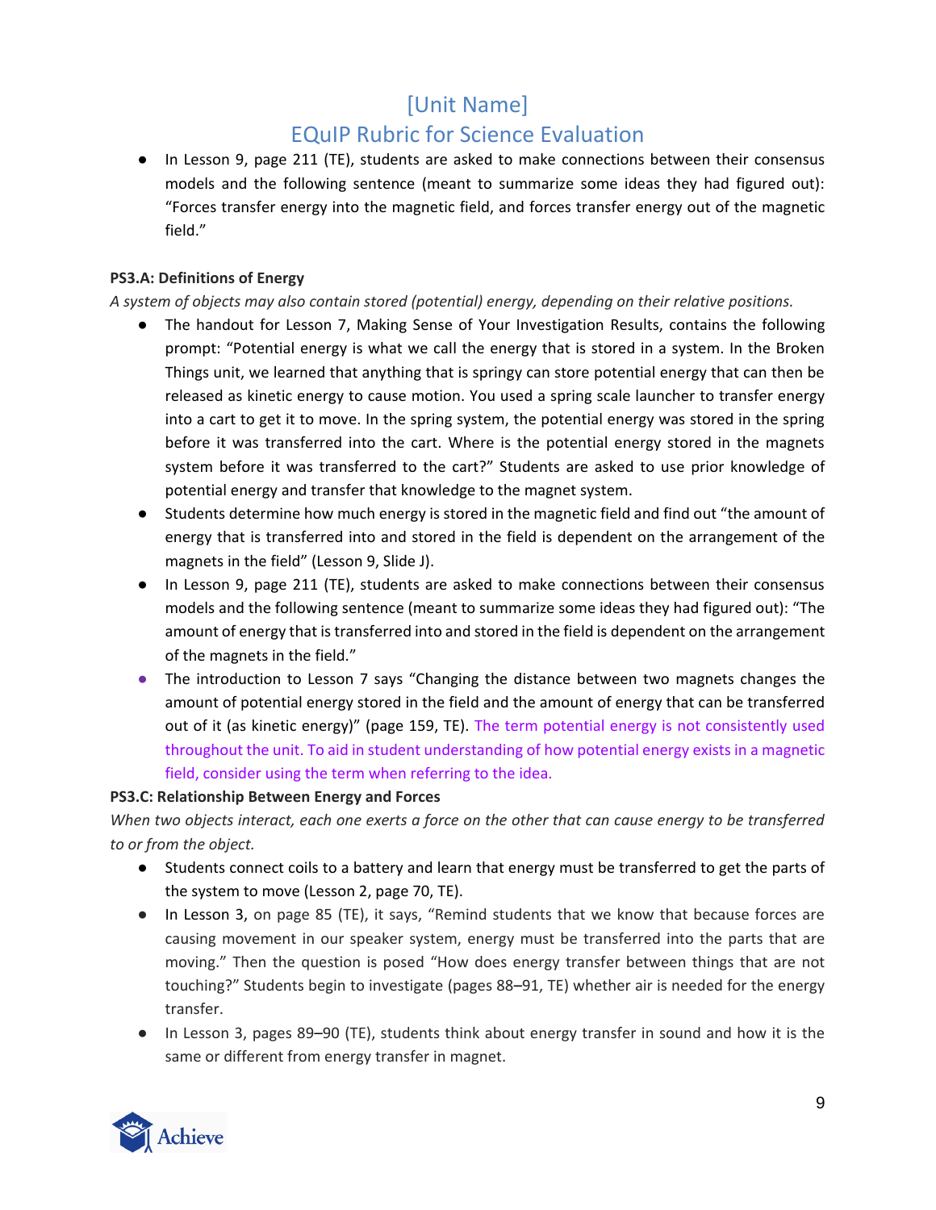- In Lesson 9, page 211 (TE), students are asked to make connections between their consensus models and the following sentence (meant to summarize some ideas they had figured out): "Forces transfer energy into the magnetic field, and forces transfer energy out of the magnetic field."

**PS3.A: Definitions of Energy**

*A system of objects may also contain stored (potential) energy, depending on their relative positions.*

- The handout for Lesson 7, Making Sense of Your Investigation Results, contains the following prompt: "Potential energy is what we call the energy that is stored in a system. In the Broken Things unit, we learned that anything that is springy can store potential energy that can then be released as kinetic energy to cause motion. You used a spring scale launcher to transfer energy into a cart to get it to move. In the spring system, the potential energy was stored in the spring before it was transferred into the cart. Where is the potential energy stored in the magnets system before it was transferred to the cart?" Students are asked to use prior knowledge of potential energy and transfer that knowledge to the magnet system.
- Students determine how much energy is stored in the magnetic field and find out "the amount of energy that is transferred into and stored in the field is dependent on the arrangement of the magnets in the field" (Lesson 9, Slide J).
- In Lesson 9, page 211 (TE), students are asked to make connections between their consensus models and the following sentence (meant to summarize some ideas they had figured out): "The amount of energy that is transferred into and stored in the field is dependent on the arrangement of the magnets in the field."
- The introduction to Lesson 7 says "Changing the distance between two magnets changes the amount of potential energy stored in the field and the amount of energy that can be transferred out of it (as kinetic energy)" (page 159, TE). The term potential energy is not consistently used throughout the unit. To aid in student understanding of how potential energy exists in a magnetic field, consider using the term when referring to the idea.

**PS3.C: Relationship Between Energy and Forces**

*When two objects interact, each one exerts a force on the other that can cause energy to be transferred to or from the object.*

- Students connect coils to a battery and learn that energy must be transferred to get the parts of the system to move (Lesson 2, page 70, TE).
- In Lesson 3, on page 85 (TE), it says, "Remind students that we know that because forces are causing movement in our speaker system, energy must be transferred into the parts that are moving." Then the question is posed "How does energy transfer between things that are not touching?" Students begin to investigate (pages 88–91, TE) whether air is needed for the energy transfer.
- In Lesson 3, pages 89–90 (TE), students think about energy transfer in sound and how it is the same or different from energy transfer in magnet.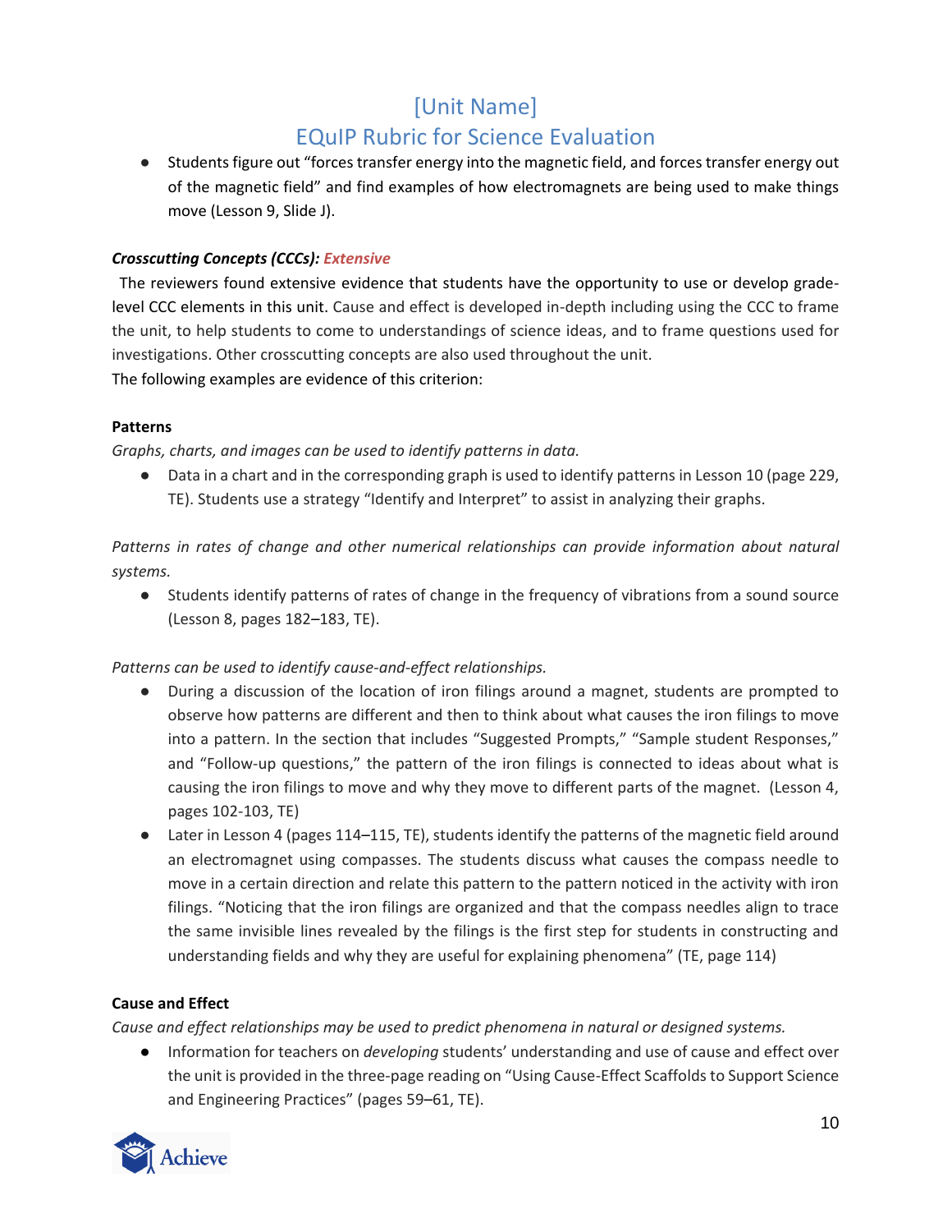- Students figure out "forces transfer energy into the magnetic field, and forces transfer energy out of the magnetic field" and find examples of how electromagnets are being used to make things move (Lesson 9, Slide J).

***Crosscutting Concepts (CCCs): Extensive***

The reviewers found extensive evidence that students have the opportunity to use or develop grade-level CCC elements in this unit. Cause and effect is developed in-depth including using the CCC to frame the unit, to help students to come to understandings of science ideas, and to frame questions used for investigations. Other crosscutting concepts are also used throughout the unit.

The following examples are evidence of this criterion:

**Patterns**

*Graphs, charts, and images can be used to identify patterns in data.*

- Data in a chart and in the corresponding graph is used to identify patterns in Lesson 10 (page 229, TE). Students use a strategy "Identify and Interpret" to assist in analyzing their graphs.

*Patterns in rates of change and other numerical relationships can provide information about natural systems.*

- Students identify patterns of rates of change in the frequency of vibrations from a sound source (Lesson 8, pages 182–183, TE).

*Patterns can be used to identify cause-and-effect relationships.*

- During a discussion of the location of iron filings around a magnet, students are prompted to observe how patterns are different and then to think about what causes the iron filings to move into a pattern. In the section that includes "Suggested Prompts," "Sample student Responses," and "Follow-up questions," the pattern of the iron filings is connected to ideas about what is causing the iron filings to move and why they move to different parts of the magnet. (Lesson 4, pages 102-103, TE)
- Later in Lesson 4 (pages 114–115, TE), students identify the patterns of the magnetic field around an electromagnet using compasses. The students discuss what causes the compass needle to move in a certain direction and relate this pattern to the pattern noticed in the activity with iron filings. "Noticing that the iron filings are organized and that the compass needles align to trace the same invisible lines revealed by the filings is the first step for students in constructing and understanding fields and why they are useful for explaining phenomena" (TE, page 114)

**Cause and Effect**

*Cause and effect relationships may be used to predict phenomena in natural or designed systems.*

- Information for teachers on *developing* students' understanding and use of cause and effect over the unit is provided in the three-page reading on "Using Cause-Effect Scaffolds to Support Science and Engineering Practices" (pages 59–61, TE).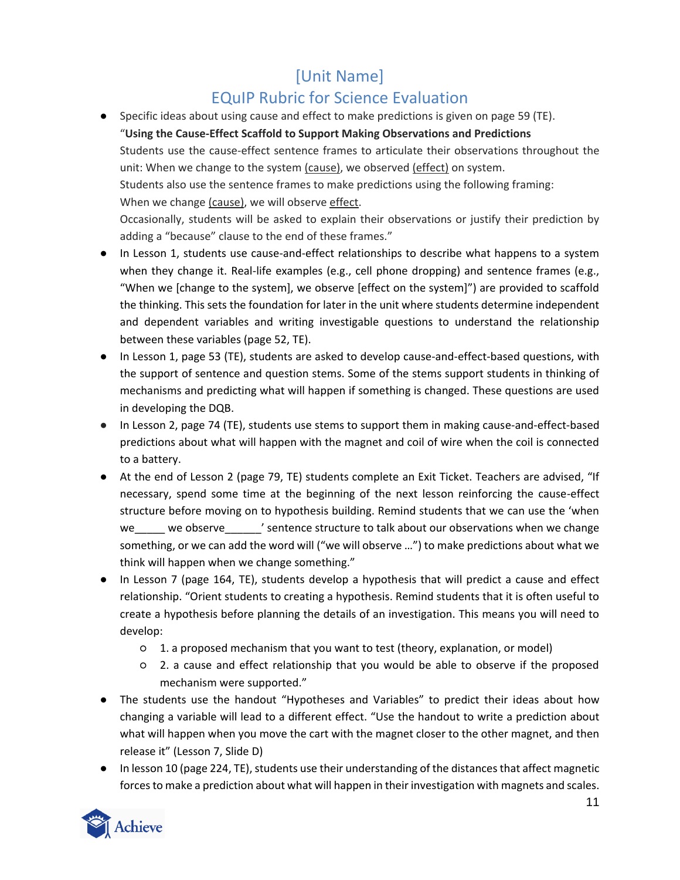# [Unit Name]

# EQuIP Rubric for Science Evaluation

- Specific ideas about using cause and effect to make predictions is given on page 59 (TE).
  "**Using the Cause-Effect Scaffold to Support Making Observations and Predictions**
  Students use the cause-effect sentence frames to articulate their observations throughout the unit: When we change to the system <u>(cause)</u>, we observed <u>(effect)</u> on system.
  Students also use the sentence frames to make predictions using the following framing:
  When we change <u>(cause)</u>, we will observe <u>effect</u>.
  Occasionally, students will be asked to explain their observations or justify their prediction by adding a "because" clause to the end of these frames."
- In Lesson 1, students use cause-and-effect relationships to describe what happens to a system when they change it. Real-life examples (e.g., cell phone dropping) and sentence frames (e.g., "When we [change to the system], we observe [effect on the system]") are provided to scaffold the thinking. This sets the foundation for later in the unit where students determine independent and dependent variables and writing investigable questions to understand the relationship between these variables (page 52, TE).
- In Lesson 1, page 53 (TE), students are asked to develop cause-and-effect-based questions, with the support of sentence and question stems. Some of the stems support students in thinking of mechanisms and predicting what will happen if something is changed. These questions are used in developing the DQB.
- In Lesson 2, page 74 (TE), students use stems to support them in making cause-and-effect-based predictions about what will happen with the magnet and coil of wire when the coil is connected to a battery.
- At the end of Lesson 2 (page 79, TE) students complete an Exit Ticket. Teachers are advised, "If necessary, spend some time at the beginning of the next lesson reinforcing the cause-effect structure before moving on to hypothesis building. Remind students that we can use the 'when we_____ we observe______' sentence structure to talk about our observations when we change something, or we can add the word will ("we will observe …") to make predictions about what we think will happen when we change something."
- In Lesson 7 (page 164, TE), students develop a hypothesis that will predict a cause and effect relationship. "Orient students to creating a hypothesis. Remind students that it is often useful to create a hypothesis before planning the details of an investigation. This means you will need to develop:
  - 1. a proposed mechanism that you want to test (theory, explanation, or model)
  - 2. a cause and effect relationship that you would be able to observe if the proposed mechanism were supported."
- The students use the handout "Hypotheses and Variables" to predict their ideas about how changing a variable will lead to a different effect. "Use the handout to write a prediction about what will happen when you move the cart with the magnet closer to the other magnet, and then release it" (Lesson 7, Slide D)
- In lesson 10 (page 224, TE), students use their understanding of the distances that affect magnetic forces to make a prediction about what will happen in their investigation with magnets and scales.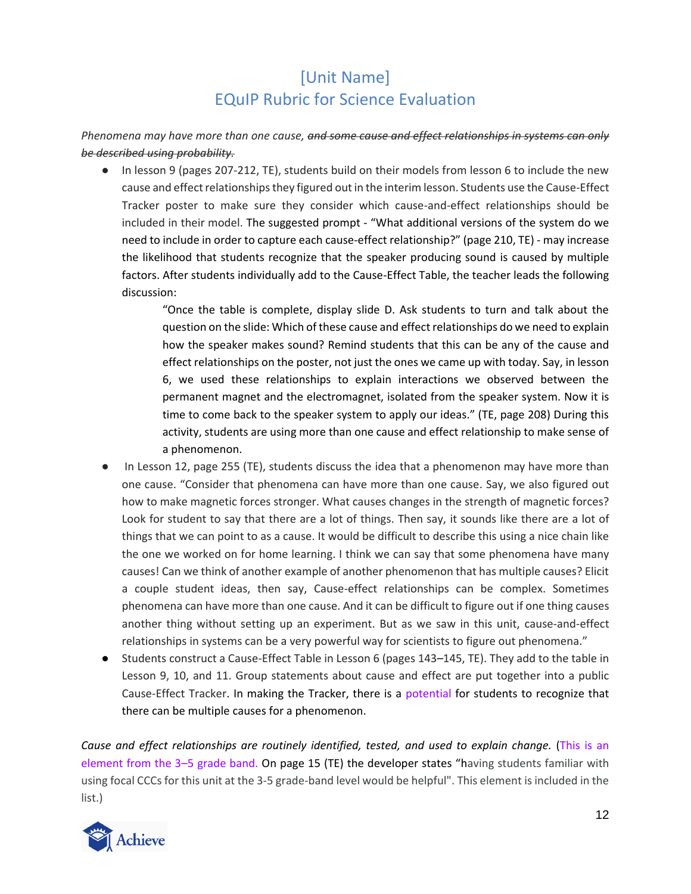# [Unit Name]
# EQuIP Rubric for Science Evaluation

*Phenomena may have more than one cause, ~~and some cause and effect relationships in systems can only be described using probability.~~*

- In lesson 9 (pages 207-212, TE), students build on their models from lesson 6 to include the new cause and effect relationships they figured out in the interim lesson. Students use the Cause-Effect Tracker poster to make sure they consider which cause-and-effect relationships should be included in their model. The suggested prompt - "What additional versions of the system do we need to include in order to capture each cause-effect relationship?" (page 210, TE) - may increase the likelihood that students recognize that the speaker producing sound is caused by multiple factors. After students individually add to the Cause-Effect Table, the teacher leads the following discussion:

  > "Once the table is complete, display slide D. Ask students to turn and talk about the question on the slide: Which of these cause and effect relationships do we need to explain how the speaker makes sound? Remind students that this can be any of the cause and effect relationships on the poster, not just the ones we came up with today. Say, in lesson 6, we used these relationships to explain interactions we observed between the permanent magnet and the electromagnet, isolated from the speaker system. Now it is time to come back to the speaker system to apply our ideas." (TE, page 208) During this activity, students are using more than one cause and effect relationship to make sense of a phenomenon.

- In Lesson 12, page 255 (TE), students discuss the idea that a phenomenon may have more than one cause. "Consider that phenomena can have more than one cause. Say, we also figured out how to make magnetic forces stronger. What causes changes in the strength of magnetic forces? Look for student to say that there are a lot of things. Then say, it sounds like there are a lot of things that we can point to as a cause. It would be difficult to describe this using a nice chain like the one we worked on for home learning. I think we can say that some phenomena have many causes! Can we think of another example of another phenomenon that has multiple causes? Elicit a couple student ideas, then say, Cause-effect relationships can be complex. Sometimes phenomena can have more than one cause. And it can be difficult to figure out if one thing causes another thing without setting up an experiment. But as we saw in this unit, cause-and-effect relationships in systems can be a very powerful way for scientists to figure out phenomena."
- Students construct a Cause-Effect Table in Lesson 6 (pages 143–145, TE). They add to the table in Lesson 9, 10, and 11. Group statements about cause and effect are put together into a public Cause-Effect Tracker. In making the Tracker, there is a potential for students to recognize that there can be multiple causes for a phenomenon.

*Cause and effect relationships are routinely identified, tested, and used to explain change.* (This is an element from the 3–5 grade band. On page 15 (TE) the developer states "having students familiar with using focal CCCs for this unit at the 3-5 grade-band level would be helpful". This element is included in the list.)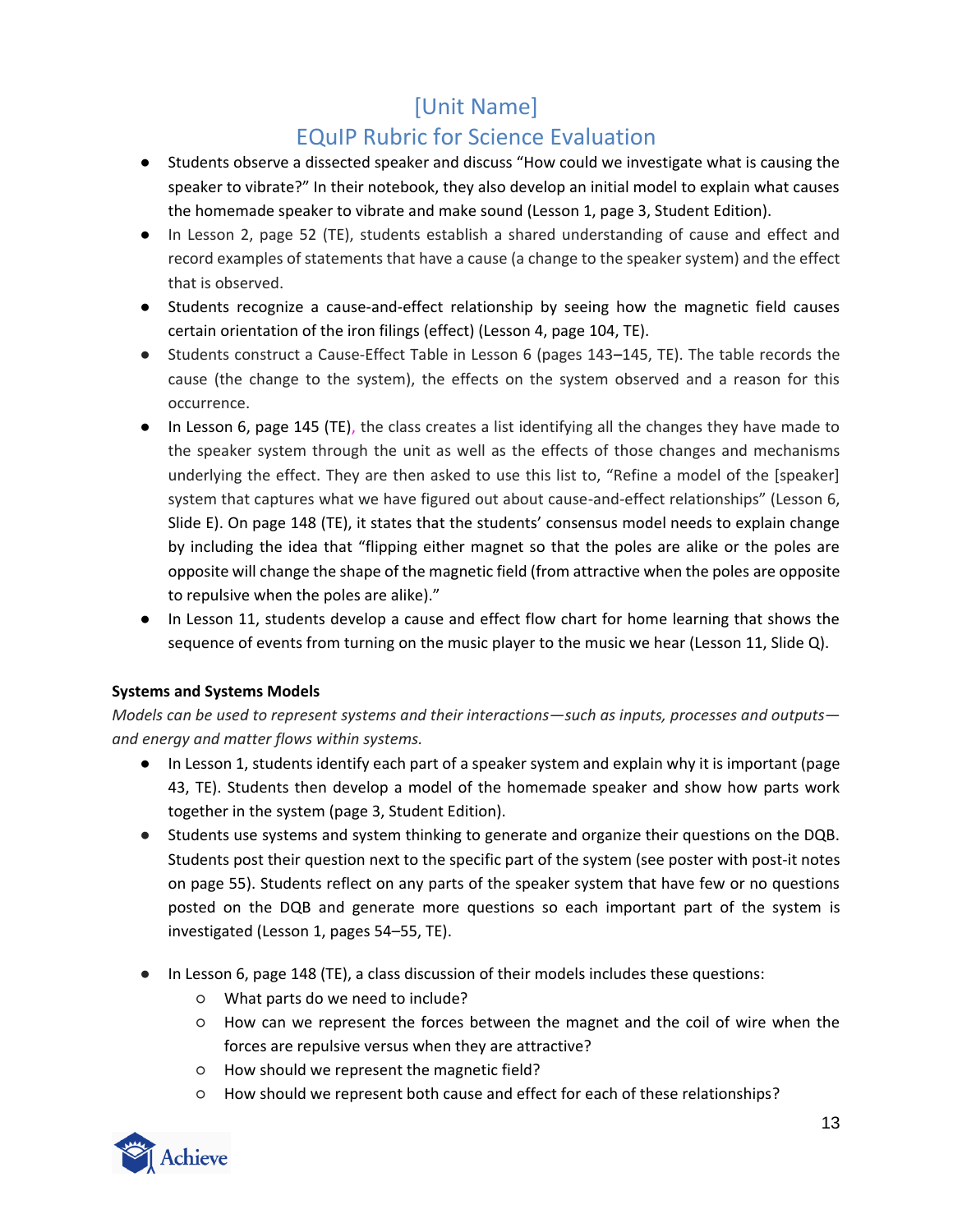- Students observe a dissected speaker and discuss "How could we investigate what is causing the speaker to vibrate?" In their notebook, they also develop an initial model to explain what causes the homemade speaker to vibrate and make sound (Lesson 1, page 3, Student Edition).
- In Lesson 2, page 52 (TE), students establish a shared understanding of cause and effect and record examples of statements that have a cause (a change to the speaker system) and the effect that is observed.
- Students recognize a cause-and-effect relationship by seeing how the magnetic field causes certain orientation of the iron filings (effect) (Lesson 4, page 104, TE).
- Students construct a Cause-Effect Table in Lesson 6 (pages 143–145, TE). The table records the cause (the change to the system), the effects on the system observed and a reason for this occurrence.
- In Lesson 6, page 145 (TE), the class creates a list identifying all the changes they have made to the speaker system through the unit as well as the effects of those changes and mechanisms underlying the effect. They are then asked to use this list to, "Refine a model of the [speaker] system that captures what we have figured out about cause-and-effect relationships" (Lesson 6, Slide E). On page 148 (TE), it states that the students' consensus model needs to explain change by including the idea that "flipping either magnet so that the poles are alike or the poles are opposite will change the shape of the magnetic field (from attractive when the poles are opposite to repulsive when the poles are alike)."
- In Lesson 11, students develop a cause and effect flow chart for home learning that shows the sequence of events from turning on the music player to the music we hear (Lesson 11, Slide Q).

**Systems and Systems Models**

*Models can be used to represent systems and their interactions—such as inputs, processes and outputs—and energy and matter flows within systems.*

- In Lesson 1, students identify each part of a speaker system and explain why it is important (page 43, TE). Students then develop a model of the homemade speaker and show how parts work together in the system (page 3, Student Edition).
- Students use systems and system thinking to generate and organize their questions on the DQB. Students post their question next to the specific part of the system (see poster with post-it notes on page 55). Students reflect on any parts of the speaker system that have few or no questions posted on the DQB and generate more questions so each important part of the system is investigated (Lesson 1, pages 54–55, TE).
- In Lesson 6, page 148 (TE), a class discussion of their models includes these questions:
    - What parts do we need to include?
    - How can we represent the forces between the magnet and the coil of wire when the forces are repulsive versus when they are attractive?
    - How should we represent the magnetic field?
    - How should we represent both cause and effect for each of these relationships?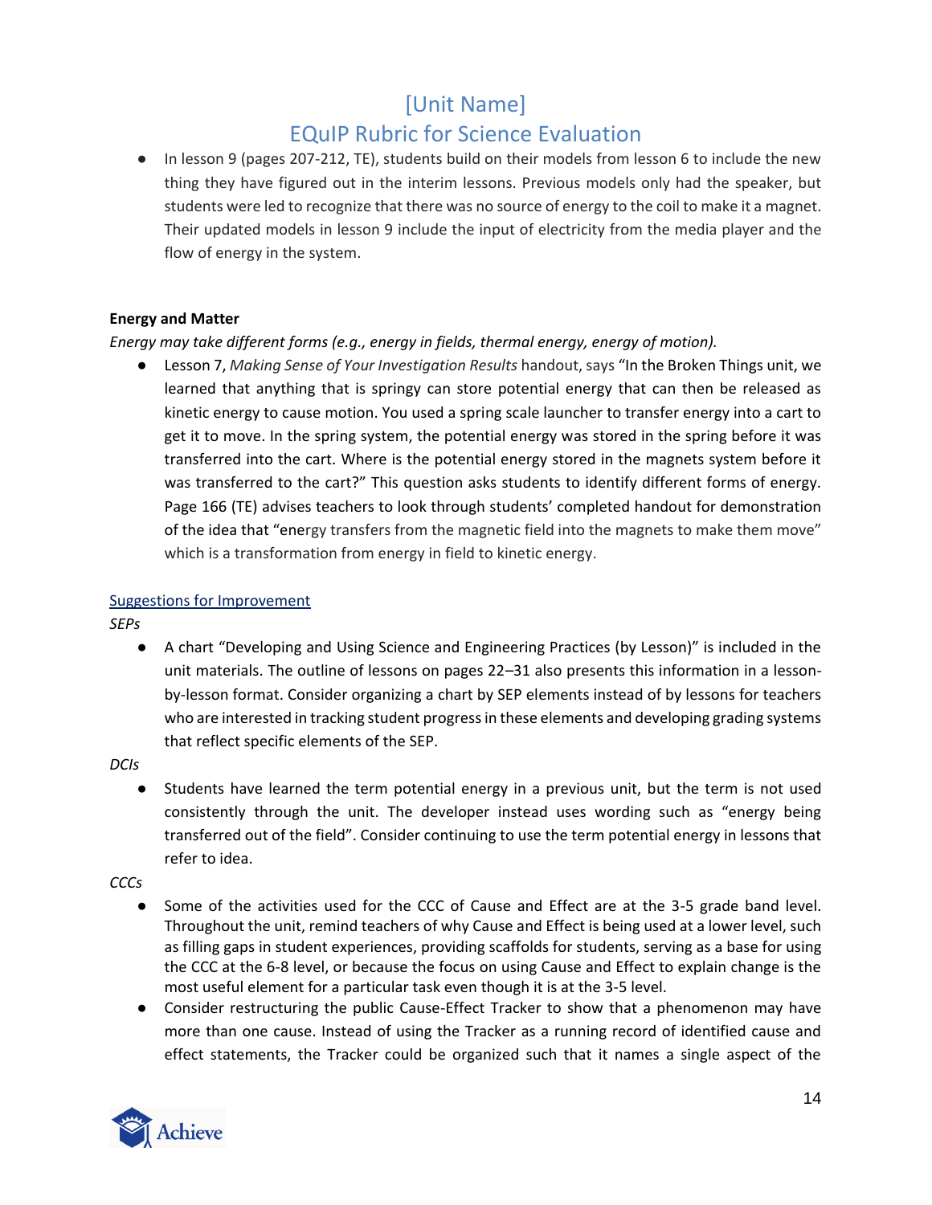- In lesson 9 (pages 207-212, TE), students build on their models from lesson 6 to include the new thing they have figured out in the interim lessons. Previous models only had the speaker, but students were led to recognize that there was no source of energy to the coil to make it a magnet. Their updated models in lesson 9 include the input of electricity from the media player and the flow of energy in the system.

**Energy and Matter**

*Energy may take different forms (e.g., energy in fields, thermal energy, energy of motion).*

- Lesson 7, *Making Sense of Your Investigation Results* handout, says "In the Broken Things unit, we learned that anything that is springy can store potential energy that can then be released as kinetic energy to cause motion. You used a spring scale launcher to transfer energy into a cart to get it to move. In the spring system, the potential energy was stored in the spring before it was transferred into the cart. Where is the potential energy stored in the magnets system before it was transferred to the cart?" This question asks students to identify different forms of energy. Page 166 (TE) advises teachers to look through students' completed handout for demonstration of the idea that "energy transfers from the magnetic field into the magnets to make them move" which is a transformation from energy in field to kinetic energy.

Suggestions for Improvement

*SEPs*

- A chart "Developing and Using Science and Engineering Practices (by Lesson)" is included in the unit materials. The outline of lessons on pages 22–31 also presents this information in a lesson-by-lesson format. Consider organizing a chart by SEP elements instead of by lessons for teachers who are interested in tracking student progress in these elements and developing grading systems that reflect specific elements of the SEP.

*DCIs*

- Students have learned the term potential energy in a previous unit, but the term is not used consistently through the unit. The developer instead uses wording such as "energy being transferred out of the field". Consider continuing to use the term potential energy in lessons that refer to idea.

*CCCs*

- Some of the activities used for the CCC of Cause and Effect are at the 3-5 grade band level. Throughout the unit, remind teachers of why Cause and Effect is being used at a lower level, such as filling gaps in student experiences, providing scaffolds for students, serving as a base for using the CCC at the 6-8 level, or because the focus on using Cause and Effect to explain change is the most useful element for a particular task even though it is at the 3-5 level.
- Consider restructuring the public Cause-Effect Tracker to show that a phenomenon may have more than one cause. Instead of using the Tracker as a running record of identified cause and effect statements, the Tracker could be organized such that it names a single aspect of the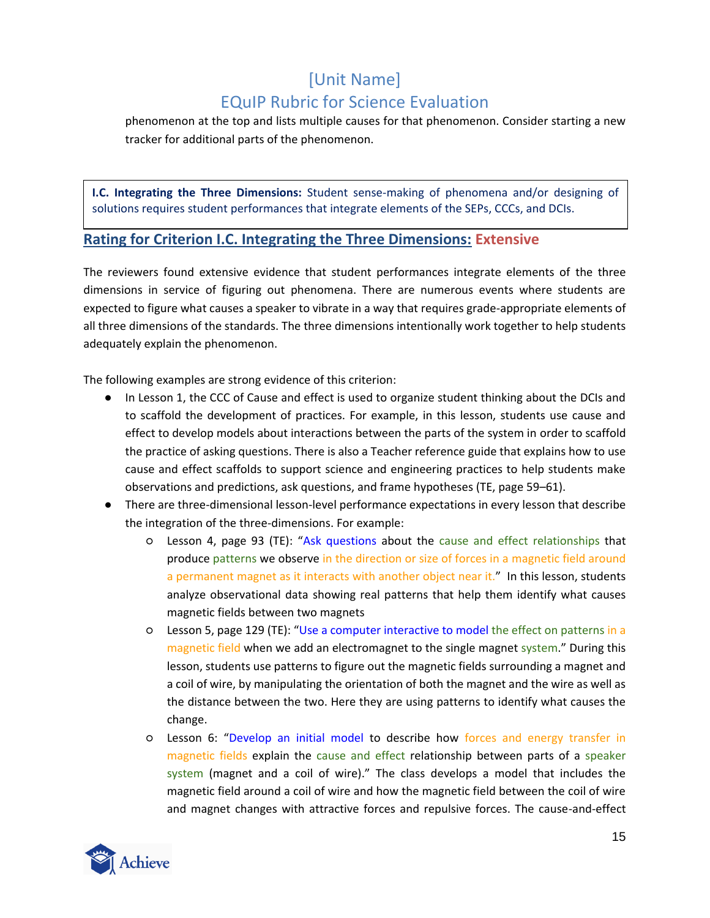phenomenon at the top and lists multiple causes for that phenomenon. Consider starting a new tracker for additional parts of the phenomenon.

> **I.C. Integrating the Three Dimensions:** Student sense-making of phenomena and/or designing of solutions requires student performances that integrate elements of the SEPs, CCCs, and DCIs.

## Rating for Criterion I.C. Integrating the Three Dimensions: Extensive

The reviewers found extensive evidence that student performances integrate elements of the three dimensions in service of figuring out phenomena. There are numerous events where students are expected to figure what causes a speaker to vibrate in a way that requires grade-appropriate elements of all three dimensions of the standards. The three dimensions intentionally work together to help students adequately explain the phenomenon.

The following examples are strong evidence of this criterion:

- In Lesson 1, the CCC of Cause and effect is used to organize student thinking about the DCIs and to scaffold the development of practices. For example, in this lesson, students use cause and effect to develop models about interactions between the parts of the system in order to scaffold the practice of asking questions. There is also a Teacher reference guide that explains how to use cause and effect scaffolds to support science and engineering practices to help students make observations and predictions, ask questions, and frame hypotheses (TE, page 59–61).
- There are three-dimensional lesson-level performance expectations in every lesson that describe the integration of the three-dimensions. For example:
  - Lesson 4, page 93 (TE): "Ask questions about the cause and effect relationships that produce patterns we observe in the direction or size of forces in a magnetic field around a permanent magnet as it interacts with another object near it." In this lesson, students analyze observational data showing real patterns that help them identify what causes magnetic fields between two magnets
  - Lesson 5, page 129 (TE): "Use a computer interactive to model the effect on patterns in a magnetic field when we add an electromagnet to the single magnet system." During this lesson, students use patterns to figure out the magnetic fields surrounding a magnet and a coil of wire, by manipulating the orientation of both the magnet and the wire as well as the distance between the two. Here they are using patterns to identify what causes the change.
  - Lesson 6: "Develop an initial model to describe how forces and energy transfer in magnetic fields explain the cause and effect relationship between parts of a speaker system (magnet and a coil of wire)." The class develops a model that includes the magnetic field around a coil of wire and how the magnetic field between the coil of wire and magnet changes with attractive forces and repulsive forces. The cause-and-effect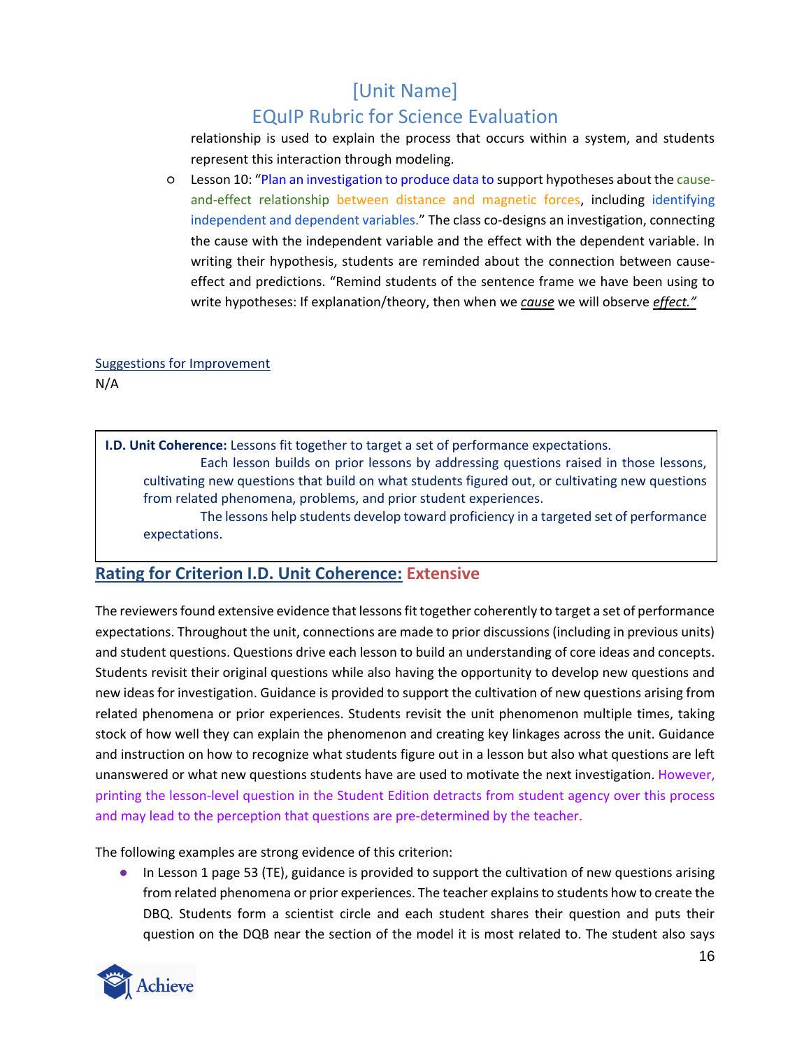relationship is used to explain the process that occurs within a system, and students represent this interaction through modeling.

- Lesson 10: "Plan an investigation to produce data to support hypotheses about the cause-and-effect relationship between distance and magnetic forces, including identifying independent and dependent variables." The class co-designs an investigation, connecting the cause with the independent variable and the effect with the dependent variable. In writing their hypothesis, students are reminded about the connection between cause-effect and predictions. "Remind students of the sentence frame we have been using to write hypotheses: If explanation/theory, then when we *cause* we will observe *effect."*

Suggestions for Improvement

N/A

**I.D. Unit Coherence:** Lessons fit together to target a set of performance expectations.

- Each lesson builds on prior lessons by addressing questions raised in those lessons, cultivating new questions that build on what students figured out, or cultivating new questions from related phenomena, problems, and prior student experiences.
- The lessons help students develop toward proficiency in a targeted set of performance expectations.

## Rating for Criterion I.D. Unit Coherence: Extensive

The reviewers found extensive evidence that lessons fit together coherently to target a set of performance expectations. Throughout the unit, connections are made to prior discussions (including in previous units) and student questions. Questions drive each lesson to build an understanding of core ideas and concepts. Students revisit their original questions while also having the opportunity to develop new questions and new ideas for investigation. Guidance is provided to support the cultivation of new questions arising from related phenomena or prior experiences. Students revisit the unit phenomenon multiple times, taking stock of how well they can explain the phenomenon and creating key linkages across the unit. Guidance and instruction on how to recognize what students figure out in a lesson but also what questions are left unanswered or what new questions students have are used to motivate the next investigation. However, printing the lesson-level question in the Student Edition detracts from student agency over this process and may lead to the perception that questions are pre-determined by the teacher.

The following examples are strong evidence of this criterion:

- In Lesson 1 page 53 (TE), guidance is provided to support the cultivation of new questions arising from related phenomena or prior experiences. The teacher explains to students how to create the DBQ. Students form a scientist circle and each student shares their question and puts their question on the DQB near the section of the model it is most related to. The student also says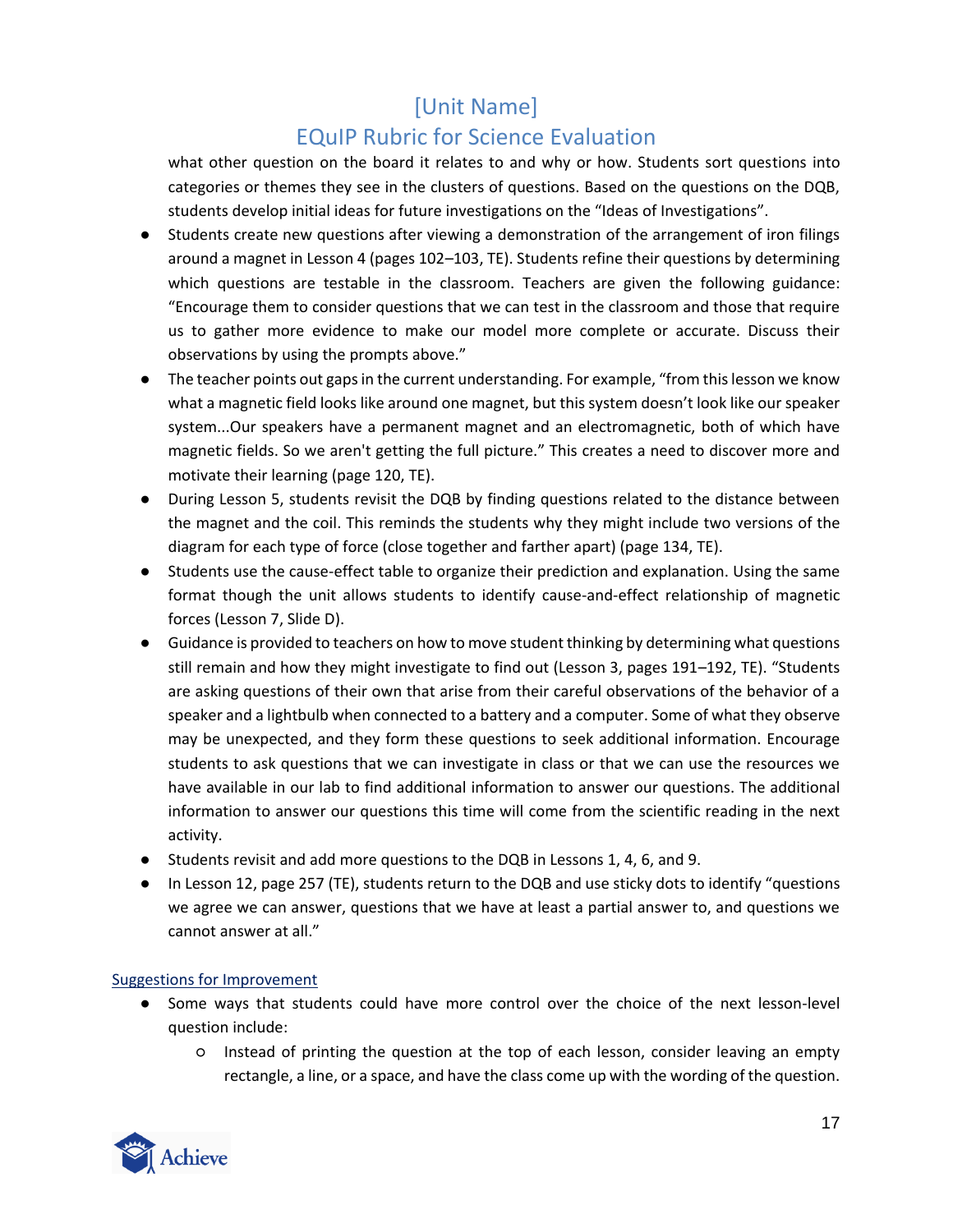what other question on the board it relates to and why or how. Students sort questions into categories or themes they see in the clusters of questions. Based on the questions on the DQB, students develop initial ideas for future investigations on the "Ideas of Investigations".

- Students create new questions after viewing a demonstration of the arrangement of iron filings around a magnet in Lesson 4 (pages 102–103, TE). Students refine their questions by determining which questions are testable in the classroom. Teachers are given the following guidance: "Encourage them to consider questions that we can test in the classroom and those that require us to gather more evidence to make our model more complete or accurate. Discuss their observations by using the prompts above."
- The teacher points out gaps in the current understanding. For example, "from this lesson we know what a magnetic field looks like around one magnet, but this system doesn't look like our speaker system...Our speakers have a permanent magnet and an electromagnetic, both of which have magnetic fields. So we aren't getting the full picture." This creates a need to discover more and motivate their learning (page 120, TE).
- During Lesson 5, students revisit the DQB by finding questions related to the distance between the magnet and the coil. This reminds the students why they might include two versions of the diagram for each type of force (close together and farther apart) (page 134, TE).
- Students use the cause-effect table to organize their prediction and explanation. Using the same format though the unit allows students to identify cause-and-effect relationship of magnetic forces (Lesson 7, Slide D).
- Guidance is provided to teachers on how to move student thinking by determining what questions still remain and how they might investigate to find out (Lesson 3, pages 191–192, TE). "Students are asking questions of their own that arise from their careful observations of the behavior of a speaker and a lightbulb when connected to a battery and a computer. Some of what they observe may be unexpected, and they form these questions to seek additional information. Encourage students to ask questions that we can investigate in class or that we can use the resources we have available in our lab to find additional information to answer our questions. The additional information to answer our questions this time will come from the scientific reading in the next activity.
- Students revisit and add more questions to the DQB in Lessons 1, 4, 6, and 9.
- In Lesson 12, page 257 (TE), students return to the DQB and use sticky dots to identify "questions we agree we can answer, questions that we have at least a partial answer to, and questions we cannot answer at all."

Suggestions for Improvement

- Some ways that students could have more control over the choice of the next lesson-level question include:
  - Instead of printing the question at the top of each lesson, consider leaving an empty rectangle, a line, or a space, and have the class come up with the wording of the question.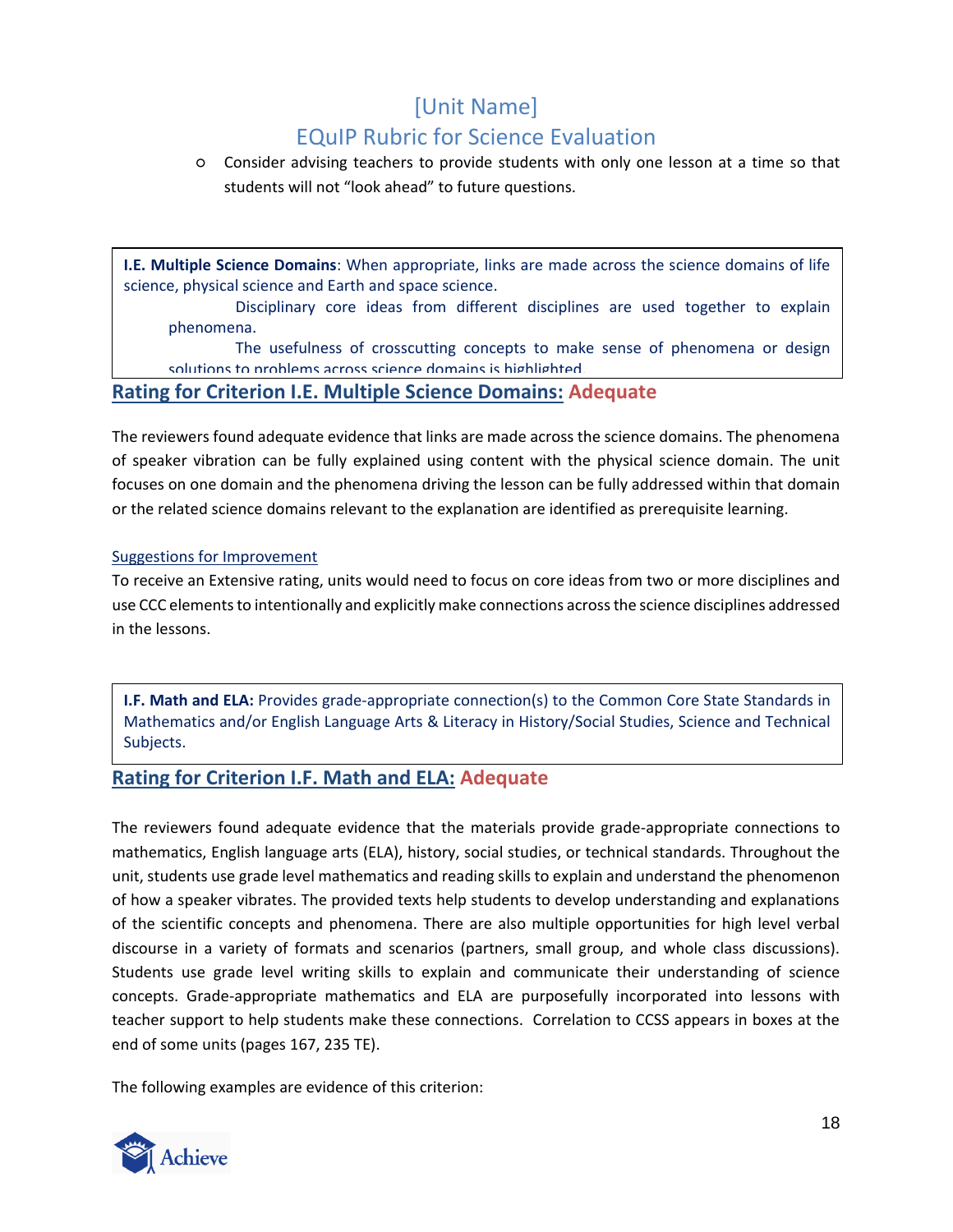- Consider advising teachers to provide students with only one lesson at a time so that students will not "look ahead" to future questions.

**I.E. Multiple Science Domains**: When appropriate, links are made across the science domains of life science, physical science and Earth and space science.

- Disciplinary core ideas from different disciplines are used together to explain phenomena.
- The usefulness of crosscutting concepts to make sense of phenomena or design solutions to problems across science domains is highlighted.

## Rating for Criterion I.E. Multiple Science Domains: Adequate

The reviewers found adequate evidence that links are made across the science domains. The phenomena of speaker vibration can be fully explained using content with the physical science domain. The unit focuses on one domain and the phenomena driving the lesson can be fully addressed within that domain or the related science domains relevant to the explanation are identified as prerequisite learning.

Suggestions for Improvement

To receive an Extensive rating, units would need to focus on core ideas from two or more disciplines and use CCC elements to intentionally and explicitly make connections across the science disciplines addressed in the lessons.

**I.F. Math and ELA:** Provides grade-appropriate connection(s) to the Common Core State Standards in Mathematics and/or English Language Arts & Literacy in History/Social Studies, Science and Technical Subjects.

## Rating for Criterion I.F. Math and ELA: Adequate

The reviewers found adequate evidence that the materials provide grade-appropriate connections to mathematics, English language arts (ELA), history, social studies, or technical standards. Throughout the unit, students use grade level mathematics and reading skills to explain and understand the phenomenon of how a speaker vibrates. The provided texts help students to develop understanding and explanations of the scientific concepts and phenomena. There are also multiple opportunities for high level verbal discourse in a variety of formats and scenarios (partners, small group, and whole class discussions). Students use grade level writing skills to explain and communicate their understanding of science concepts. Grade-appropriate mathematics and ELA are purposefully incorporated into lessons with teacher support to help students make these connections. Correlation to CCSS appears in boxes at the end of some units (pages 167, 235 TE).

The following examples are evidence of this criterion: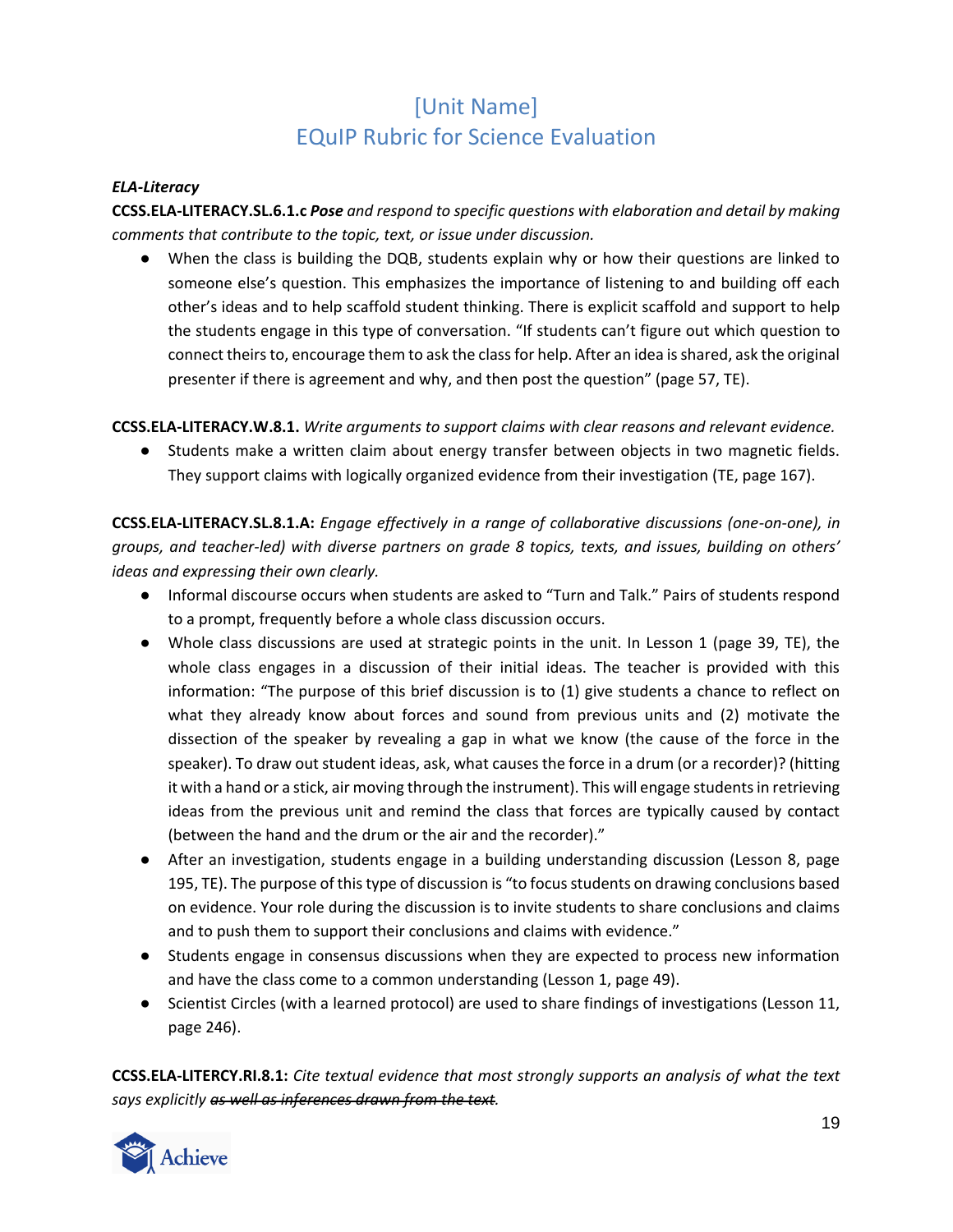# [Unit Name]
# EQuIP Rubric for Science Evaluation

***ELA-Literacy***

**CCSS.ELA-LITERACY.SL.6.1.c** ***Pose*** *and respond to specific questions with elaboration and detail by making comments that contribute to the topic, text, or issue under discussion.*

- When the class is building the DQB, students explain why or how their questions are linked to someone else's question. This emphasizes the importance of listening to and building off each other's ideas and to help scaffold student thinking. There is explicit scaffold and support to help the students engage in this type of conversation. "If students can't figure out which question to connect theirs to, encourage them to ask the class for help. After an idea is shared, ask the original presenter if there is agreement and why, and then post the question" (page 57, TE).

**CCSS.ELA-LITERACY.W.8.1.** *Write arguments to support claims with clear reasons and relevant evidence.*

- Students make a written claim about energy transfer between objects in two magnetic fields. They support claims with logically organized evidence from their investigation (TE, page 167).

**CCSS.ELA-LITERACY.SL.8.1.A:** *Engage effectively in a range of collaborative discussions (one-on-one), in groups, and teacher-led) with diverse partners on grade 8 topics, texts, and issues, building on others' ideas and expressing their own clearly.*

- Informal discourse occurs when students are asked to "Turn and Talk." Pairs of students respond to a prompt, frequently before a whole class discussion occurs.
- Whole class discussions are used at strategic points in the unit. In Lesson 1 (page 39, TE), the whole class engages in a discussion of their initial ideas. The teacher is provided with this information: "The purpose of this brief discussion is to (1) give students a chance to reflect on what they already know about forces and sound from previous units and (2) motivate the dissection of the speaker by revealing a gap in what we know (the cause of the force in the speaker). To draw out student ideas, ask, what causes the force in a drum (or a recorder)? (hitting it with a hand or a stick, air moving through the instrument). This will engage students in retrieving ideas from the previous unit and remind the class that forces are typically caused by contact (between the hand and the drum or the air and the recorder)."
- After an investigation, students engage in a building understanding discussion (Lesson 8, page 195, TE). The purpose of this type of discussion is "to focus students on drawing conclusions based on evidence. Your role during the discussion is to invite students to share conclusions and claims and to push them to support their conclusions and claims with evidence."
- Students engage in consensus discussions when they are expected to process new information and have the class come to a common understanding (Lesson 1, page 49).
- Scientist Circles (with a learned protocol) are used to share findings of investigations (Lesson 11, page 246).

**CCSS.ELA-LITERCY.RI.8.1:** *Cite textual evidence that most strongly supports an analysis of what the text says explicitly ~~as well as inferences drawn from the text~~.*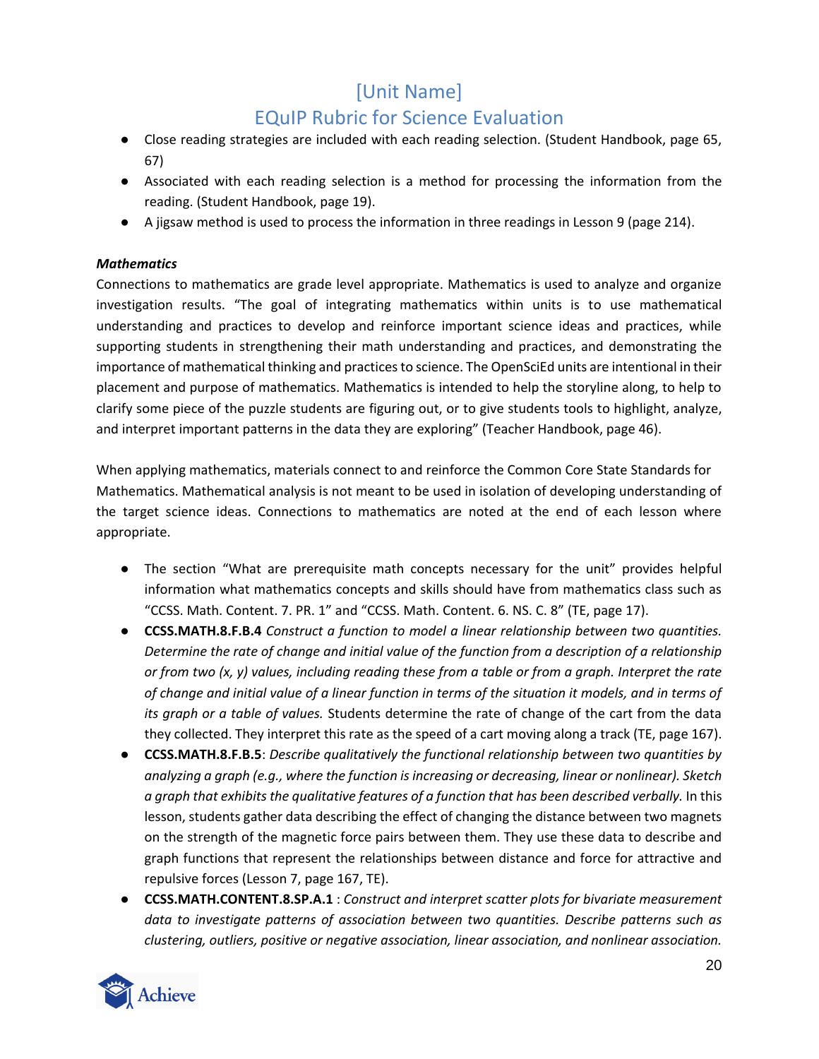- Close reading strategies are included with each reading selection. (Student Handbook, page 65, 67)
- Associated with each reading selection is a method for processing the information from the reading. (Student Handbook, page 19).
- A jigsaw method is used to process the information in three readings in Lesson 9 (page 214).

***Mathematics***

Connections to mathematics are grade level appropriate. Mathematics is used to analyze and organize investigation results. "The goal of integrating mathematics within units is to use mathematical understanding and practices to develop and reinforce important science ideas and practices, while supporting students in strengthening their math understanding and practices, and demonstrating the importance of mathematical thinking and practices to science. The OpenSciEd units are intentional in their placement and purpose of mathematics. Mathematics is intended to help the storyline along, to help to clarify some piece of the puzzle students are figuring out, or to give students tools to highlight, analyze, and interpret important patterns in the data they are exploring" (Teacher Handbook, page 46).

When applying mathematics, materials connect to and reinforce the Common Core State Standards for Mathematics. Mathematical analysis is not meant to be used in isolation of developing understanding of the target science ideas. Connections to mathematics are noted at the end of each lesson where appropriate.

- The section "What are prerequisite math concepts necessary for the unit" provides helpful information what mathematics concepts and skills should have from mathematics class such as "CCSS. Math. Content. 7. PR. 1" and "CCSS. Math. Content. 6. NS. C. 8" (TE, page 17).
- **CCSS.MATH.8.F.B.4** *Construct a function to model a linear relationship between two quantities. Determine the rate of change and initial value of the function from a description of a relationship or from two (x, y) values, including reading these from a table or from a graph. Interpret the rate of change and initial value of a linear function in terms of the situation it models, and in terms of its graph or a table of values.* Students determine the rate of change of the cart from the data they collected. They interpret this rate as the speed of a cart moving along a track (TE, page 167).
- **CCSS.MATH.8.F.B.5**: *Describe qualitatively the functional relationship between two quantities by analyzing a graph (e.g., where the function is increasing or decreasing, linear or nonlinear). Sketch a graph that exhibits the qualitative features of a function that has been described verbally.* In this lesson, students gather data describing the effect of changing the distance between two magnets on the strength of the magnetic force pairs between them. They use these data to describe and graph functions that represent the relationships between distance and force for attractive and repulsive forces (Lesson 7, page 167, TE).
- **CCSS.MATH.CONTENT.8.SP.A.1** : *Construct and interpret scatter plots for bivariate measurement data to investigate patterns of association between two quantities. Describe patterns such as clustering, outliers, positive or negative association, linear association, and nonlinear association.*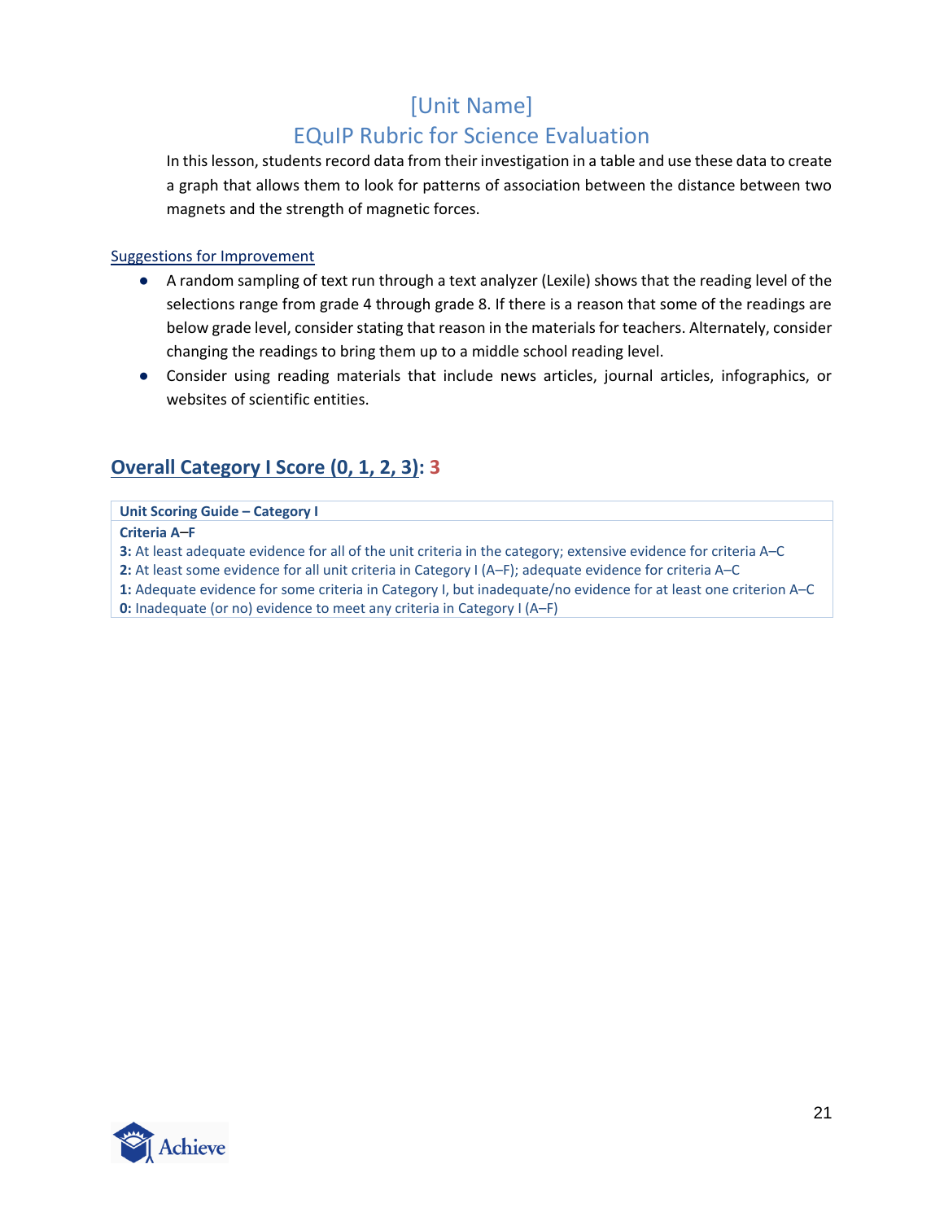In this lesson, students record data from their investigation in a table and use these data to create a graph that allows them to look for patterns of association between the distance between two magnets and the strength of magnetic forces.

Suggestions for Improvement

- A random sampling of text run through a text analyzer (Lexile) shows that the reading level of the selections range from grade 4 through grade 8. If there is a reason that some of the readings are below grade level, consider stating that reason in the materials for teachers. Alternately, consider changing the readings to bring them up to a middle school reading level.
- Consider using reading materials that include news articles, journal articles, infographics, or websites of scientific entities.

## Overall Category I Score (0, 1, 2, 3): 3

| Unit Scoring Guide – Category I |
| --- |
| **Criteria A–F** |
| **3:** At least adequate evidence for all of the unit criteria in the category; extensive evidence for criteria A–C |
| **2:** At least some evidence for all unit criteria in Category I (A–F); adequate evidence for criteria A–C |
| **1:** Adequate evidence for some criteria in Category I, but inadequate/no evidence for at least one criterion A–C |
| **0:** Inadequate (or no) evidence to meet any criteria in Category I (A–F) |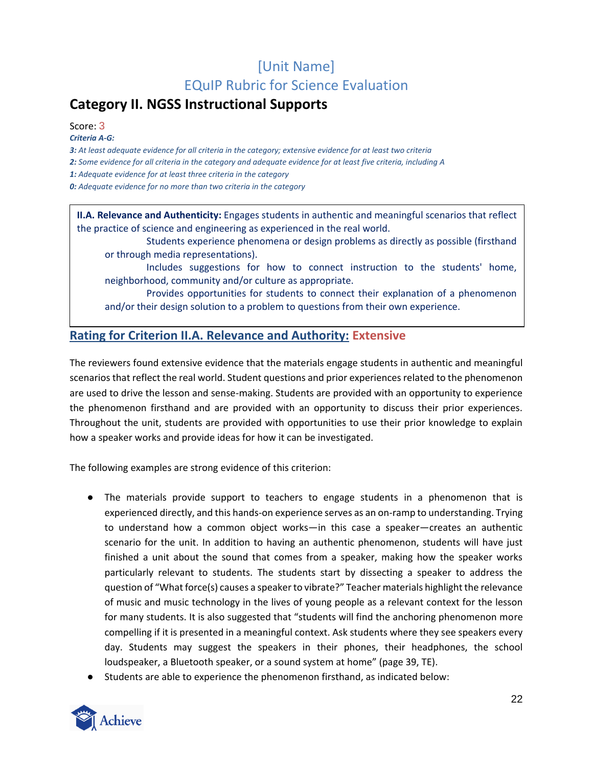# [Unit Name]
# EQuIP Rubric for Science Evaluation

## Category II. NGSS Instructional Supports

Score: 3

***Criteria A-G:***

***3:** At least adequate evidence for all criteria in the category; extensive evidence for at least two criteria*

***2:** Some evidence for all criteria in the category and adequate evidence for at least five criteria, including A*

***1:** Adequate evidence for at least three criteria in the category*

***0:** Adequate evidence for no more than two criteria in the category*

> **II.A. Relevance and Authenticity:** Engages students in authentic and meaningful scenarios that reflect the practice of science and engineering as experienced in the real world.
>
> Students experience phenomena or design problems as directly as possible (firsthand or through media representations).
>
> Includes suggestions for how to connect instruction to the students' home, neighborhood, community and/or culture as appropriate.
>
> Provides opportunities for students to connect their explanation of a phenomenon and/or their design solution to a problem to questions from their own experience.

### Rating for Criterion II.A. Relevance and Authority: Extensive

The reviewers found extensive evidence that the materials engage students in authentic and meaningful scenarios that reflect the real world. Student questions and prior experiences related to the phenomenon are used to drive the lesson and sense-making. Students are provided with an opportunity to experience the phenomenon firsthand and are provided with an opportunity to discuss their prior experiences. Throughout the unit, students are provided with opportunities to use their prior knowledge to explain how a speaker works and provide ideas for how it can be investigated.

The following examples are strong evidence of this criterion:

- The materials provide support to teachers to engage students in a phenomenon that is experienced directly, and this hands-on experience serves as an on-ramp to understanding. Trying to understand how a common object works—in this case a speaker—creates an authentic scenario for the unit. In addition to having an authentic phenomenon, students will have just finished a unit about the sound that comes from a speaker, making how the speaker works particularly relevant to students. The students start by dissecting a speaker to address the question of "What force(s) causes a speaker to vibrate?" Teacher materials highlight the relevance of music and music technology in the lives of young people as a relevant context for the lesson for many students. It is also suggested that "students will find the anchoring phenomenon more compelling if it is presented in a meaningful context. Ask students where they see speakers every day. Students may suggest the speakers in their phones, their headphones, the school loudspeaker, a Bluetooth speaker, or a sound system at home" (page 39, TE).
- Students are able to experience the phenomenon firsthand, as indicated below: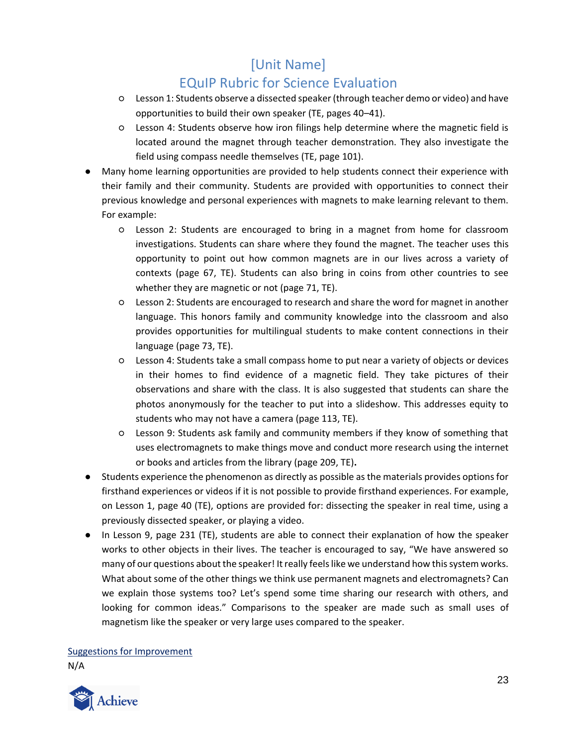- Lesson 1: Students observe a dissected speaker (through teacher demo or video) and have opportunities to build their own speaker (TE, pages 40–41).
    - Lesson 4: Students observe how iron filings help determine where the magnetic field is located around the magnet through teacher demonstration. They also investigate the field using compass needle themselves (TE, page 101).
- Many home learning opportunities are provided to help students connect their experience with their family and their community. Students are provided with opportunities to connect their previous knowledge and personal experiences with magnets to make learning relevant to them. For example:
    - Lesson 2: Students are encouraged to bring in a magnet from home for classroom investigations. Students can share where they found the magnet. The teacher uses this opportunity to point out how common magnets are in our lives across a variety of contexts (page 67, TE). Students can also bring in coins from other countries to see whether they are magnetic or not (page 71, TE).
    - Lesson 2: Students are encouraged to research and share the word for magnet in another language. This honors family and community knowledge into the classroom and also provides opportunities for multilingual students to make content connections in their language (page 73, TE).
    - Lesson 4: Students take a small compass home to put near a variety of objects or devices in their homes to find evidence of a magnetic field. They take pictures of their observations and share with the class. It is also suggested that students can share the photos anonymously for the teacher to put into a slideshow. This addresses equity to students who may not have a camera (page 113, TE).
    - Lesson 9: Students ask family and community members if they know of something that uses electromagnets to make things move and conduct more research using the internet or books and articles from the library (page 209, TE).
- Students experience the phenomenon as directly as possible as the materials provides options for firsthand experiences or videos if it is not possible to provide firsthand experiences. For example, on Lesson 1, page 40 (TE), options are provided for: dissecting the speaker in real time, using a previously dissected speaker, or playing a video.
- In Lesson 9, page 231 (TE), students are able to connect their explanation of how the speaker works to other objects in their lives. The teacher is encouraged to say, "We have answered so many of our questions about the speaker! It really feels like we understand how this system works. What about some of the other things we think use permanent magnets and electromagnets? Can we explain those systems too? Let's spend some time sharing our research with others, and looking for common ideas." Comparisons to the speaker are made such as small uses of magnetism like the speaker or very large uses compared to the speaker.

Suggestions for Improvement

N/A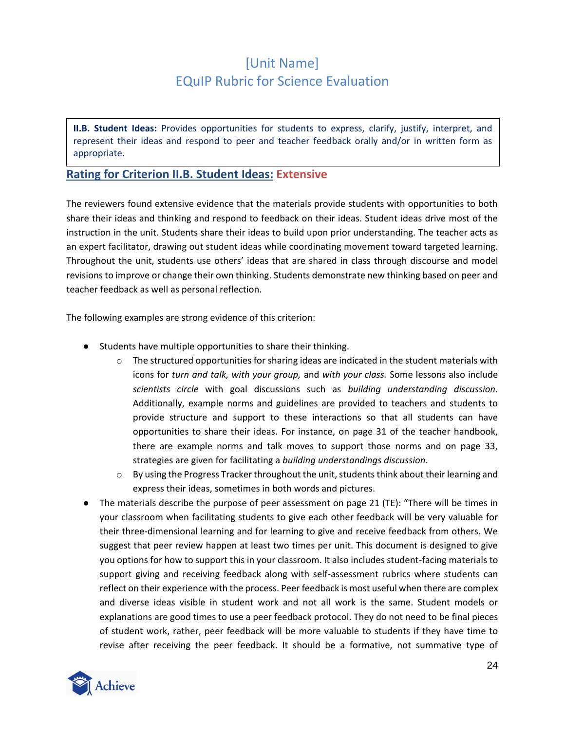# [Unit Name]
# EQuIP Rubric for Science Evaluation

**II.B. Student Ideas:** Provides opportunities for students to express, clarify, justify, interpret, and represent their ideas and respond to peer and teacher feedback orally and/or in written form as appropriate.

## Rating for Criterion II.B. Student Ideas: Extensive

The reviewers found extensive evidence that the materials provide students with opportunities to both share their ideas and thinking and respond to feedback on their ideas. Student ideas drive most of the instruction in the unit. Students share their ideas to build upon prior understanding. The teacher acts as an expert facilitator, drawing out student ideas while coordinating movement toward targeted learning. Throughout the unit, students use others' ideas that are shared in class through discourse and model revisions to improve or change their own thinking. Students demonstrate new thinking based on peer and teacher feedback as well as personal reflection.

The following examples are strong evidence of this criterion:

- Students have multiple opportunities to share their thinking.
  - The structured opportunities for sharing ideas are indicated in the student materials with icons for *turn and talk, with your group,* and *with your class.* Some lessons also include *scientists circle* with goal discussions such as *building understanding discussion.* Additionally, example norms and guidelines are provided to teachers and students to provide structure and support to these interactions so that all students can have opportunities to share their ideas. For instance, on page 31 of the teacher handbook, there are example norms and talk moves to support those norms and on page 33, strategies are given for facilitating a *building understandings discussion*.
  - By using the Progress Tracker throughout the unit, students think about their learning and express their ideas, sometimes in both words and pictures.
- The materials describe the purpose of peer assessment on page 21 (TE): "There will be times in your classroom when facilitating students to give each other feedback will be very valuable for their three-dimensional learning and for learning to give and receive feedback from others. We suggest that peer review happen at least two times per unit. This document is designed to give you options for how to support this in your classroom. It also includes student-facing materials to support giving and receiving feedback along with self-assessment rubrics where students can reflect on their experience with the process. Peer feedback is most useful when there are complex and diverse ideas visible in student work and not all work is the same. Student models or explanations are good times to use a peer feedback protocol. They do not need to be final pieces of student work, rather, peer feedback will be more valuable to students if they have time to revise after receiving the peer feedback. It should be a formative, not summative type of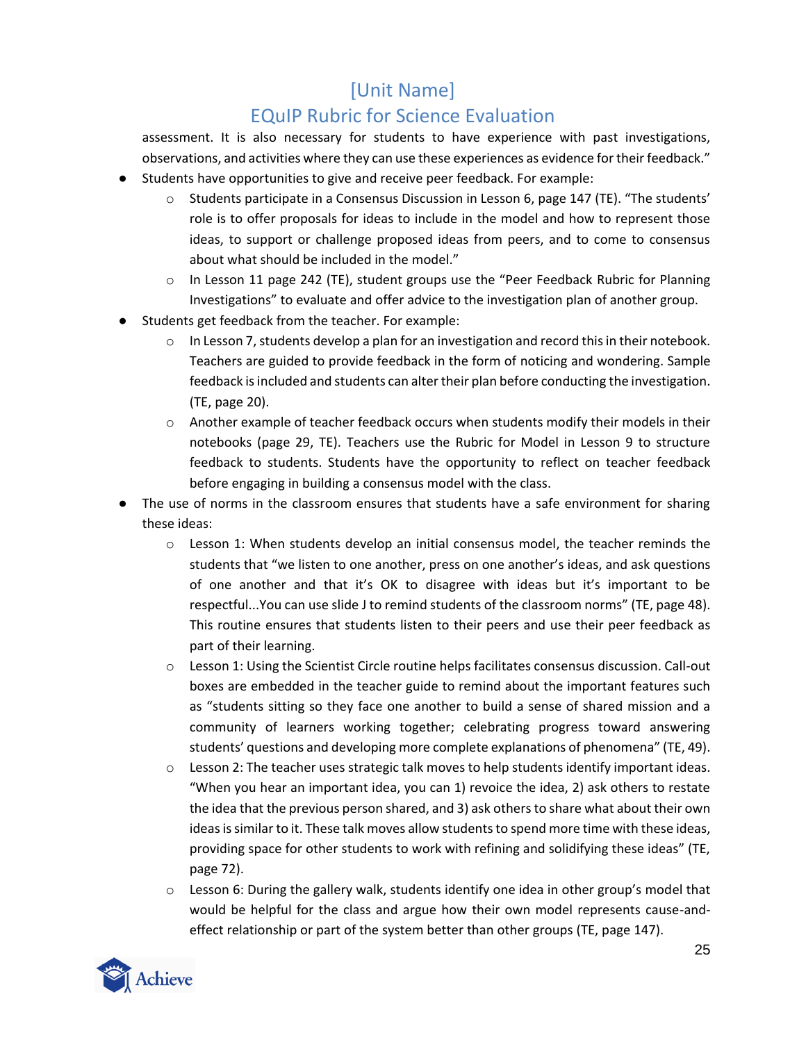assessment. It is also necessary for students to have experience with past investigations, observations, and activities where they can use these experiences as evidence for their feedback."

- Students have opportunities to give and receive peer feedback. For example:
  - Students participate in a Consensus Discussion in Lesson 6, page 147 (TE). "The students' role is to offer proposals for ideas to include in the model and how to represent those ideas, to support or challenge proposed ideas from peers, and to come to consensus about what should be included in the model."
  - In Lesson 11 page 242 (TE), student groups use the "Peer Feedback Rubric for Planning Investigations" to evaluate and offer advice to the investigation plan of another group.
- Students get feedback from the teacher. For example:
  - In Lesson 7, students develop a plan for an investigation and record this in their notebook. Teachers are guided to provide feedback in the form of noticing and wondering. Sample feedback is included and students can alter their plan before conducting the investigation. (TE, page 20).
  - Another example of teacher feedback occurs when students modify their models in their notebooks (page 29, TE). Teachers use the Rubric for Model in Lesson 9 to structure feedback to students. Students have the opportunity to reflect on teacher feedback before engaging in building a consensus model with the class.
- The use of norms in the classroom ensures that students have a safe environment for sharing these ideas:
  - Lesson 1: When students develop an initial consensus model, the teacher reminds the students that "we listen to one another, press on one another's ideas, and ask questions of one another and that it's OK to disagree with ideas but it's important to be respectful...You can use slide J to remind students of the classroom norms" (TE, page 48). This routine ensures that students listen to their peers and use their peer feedback as part of their learning.
  - Lesson 1: Using the Scientist Circle routine helps facilitates consensus discussion. Call-out boxes are embedded in the teacher guide to remind about the important features such as "students sitting so they face one another to build a sense of shared mission and a community of learners working together; celebrating progress toward answering students' questions and developing more complete explanations of phenomena" (TE, 49).
  - Lesson 2: The teacher uses strategic talk moves to help students identify important ideas. "When you hear an important idea, you can 1) revoice the idea, 2) ask others to restate the idea that the previous person shared, and 3) ask others to share what about their own ideas is similar to it. These talk moves allow students to spend more time with these ideas, providing space for other students to work with refining and solidifying these ideas" (TE, page 72).
  - Lesson 6: During the gallery walk, students identify one idea in other group's model that would be helpful for the class and argue how their own model represents cause-and-effect relationship or part of the system better than other groups (TE, page 147).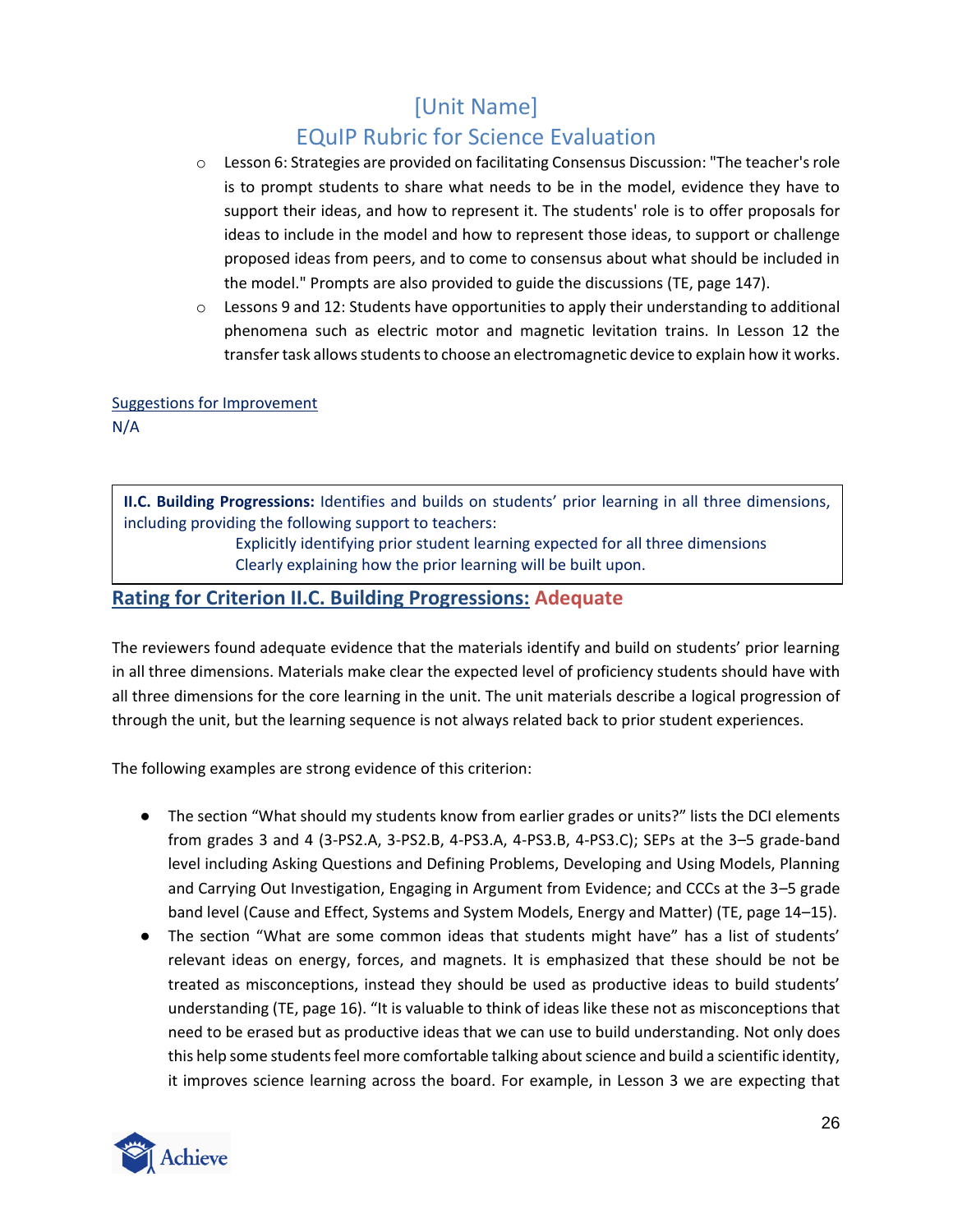- Lesson 6: Strategies are provided on facilitating Consensus Discussion: "The teacher's role is to prompt students to share what needs to be in the model, evidence they have to support their ideas, and how to represent it. The students' role is to offer proposals for ideas to include in the model and how to represent those ideas, to support or challenge proposed ideas from peers, and to come to consensus about what should be included in the model." Prompts are also provided to guide the discussions (TE, page 147).
- Lessons 9 and 12: Students have opportunities to apply their understanding to additional phenomena such as electric motor and magnetic levitation trains. In Lesson 12 the transfer task allows students to choose an electromagnetic device to explain how it works.

Suggestions for Improvement

N/A

**II.C. Building Progressions:** Identifies and builds on students' prior learning in all three dimensions, including providing the following support to teachers:

Explicitly identifying prior student learning expected for all three dimensions

Clearly explaining how the prior learning will be built upon.

## Rating for Criterion II.C. Building Progressions: Adequate

The reviewers found adequate evidence that the materials identify and build on students' prior learning in all three dimensions. Materials make clear the expected level of proficiency students should have with all three dimensions for the core learning in the unit. The unit materials describe a logical progression of through the unit, but the learning sequence is not always related back to prior student experiences.

The following examples are strong evidence of this criterion:

- The section "What should my students know from earlier grades or units?" lists the DCI elements from grades 3 and 4 (3-PS2.A, 3-PS2.B, 4-PS3.A, 4-PS3.B, 4-PS3.C); SEPs at the 3–5 grade-band level including Asking Questions and Defining Problems, Developing and Using Models, Planning and Carrying Out Investigation, Engaging in Argument from Evidence; and CCCs at the 3–5 grade band level (Cause and Effect, Systems and System Models, Energy and Matter) (TE, page 14–15).
- The section "What are some common ideas that students might have" has a list of students' relevant ideas on energy, forces, and magnets. It is emphasized that these should be not be treated as misconceptions, instead they should be used as productive ideas to build students' understanding (TE, page 16). "It is valuable to think of ideas like these not as misconceptions that need to be erased but as productive ideas that we can use to build understanding. Not only does this help some students feel more comfortable talking about science and build a scientific identity, it improves science learning across the board. For example, in Lesson 3 we are expecting that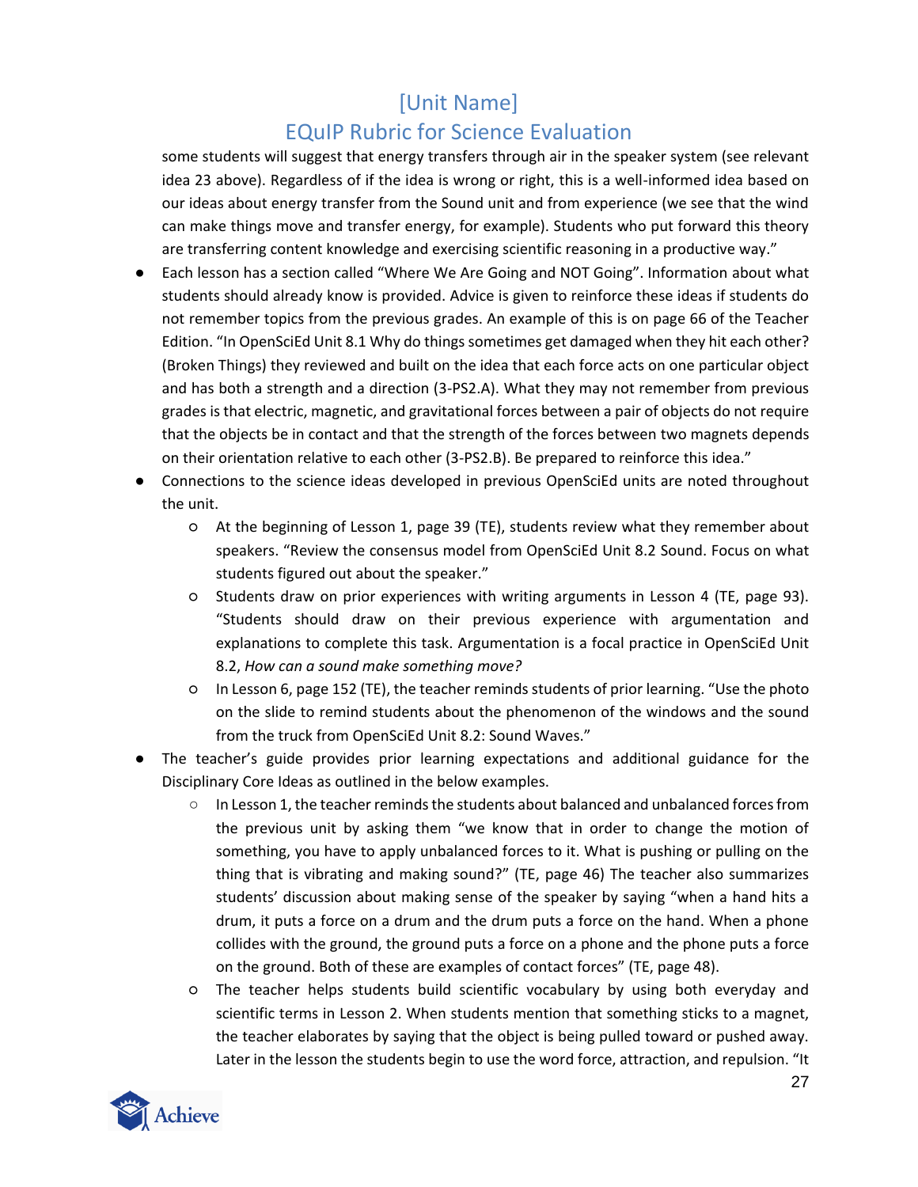some students will suggest that energy transfers through air in the speaker system (see relevant idea 23 above). Regardless of if the idea is wrong or right, this is a well-informed idea based on our ideas about energy transfer from the Sound unit and from experience (we see that the wind can make things move and transfer energy, for example). Students who put forward this theory are transferring content knowledge and exercising scientific reasoning in a productive way."

- Each lesson has a section called "Where We Are Going and NOT Going". Information about what students should already know is provided. Advice is given to reinforce these ideas if students do not remember topics from the previous grades. An example of this is on page 66 of the Teacher Edition. "In OpenSciEd Unit 8.1 Why do things sometimes get damaged when they hit each other? (Broken Things) they reviewed and built on the idea that each force acts on one particular object and has both a strength and a direction (3-PS2.A). What they may not remember from previous grades is that electric, magnetic, and gravitational forces between a pair of objects do not require that the objects be in contact and that the strength of the forces between two magnets depends on their orientation relative to each other (3-PS2.B). Be prepared to reinforce this idea."
- Connections to the science ideas developed in previous OpenSciEd units are noted throughout the unit.
    - At the beginning of Lesson 1, page 39 (TE), students review what they remember about speakers. "Review the consensus model from OpenSciEd Unit 8.2 Sound. Focus on what students figured out about the speaker."
    - Students draw on prior experiences with writing arguments in Lesson 4 (TE, page 93). "Students should draw on their previous experience with argumentation and explanations to complete this task. Argumentation is a focal practice in OpenSciEd Unit 8.2, *How can a sound make something move?*
    - In Lesson 6, page 152 (TE), the teacher reminds students of prior learning. "Use the photo on the slide to remind students about the phenomenon of the windows and the sound from the truck from OpenSciEd Unit 8.2: Sound Waves."
- The teacher's guide provides prior learning expectations and additional guidance for the Disciplinary Core Ideas as outlined in the below examples.
    - In Lesson 1, the teacher reminds the students about balanced and unbalanced forces from the previous unit by asking them "we know that in order to change the motion of something, you have to apply unbalanced forces to it. What is pushing or pulling on the thing that is vibrating and making sound?" (TE, page 46) The teacher also summarizes students' discussion about making sense of the speaker by saying "when a hand hits a drum, it puts a force on a drum and the drum puts a force on the hand. When a phone collides with the ground, the ground puts a force on a phone and the phone puts a force on the ground. Both of these are examples of contact forces" (TE, page 48).
    - The teacher helps students build scientific vocabulary by using both everyday and scientific terms in Lesson 2. When students mention that something sticks to a magnet, the teacher elaborates by saying that the object is being pulled toward or pushed away. Later in the lesson the students begin to use the word force, attraction, and repulsion. "It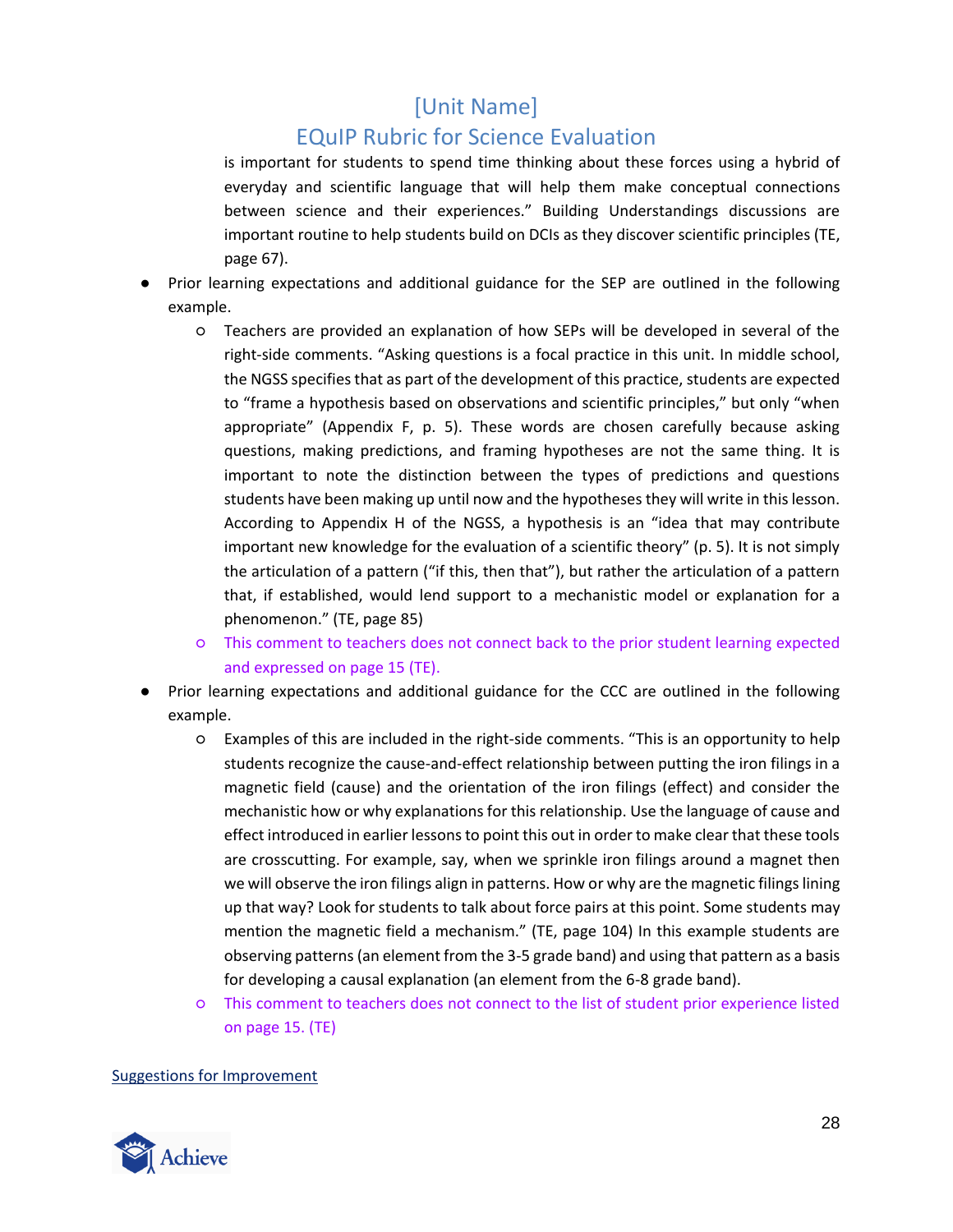is important for students to spend time thinking about these forces using a hybrid of everyday and scientific language that will help them make conceptual connections between science and their experiences." Building Understandings discussions are important routine to help students build on DCIs as they discover scientific principles (TE, page 67).

- Prior learning expectations and additional guidance for the SEP are outlined in the following example.
    - Teachers are provided an explanation of how SEPs will be developed in several of the right-side comments. "Asking questions is a focal practice in this unit. In middle school, the NGSS specifies that as part of the development of this practice, students are expected to "frame a hypothesis based on observations and scientific principles," but only "when appropriate" (Appendix F, p. 5). These words are chosen carefully because asking questions, making predictions, and framing hypotheses are not the same thing. It is important to note the distinction between the types of predictions and questions students have been making up until now and the hypotheses they will write in this lesson. According to Appendix H of the NGSS, a hypothesis is an "idea that may contribute important new knowledge for the evaluation of a scientific theory" (p. 5). It is not simply the articulation of a pattern ("if this, then that"), but rather the articulation of a pattern that, if established, would lend support to a mechanistic model or explanation for a phenomenon." (TE, page 85)
    - This comment to teachers does not connect back to the prior student learning expected and expressed on page 15 (TE).
- Prior learning expectations and additional guidance for the CCC are outlined in the following example.
    - Examples of this are included in the right-side comments. "This is an opportunity to help students recognize the cause-and-effect relationship between putting the iron filings in a magnetic field (cause) and the orientation of the iron filings (effect) and consider the mechanistic how or why explanations for this relationship. Use the language of cause and effect introduced in earlier lessons to point this out in order to make clear that these tools are crosscutting. For example, say, when we sprinkle iron filings around a magnet then we will observe the iron filings align in patterns. How or why are the magnetic filings lining up that way? Look for students to talk about force pairs at this point. Some students may mention the magnetic field a mechanism." (TE, page 104) In this example students are observing patterns (an element from the 3-5 grade band) and using that pattern as a basis for developing a causal explanation (an element from the 6-8 grade band).
    - This comment to teachers does not connect to the list of student prior experience listed on page 15. (TE)

Suggestions for Improvement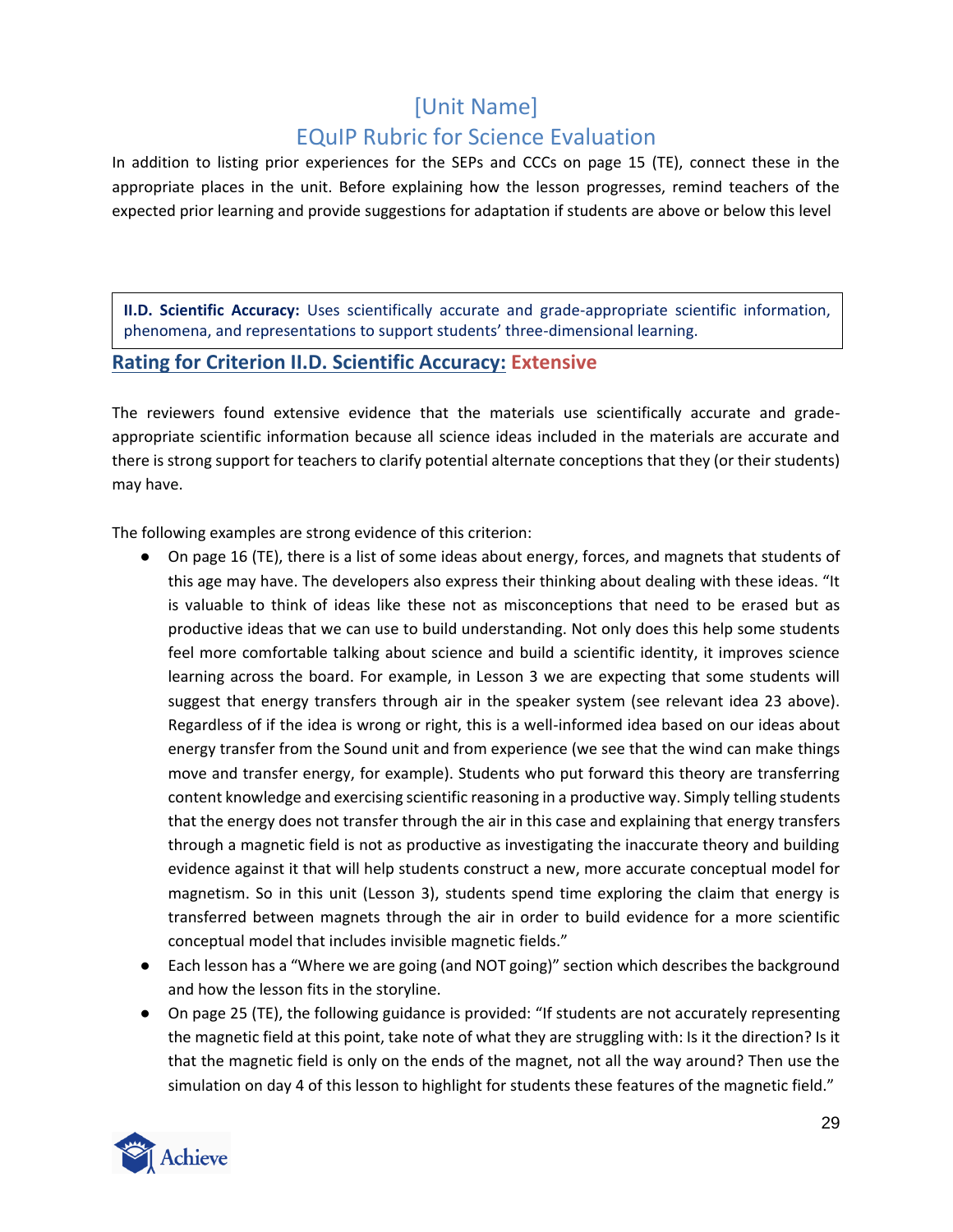In addition to listing prior experiences for the SEPs and CCCs on page 15 (TE), connect these in the appropriate places in the unit. Before explaining how the lesson progresses, remind teachers of the expected prior learning and provide suggestions for adaptation if students are above or below this level

**II.D. Scientific Accuracy:** Uses scientifically accurate and grade-appropriate scientific information, phenomena, and representations to support students' three-dimensional learning.

## Rating for Criterion II.D. Scientific Accuracy: Extensive

The reviewers found extensive evidence that the materials use scientifically accurate and grade-appropriate scientific information because all science ideas included in the materials are accurate and there is strong support for teachers to clarify potential alternate conceptions that they (or their students) may have.

The following examples are strong evidence of this criterion:

- On page 16 (TE), there is a list of some ideas about energy, forces, and magnets that students of this age may have. The developers also express their thinking about dealing with these ideas. "It is valuable to think of ideas like these not as misconceptions that need to be erased but as productive ideas that we can use to build understanding. Not only does this help some students feel more comfortable talking about science and build a scientific identity, it improves science learning across the board. For example, in Lesson 3 we are expecting that some students will suggest that energy transfers through air in the speaker system (see relevant idea 23 above). Regardless of if the idea is wrong or right, this is a well-informed idea based on our ideas about energy transfer from the Sound unit and from experience (we see that the wind can make things move and transfer energy, for example). Students who put forward this theory are transferring content knowledge and exercising scientific reasoning in a productive way. Simply telling students that the energy does not transfer through the air in this case and explaining that energy transfers through a magnetic field is not as productive as investigating the inaccurate theory and building evidence against it that will help students construct a new, more accurate conceptual model for magnetism. So in this unit (Lesson 3), students spend time exploring the claim that energy is transferred between magnets through the air in order to build evidence for a more scientific conceptual model that includes invisible magnetic fields."
- Each lesson has a "Where we are going (and NOT going)" section which describes the background and how the lesson fits in the storyline.
- On page 25 (TE), the following guidance is provided: "If students are not accurately representing the magnetic field at this point, take note of what they are struggling with: Is it the direction? Is it that the magnetic field is only on the ends of the magnet, not all the way around? Then use the simulation on day 4 of this lesson to highlight for students these features of the magnetic field."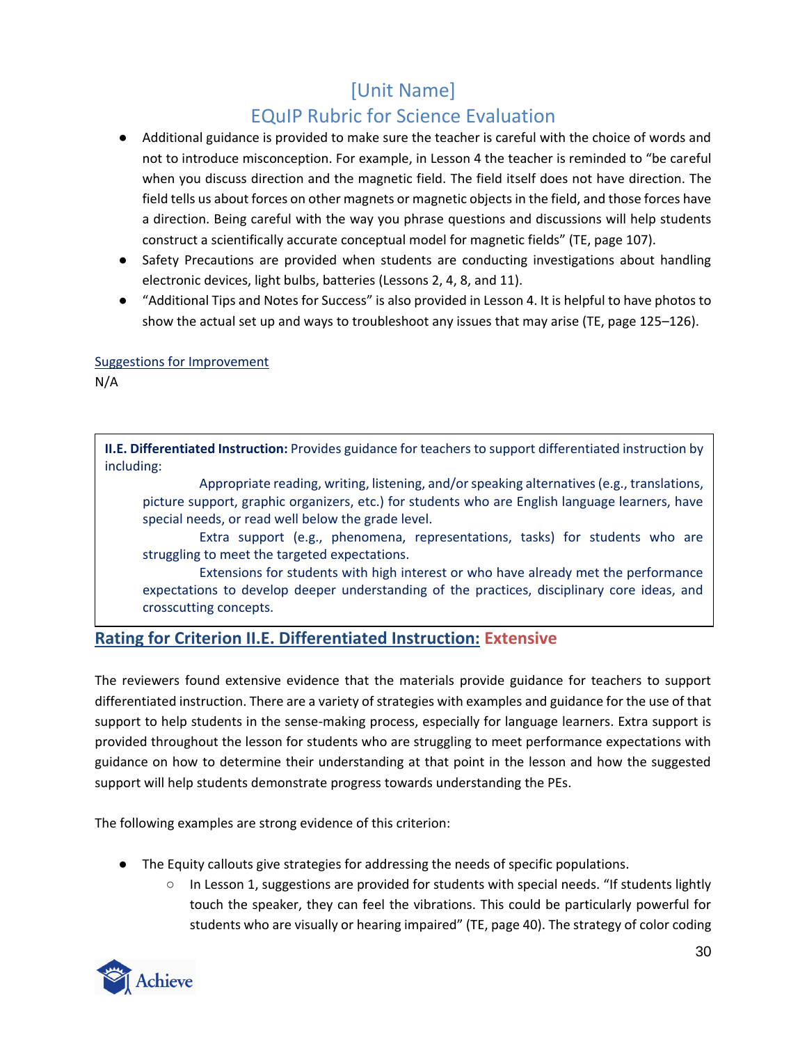- Additional guidance is provided to make sure the teacher is careful with the choice of words and not to introduce misconception. For example, in Lesson 4 the teacher is reminded to "be careful when you discuss direction and the magnetic field. The field itself does not have direction. The field tells us about forces on other magnets or magnetic objects in the field, and those forces have a direction. Being careful with the way you phrase questions and discussions will help students construct a scientifically accurate conceptual model for magnetic fields" (TE, page 107).
- Safety Precautions are provided when students are conducting investigations about handling electronic devices, light bulbs, batteries (Lessons 2, 4, 8, and 11).
- "Additional Tips and Notes for Success" is also provided in Lesson 4. It is helpful to have photos to show the actual set up and ways to troubleshoot any issues that may arise (TE, page 125–126).

Suggestions for Improvement

N/A

**II.E. Differentiated Instruction:** Provides guidance for teachers to support differentiated instruction by including:

- Appropriate reading, writing, listening, and/or speaking alternatives (e.g., translations, picture support, graphic organizers, etc.) for students who are English language learners, have special needs, or read well below the grade level.
- Extra support (e.g., phenomena, representations, tasks) for students who are struggling to meet the targeted expectations.
- Extensions for students with high interest or who have already met the performance expectations to develop deeper understanding of the practices, disciplinary core ideas, and crosscutting concepts.

## Rating for Criterion II.E. Differentiated Instruction: Extensive

The reviewers found extensive evidence that the materials provide guidance for teachers to support differentiated instruction. There are a variety of strategies with examples and guidance for the use of that support to help students in the sense-making process, especially for language learners. Extra support is provided throughout the lesson for students who are struggling to meet performance expectations with guidance on how to determine their understanding at that point in the lesson and how the suggested support will help students demonstrate progress towards understanding the PEs.

The following examples are strong evidence of this criterion:

- The Equity callouts give strategies for addressing the needs of specific populations.
  - In Lesson 1, suggestions are provided for students with special needs. "If students lightly touch the speaker, they can feel the vibrations. This could be particularly powerful for students who are visually or hearing impaired" (TE, page 40). The strategy of color coding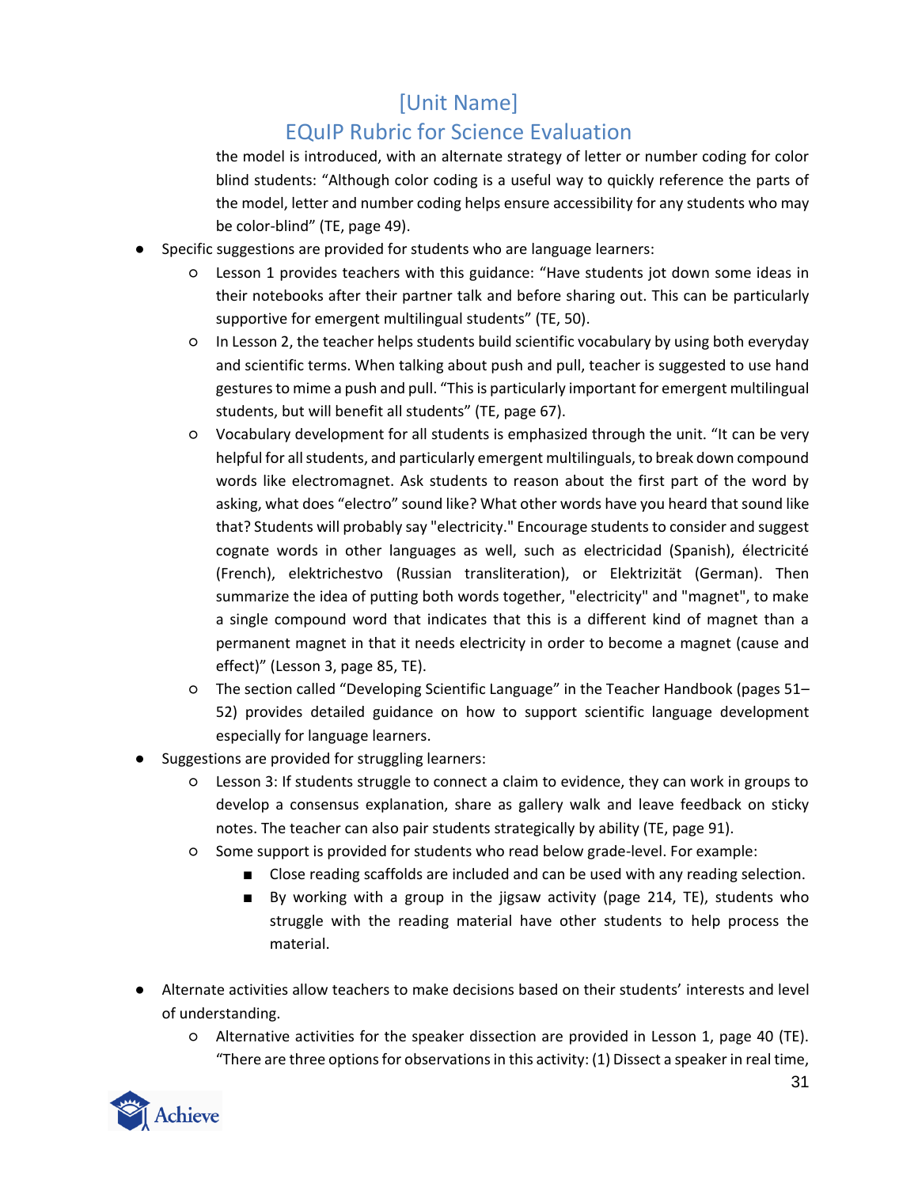the model is introduced, with an alternate strategy of letter or number coding for color blind students: “Although color coding is a useful way to quickly reference the parts of the model, letter and number coding helps ensure accessibility for any students who may be color-blind” (TE, page 49).

- Specific suggestions are provided for students who are language learners:
    - Lesson 1 provides teachers with this guidance: “Have students jot down some ideas in their notebooks after their partner talk and before sharing out. This can be particularly supportive for emergent multilingual students” (TE, 50).
    - In Lesson 2, the teacher helps students build scientific vocabulary by using both everyday and scientific terms. When talking about push and pull, teacher is suggested to use hand gestures to mime a push and pull. “This is particularly important for emergent multilingual students, but will benefit all students” (TE, page 67).
    - Vocabulary development for all students is emphasized through the unit. “It can be very helpful for all students, and particularly emergent multilinguals, to break down compound words like electromagnet. Ask students to reason about the first part of the word by asking, what does “electro” sound like? What other words have you heard that sound like that? Students will probably say "electricity." Encourage students to consider and suggest cognate words in other languages as well, such as electricidad (Spanish), électricité (French), elektrichestvo (Russian transliteration), or Elektrizität (German). Then summarize the idea of putting both words together, "electricity" and "magnet", to make a single compound word that indicates that this is a different kind of magnet than a permanent magnet in that it needs electricity in order to become a magnet (cause and effect)” (Lesson 3, page 85, TE).
    - The section called “Developing Scientific Language” in the Teacher Handbook (pages 51–52) provides detailed guidance on how to support scientific language development especially for language learners.
- Suggestions are provided for struggling learners:
    - Lesson 3: If students struggle to connect a claim to evidence, they can work in groups to develop a consensus explanation, share as gallery walk and leave feedback on sticky notes. The teacher can also pair students strategically by ability (TE, page 91).
    - Some support is provided for students who read below grade-level. For example:
        - Close reading scaffolds are included and can be used with any reading selection.
        - By working with a group in the jigsaw activity (page 214, TE), students who struggle with the reading material have other students to help process the material.

- Alternate activities allow teachers to make decisions based on their students’ interests and level of understanding.
    - Alternative activities for the speaker dissection are provided in Lesson 1, page 40 (TE). “There are three options for observations in this activity: (1) Dissect a speaker in real time,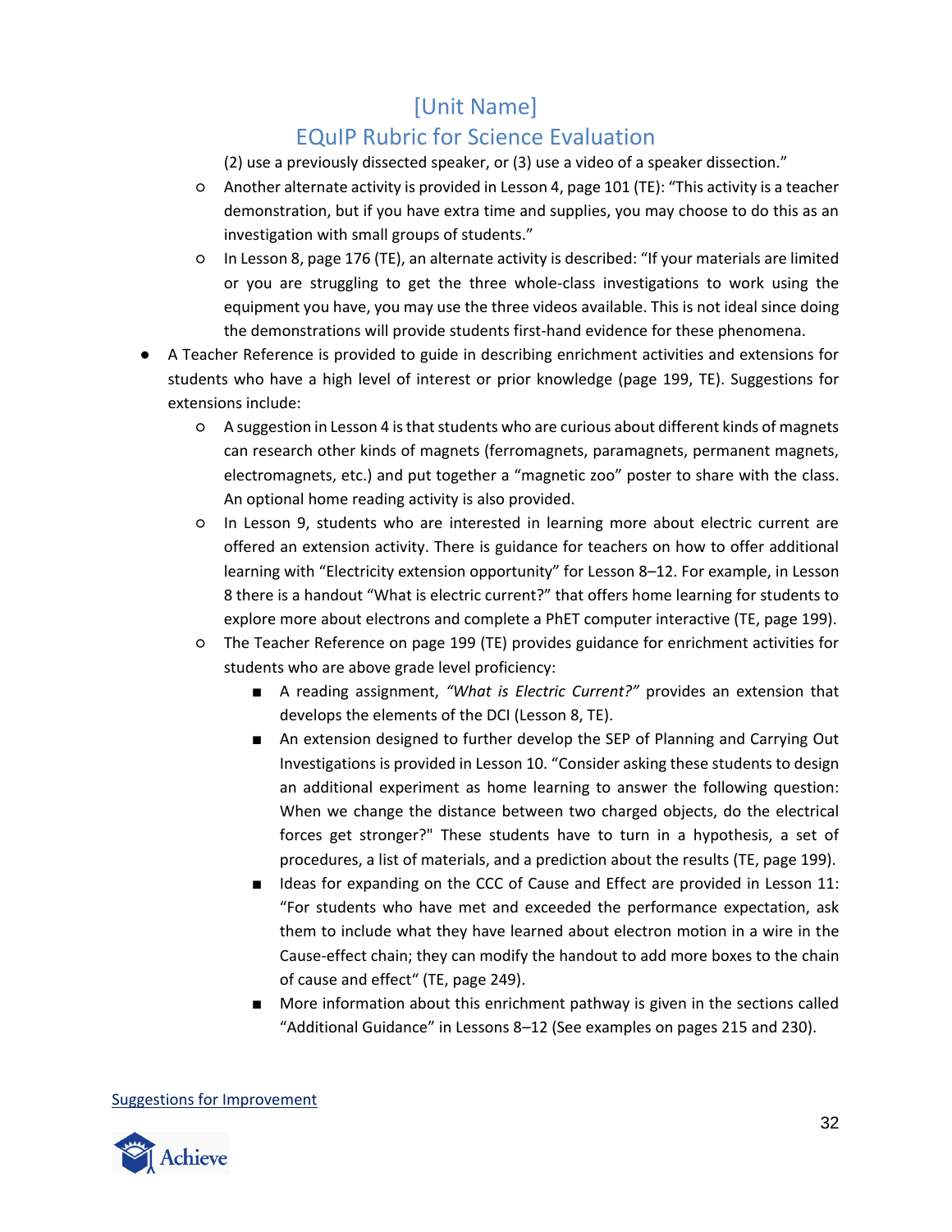(2) use a previously dissected speaker, or (3) use a video of a speaker dissection."

  - Another alternate activity is provided in Lesson 4, page 101 (TE): "This activity is a teacher demonstration, but if you have extra time and supplies, you may choose to do this as an investigation with small groups of students."
  - In Lesson 8, page 176 (TE), an alternate activity is described: "If your materials are limited or you are struggling to get the three whole-class investigations to work using the equipment you have, you may use the three videos available. This is not ideal since doing the demonstrations will provide students first-hand evidence for these phenomena.
- A Teacher Reference is provided to guide in describing enrichment activities and extensions for students who have a high level of interest or prior knowledge (page 199, TE). Suggestions for extensions include:
  - A suggestion in Lesson 4 is that students who are curious about different kinds of magnets can research other kinds of magnets (ferromagnets, paramagnets, permanent magnets, electromagnets, etc.) and put together a "magnetic zoo" poster to share with the class. An optional home reading activity is also provided.
  - In Lesson 9, students who are interested in learning more about electric current are offered an extension activity. There is guidance for teachers on how to offer additional learning with "Electricity extension opportunity" for Lesson 8–12. For example, in Lesson 8 there is a handout "What is electric current?" that offers home learning for students to explore more about electrons and complete a PhET computer interactive (TE, page 199).
  - The Teacher Reference on page 199 (TE) provides guidance for enrichment activities for students who are above grade level proficiency:
    - A reading assignment, *"What is Electric Current?"* provides an extension that develops the elements of the DCI (Lesson 8, TE).
    - An extension designed to further develop the SEP of Planning and Carrying Out Investigations is provided in Lesson 10. "Consider asking these students to design an additional experiment as home learning to answer the following question: When we change the distance between two charged objects, do the electrical forces get stronger?" These students have to turn in a hypothesis, a set of procedures, a list of materials, and a prediction about the results (TE, page 199).
    - Ideas for expanding on the CCC of Cause and Effect are provided in Lesson 11: "For students who have met and exceeded the performance expectation, ask them to include what they have learned about electron motion in a wire in the Cause-effect chain; they can modify the handout to add more boxes to the chain of cause and effect" (TE, page 249).
    - More information about this enrichment pathway is given in the sections called "Additional Guidance" in Lessons 8–12 (See examples on pages 215 and 230).

Suggestions for Improvement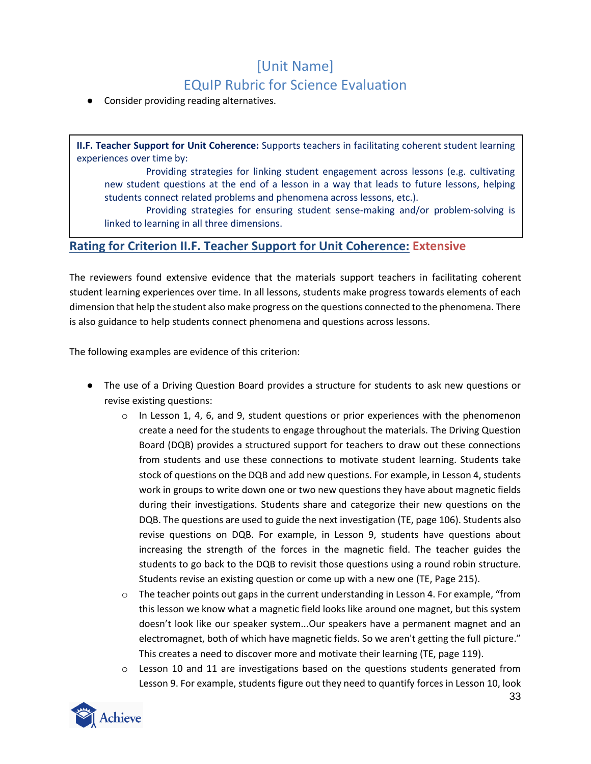- Consider providing reading alternatives.

**II.F. Teacher Support for Unit Coherence:** Supports teachers in facilitating coherent student learning experiences over time by:

- Providing strategies for linking student engagement across lessons (e.g. cultivating new student questions at the end of a lesson in a way that leads to future lessons, helping students connect related problems and phenomena across lessons, etc.).
- Providing strategies for ensuring student sense-making and/or problem-solving is linked to learning in all three dimensions.

## Rating for Criterion II.F. Teacher Support for Unit Coherence: Extensive

The reviewers found extensive evidence that the materials support teachers in facilitating coherent student learning experiences over time. In all lessons, students make progress towards elements of each dimension that help the student also make progress on the questions connected to the phenomena. There is also guidance to help students connect phenomena and questions across lessons.

The following examples are evidence of this criterion:

- The use of a Driving Question Board provides a structure for students to ask new questions or revise existing questions:
  - In Lesson 1, 4, 6, and 9, student questions or prior experiences with the phenomenon create a need for the students to engage throughout the materials. The Driving Question Board (DQB) provides a structured support for teachers to draw out these connections from students and use these connections to motivate student learning. Students take stock of questions on the DQB and add new questions. For example, in Lesson 4, students work in groups to write down one or two new questions they have about magnetic fields during their investigations. Students share and categorize their new questions on the DQB. The questions are used to guide the next investigation (TE, page 106). Students also revise questions on DQB. For example, in Lesson 9, students have questions about increasing the strength of the forces in the magnetic field. The teacher guides the students to go back to the DQB to revisit those questions using a round robin structure. Students revise an existing question or come up with a new one (TE, Page 215).
  - The teacher points out gaps in the current understanding in Lesson 4. For example, "from this lesson we know what a magnetic field looks like around one magnet, but this system doesn't look like our speaker system...Our speakers have a permanent magnet and an electromagnet, both of which have magnetic fields. So we aren't getting the full picture." This creates a need to discover more and motivate their learning (TE, page 119).
  - Lesson 10 and 11 are investigations based on the questions students generated from Lesson 9. For example, students figure out they need to quantify forces in Lesson 10, look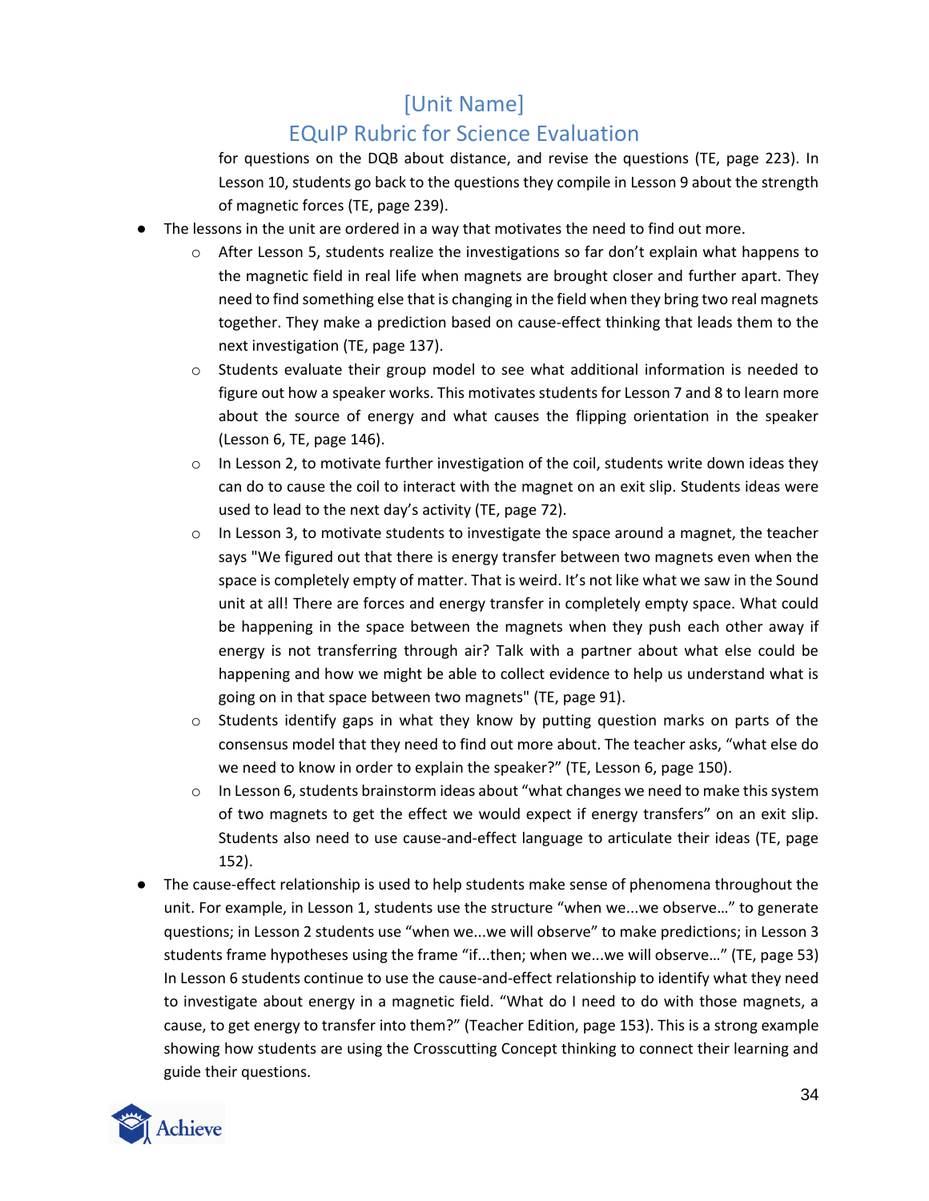for questions on the DQB about distance, and revise the questions (TE, page 223). In Lesson 10, students go back to the questions they compile in Lesson 9 about the strength of magnetic forces (TE, page 239).

- The lessons in the unit are ordered in a way that motivates the need to find out more.
    - After Lesson 5, students realize the investigations so far don't explain what happens to the magnetic field in real life when magnets are brought closer and further apart. They need to find something else that is changing in the field when they bring two real magnets together. They make a prediction based on cause-effect thinking that leads them to the next investigation (TE, page 137).
    - Students evaluate their group model to see what additional information is needed to figure out how a speaker works. This motivates students for Lesson 7 and 8 to learn more about the source of energy and what causes the flipping orientation in the speaker (Lesson 6, TE, page 146).
    - In Lesson 2, to motivate further investigation of the coil, students write down ideas they can do to cause the coil to interact with the magnet on an exit slip. Students ideas were used to lead to the next day's activity (TE, page 72).
    - In Lesson 3, to motivate students to investigate the space around a magnet, the teacher says "We figured out that there is energy transfer between two magnets even when the space is completely empty of matter. That is weird. It's not like what we saw in the Sound unit at all! There are forces and energy transfer in completely empty space. What could be happening in the space between the magnets when they push each other away if energy is not transferring through air? Talk with a partner about what else could be happening and how we might be able to collect evidence to help us understand what is going on in that space between two magnets" (TE, page 91).
    - Students identify gaps in what they know by putting question marks on parts of the consensus model that they need to find out more about. The teacher asks, "what else do we need to know in order to explain the speaker?" (TE, Lesson 6, page 150).
    - In Lesson 6, students brainstorm ideas about "what changes we need to make this system of two magnets to get the effect we would expect if energy transfers" on an exit slip. Students also need to use cause-and-effect language to articulate their ideas (TE, page 152).
- The cause-effect relationship is used to help students make sense of phenomena throughout the unit. For example, in Lesson 1, students use the structure "when we...we observe…" to generate questions; in Lesson 2 students use "when we...we will observe" to make predictions; in Lesson 3 students frame hypotheses using the frame "if...then; when we...we will observe…" (TE, page 53) In Lesson 6 students continue to use the cause-and-effect relationship to identify what they need to investigate about energy in a magnetic field. "What do I need to do with those magnets, a cause, to get energy to transfer into them?" (Teacher Edition, page 153). This is a strong example showing how students are using the Crosscutting Concept thinking to connect their learning and guide their questions.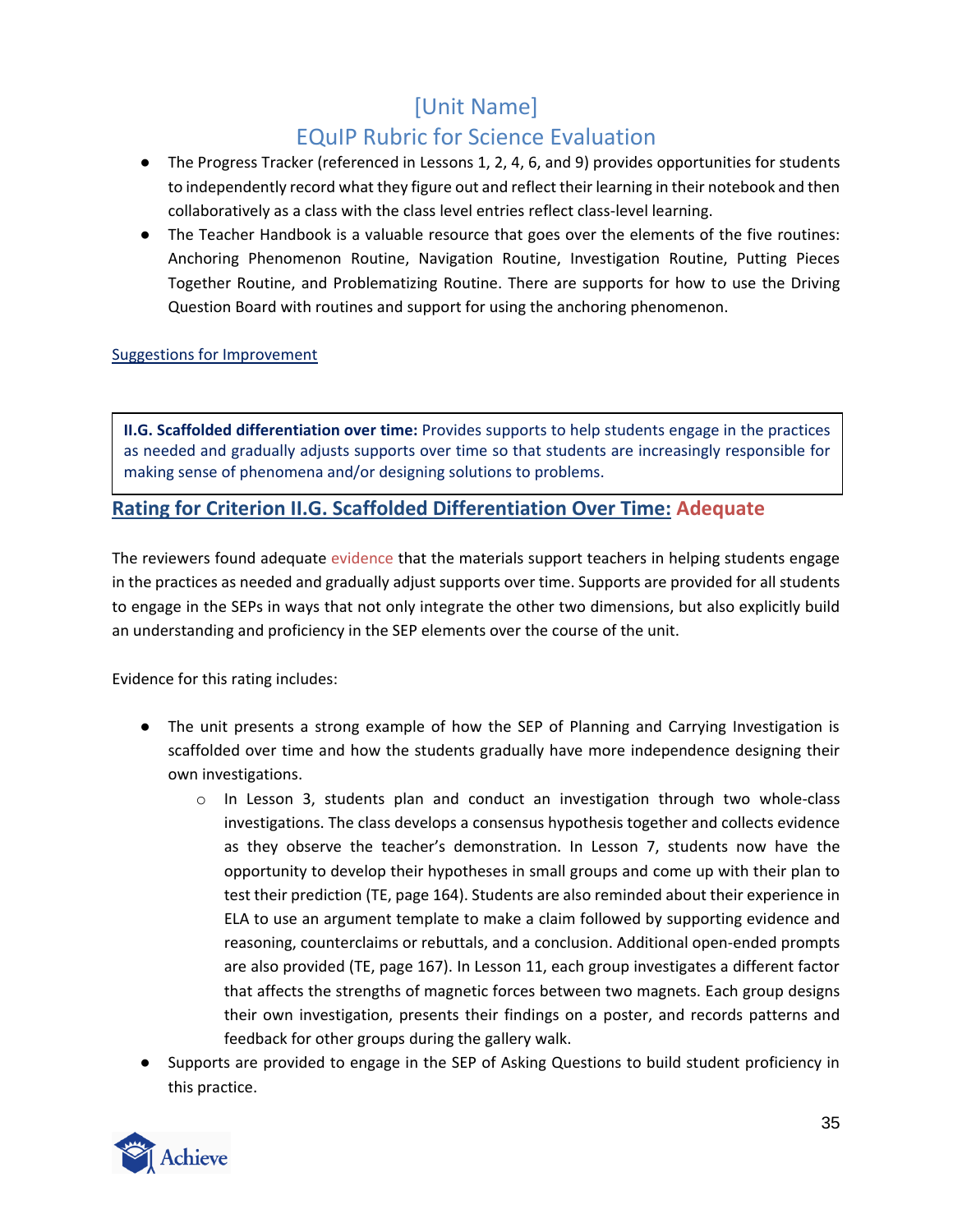- The Progress Tracker (referenced in Lessons 1, 2, 4, 6, and 9) provides opportunities for students to independently record what they figure out and reflect their learning in their notebook and then collaboratively as a class with the class level entries reflect class-level learning.
- The Teacher Handbook is a valuable resource that goes over the elements of the five routines: Anchoring Phenomenon Routine, Navigation Routine, Investigation Routine, Putting Pieces Together Routine, and Problematizing Routine. There are supports for how to use the Driving Question Board with routines and support for using the anchoring phenomenon.

Suggestions for Improvement

**II.G. Scaffolded differentiation over time:** Provides supports to help students engage in the practices as needed and gradually adjusts supports over time so that students are increasingly responsible for making sense of phenomena and/or designing solutions to problems.

## Rating for Criterion II.G. Scaffolded Differentiation Over Time: Adequate

The reviewers found adequate evidence that the materials support teachers in helping students engage in the practices as needed and gradually adjust supports over time. Supports are provided for all students to engage in the SEPs in ways that not only integrate the other two dimensions, but also explicitly build an understanding and proficiency in the SEP elements over the course of the unit.

Evidence for this rating includes:

- The unit presents a strong example of how the SEP of Planning and Carrying Investigation is scaffolded over time and how the students gradually have more independence designing their own investigations.
  - In Lesson 3, students plan and conduct an investigation through two whole-class investigations. The class develops a consensus hypothesis together and collects evidence as they observe the teacher's demonstration. In Lesson 7, students now have the opportunity to develop their hypotheses in small groups and come up with their plan to test their prediction (TE, page 164). Students are also reminded about their experience in ELA to use an argument template to make a claim followed by supporting evidence and reasoning, counterclaims or rebuttals, and a conclusion. Additional open-ended prompts are also provided (TE, page 167). In Lesson 11, each group investigates a different factor that affects the strengths of magnetic forces between two magnets. Each group designs their own investigation, presents their findings on a poster, and records patterns and feedback for other groups during the gallery walk.
- Supports are provided to engage in the SEP of Asking Questions to build student proficiency in this practice.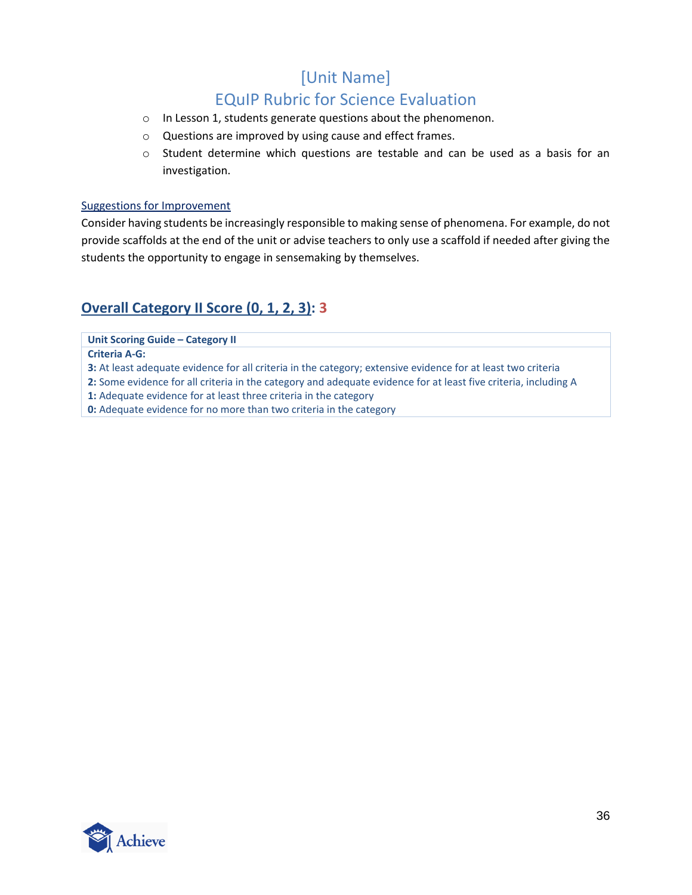- In Lesson 1, students generate questions about the phenomenon.
- Questions are improved by using cause and effect frames.
- Student determine which questions are testable and can be used as a basis for an investigation.

Suggestions for Improvement

Consider having students be increasingly responsible to making sense of phenomena. For example, do not provide scaffolds at the end of the unit or advise teachers to only use a scaffold if needed after giving the students the opportunity to engage in sensemaking by themselves.

## Overall Category II Score (0, 1, 2, 3): 3

| Unit Scoring Guide – Category II |
| --- |
| **Criteria A-G:** |
| **3:** At least adequate evidence for all criteria in the category; extensive evidence for at least two criteria |
| **2:** Some evidence for all criteria in the category and adequate evidence for at least five criteria, including A |
| **1:** Adequate evidence for at least three criteria in the category |
| **0:** Adequate evidence for no more than two criteria in the category |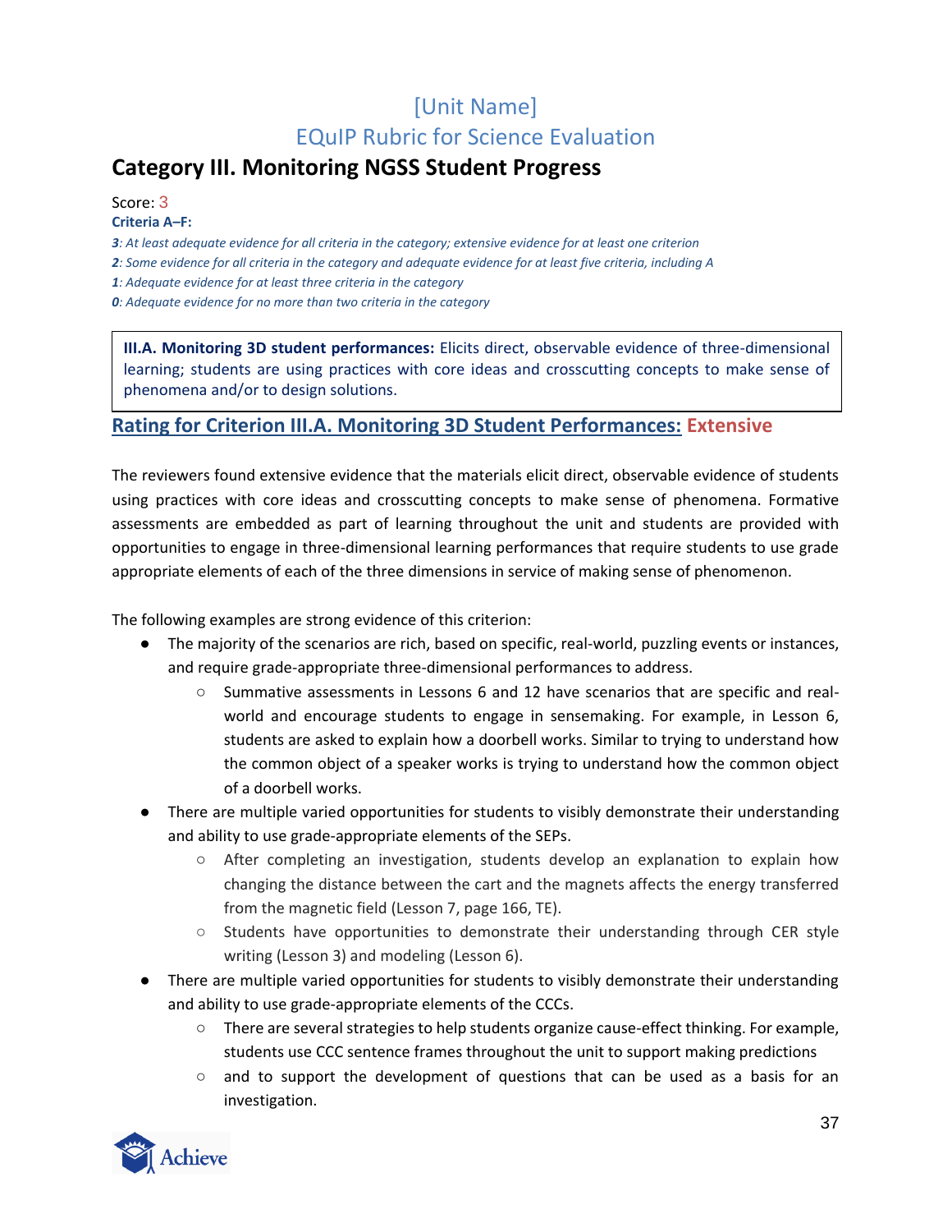# [Unit Name]
# EQuIP Rubric for Science Evaluation

## Category III. Monitoring NGSS Student Progress

Score: 3

**Criteria A–F:**

***3**: At least adequate evidence for all criteria in the category; extensive evidence for at least one criterion*

***2**: Some evidence for all criteria in the category and adequate evidence for at least five criteria, including A*

***1**: Adequate evidence for at least three criteria in the category*

***0**: Adequate evidence for no more than two criteria in the category*

> **III.A. Monitoring 3D student performances:** Elicits direct, observable evidence of three-dimensional learning; students are using practices with core ideas and crosscutting concepts to make sense of phenomena and/or to design solutions.

### Rating for Criterion III.A. Monitoring 3D Student Performances: Extensive

The reviewers found extensive evidence that the materials elicit direct, observable evidence of students using practices with core ideas and crosscutting concepts to make sense of phenomena. Formative assessments are embedded as part of learning throughout the unit and students are provided with opportunities to engage in three-dimensional learning performances that require students to use grade appropriate elements of each of the three dimensions in service of making sense of phenomenon.

The following examples are strong evidence of this criterion:

- The majority of the scenarios are rich, based on specific, real-world, puzzling events or instances, and require grade-appropriate three-dimensional performances to address.
  - Summative assessments in Lessons 6 and 12 have scenarios that are specific and real-world and encourage students to engage in sensemaking. For example, in Lesson 6, students are asked to explain how a doorbell works. Similar to trying to understand how the common object of a speaker works is trying to understand how the common object of a doorbell works.
- There are multiple varied opportunities for students to visibly demonstrate their understanding and ability to use grade-appropriate elements of the SEPs.
  - After completing an investigation, students develop an explanation to explain how changing the distance between the cart and the magnets affects the energy transferred from the magnetic field (Lesson 7, page 166, TE).
  - Students have opportunities to demonstrate their understanding through CER style writing (Lesson 3) and modeling (Lesson 6).
- There are multiple varied opportunities for students to visibly demonstrate their understanding and ability to use grade-appropriate elements of the CCCs.
  - There are several strategies to help students organize cause-effect thinking. For example, students use CCC sentence frames throughout the unit to support making predictions
  - and to support the development of questions that can be used as a basis for an investigation.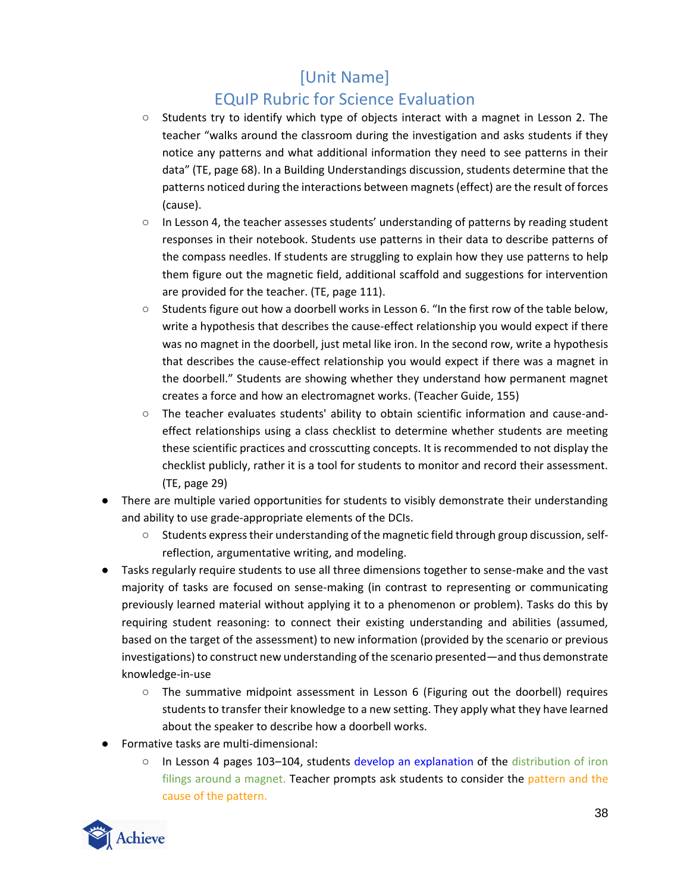- Students try to identify which type of objects interact with a magnet in Lesson 2. The teacher “walks around the classroom during the investigation and asks students if they notice any patterns and what additional information they need to see patterns in their data” (TE, page 68). In a Building Understandings discussion, students determine that the patterns noticed during the interactions between magnets (effect) are the result of forces (cause).
    - In Lesson 4, the teacher assesses students’ understanding of patterns by reading student responses in their notebook. Students use patterns in their data to describe patterns of the compass needles. If students are struggling to explain how they use patterns to help them figure out the magnetic field, additional scaffold and suggestions for intervention are provided for the teacher. (TE, page 111).
    - Students figure out how a doorbell works in Lesson 6. “In the first row of the table below, write a hypothesis that describes the cause-effect relationship you would expect if there was no magnet in the doorbell, just metal like iron. In the second row, write a hypothesis that describes the cause-effect relationship you would expect if there was a magnet in the doorbell.” Students are showing whether they understand how permanent magnet creates a force and how an electromagnet works. (Teacher Guide, 155)
    - The teacher evaluates students' ability to obtain scientific information and cause-and-effect relationships using a class checklist to determine whether students are meeting these scientific practices and crosscutting concepts. It is recommended to not display the checklist publicly, rather it is a tool for students to monitor and record their assessment. (TE, page 29)
- There are multiple varied opportunities for students to visibly demonstrate their understanding and ability to use grade-appropriate elements of the DCIs.
    - Students express their understanding of the magnetic field through group discussion, self-reflection, argumentative writing, and modeling.
- Tasks regularly require students to use all three dimensions together to sense-make and the vast majority of tasks are focused on sense-making (in contrast to representing or communicating previously learned material without applying it to a phenomenon or problem). Tasks do this by requiring student reasoning: to connect their existing understanding and abilities (assumed, based on the target of the assessment) to new information (provided by the scenario or previous investigations) to construct new understanding of the scenario presented—and thus demonstrate knowledge-in-use
    - The summative midpoint assessment in Lesson 6 (Figuring out the doorbell) requires students to transfer their knowledge to a new setting. They apply what they have learned about the speaker to describe how a doorbell works.
- Formative tasks are multi-dimensional:
    - In Lesson 4 pages 103–104, students develop an explanation of the distribution of iron filings around a magnet. Teacher prompts ask students to consider the pattern and the cause of the pattern.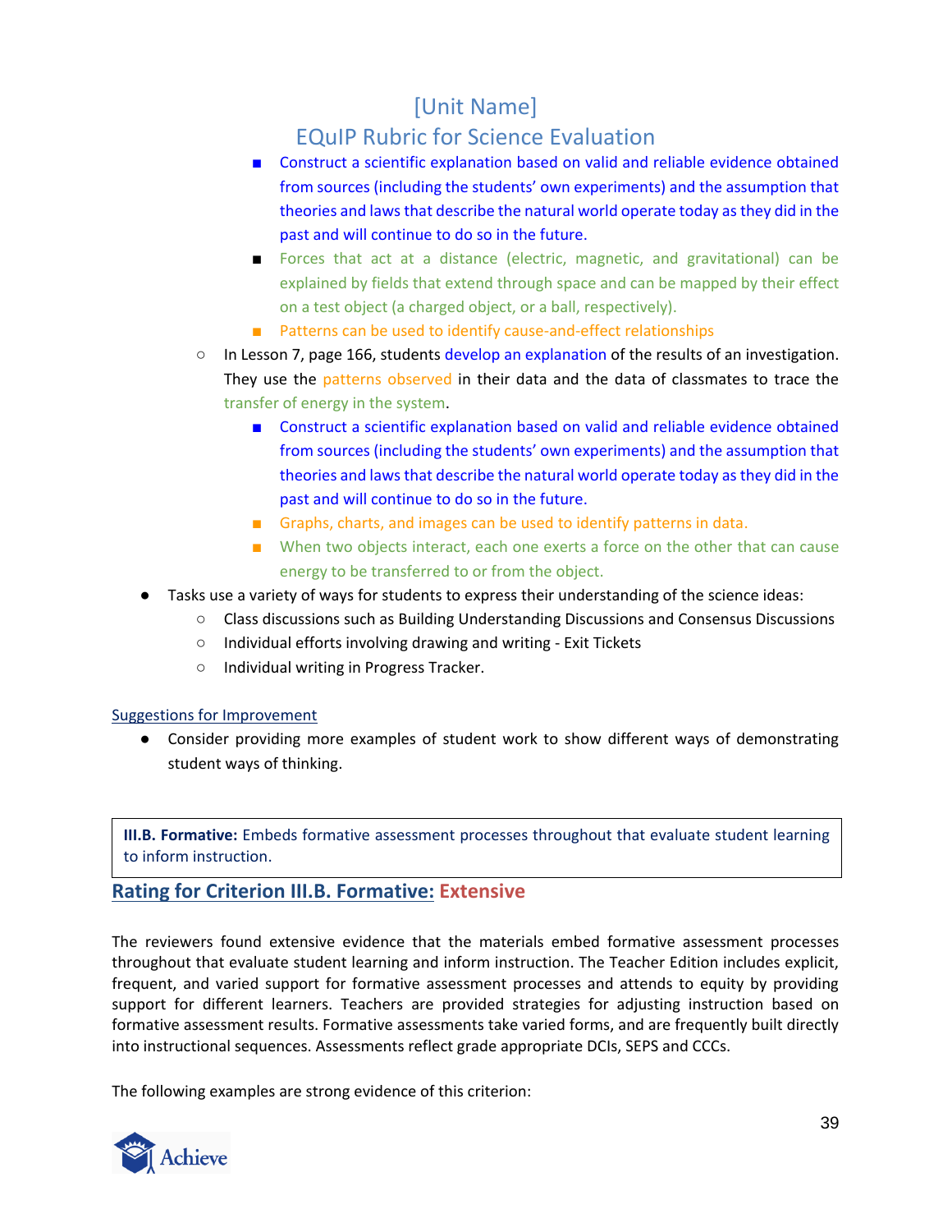- Construct a scientific explanation based on valid and reliable evidence obtained from sources (including the students' own experiments) and the assumption that theories and laws that describe the natural world operate today as they did in the past and will continue to do so in the future.
- Forces that act at a distance (electric, magnetic, and gravitational) can be explained by fields that extend through space and can be mapped by their effect on a test object (a charged object, or a ball, respectively).
- Patterns can be used to identify cause-and-effect relationships

  - In Lesson 7, page 166, students develop an explanation of the results of an investigation. They use the patterns observed in their data and the data of classmates to trace the transfer of energy in the system.
    - Construct a scientific explanation based on valid and reliable evidence obtained from sources (including the students' own experiments) and the assumption that theories and laws that describe the natural world operate today as they did in the past and will continue to do so in the future.
    - Graphs, charts, and images can be used to identify patterns in data.
    - When two objects interact, each one exerts a force on the other that can cause energy to be transferred to or from the object.

- Tasks use a variety of ways for students to express their understanding of the science ideas:
  - Class discussions such as Building Understanding Discussions and Consensus Discussions
  - Individual efforts involving drawing and writing - Exit Tickets
  - Individual writing in Progress Tracker.

Suggestions for Improvement

- Consider providing more examples of student work to show different ways of demonstrating student ways of thinking.

**III.B. Formative:** Embeds formative assessment processes throughout that evaluate student learning to inform instruction.

## Rating for Criterion III.B. Formative: Extensive

The reviewers found extensive evidence that the materials embed formative assessment processes throughout that evaluate student learning and inform instruction. The Teacher Edition includes explicit, frequent, and varied support for formative assessment processes and attends to equity by providing support for different learners. Teachers are provided strategies for adjusting instruction based on formative assessment results. Formative assessments take varied forms, and are frequently built directly into instructional sequences. Assessments reflect grade appropriate DCIs, SEPS and CCCs.

The following examples are strong evidence of this criterion: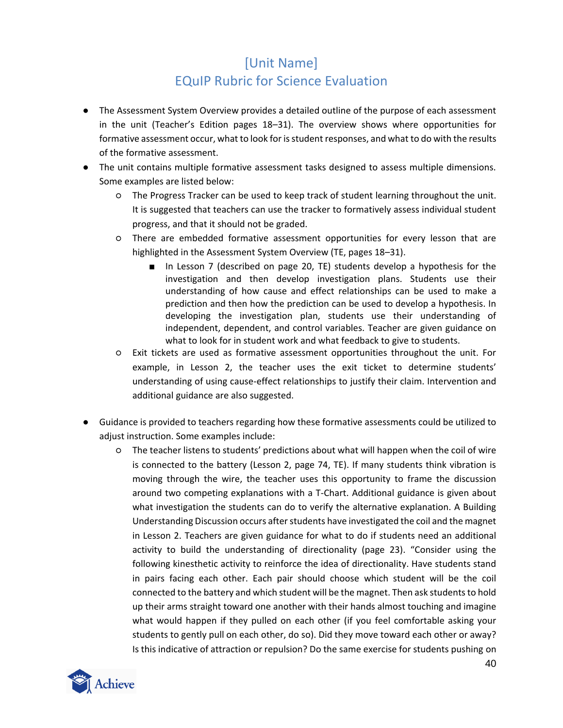# [Unit Name]
## EQuIP Rubric for Science Evaluation

- The Assessment System Overview provides a detailed outline of the purpose of each assessment in the unit (Teacher's Edition pages 18–31). The overview shows where opportunities for formative assessment occur, what to look for is student responses, and what to do with the results of the formative assessment.
- The unit contains multiple formative assessment tasks designed to assess multiple dimensions. Some examples are listed below:
  - The Progress Tracker can be used to keep track of student learning throughout the unit. It is suggested that teachers can use the tracker to formatively assess individual student progress, and that it should not be graded.
  - There are embedded formative assessment opportunities for every lesson that are highlighted in the Assessment System Overview (TE, pages 18–31).
    - In Lesson 7 (described on page 20, TE) students develop a hypothesis for the investigation and then develop investigation plans. Students use their understanding of how cause and effect relationships can be used to make a prediction and then how the prediction can be used to develop a hypothesis. In developing the investigation plan, students use their understanding of independent, dependent, and control variables. Teacher are given guidance on what to look for in student work and what feedback to give to students.
  - Exit tickets are used as formative assessment opportunities throughout the unit. For example, in Lesson 2, the teacher uses the exit ticket to determine students' understanding of using cause-effect relationships to justify their claim. Intervention and additional guidance are also suggested.

- Guidance is provided to teachers regarding how these formative assessments could be utilized to adjust instruction. Some examples include:
  - The teacher listens to students' predictions about what will happen when the coil of wire is connected to the battery (Lesson 2, page 74, TE). If many students think vibration is moving through the wire, the teacher uses this opportunity to frame the discussion around two competing explanations with a T-Chart. Additional guidance is given about what investigation the students can do to verify the alternative explanation. A Building Understanding Discussion occurs after students have investigated the coil and the magnet in Lesson 2. Teachers are given guidance for what to do if students need an additional activity to build the understanding of directionality (page 23). "Consider using the following kinesthetic activity to reinforce the idea of directionality. Have students stand in pairs facing each other. Each pair should choose which student will be the coil connected to the battery and which student will be the magnet. Then ask students to hold up their arms straight toward one another with their hands almost touching and imagine what would happen if they pulled on each other (if you feel comfortable asking your students to gently pull on each other, do so). Did they move toward each other or away? Is this indicative of attraction or repulsion? Do the same exercise for students pushing on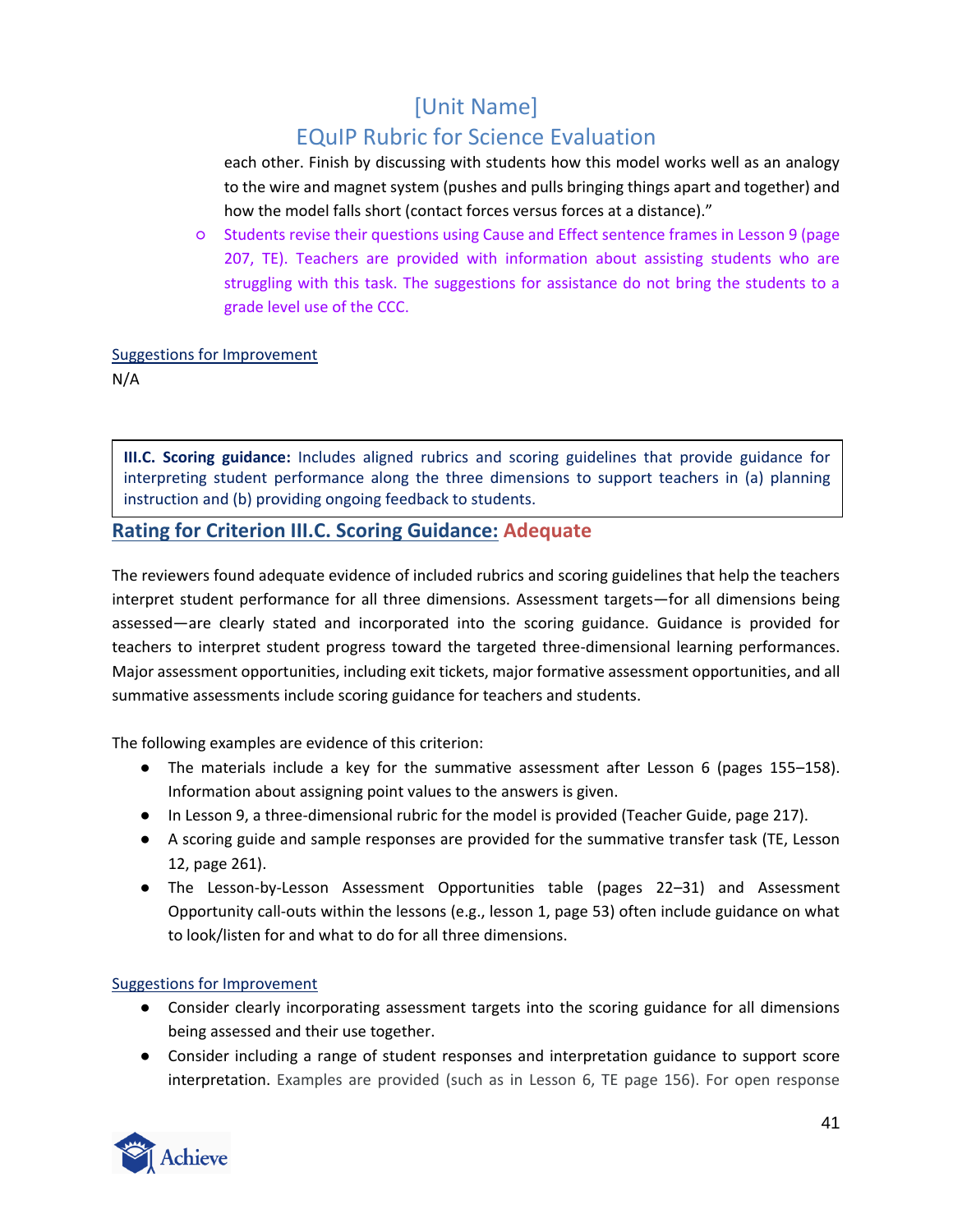each other. Finish by discussing with students how this model works well as an analogy to the wire and magnet system (pushes and pulls bringing things apart and together) and how the model falls short (contact forces versus forces at a distance)."

- Students revise their questions using Cause and Effect sentence frames in Lesson 9 (page 207, TE). Teachers are provided with information about assisting students who are struggling with this task. The suggestions for assistance do not bring the students to a grade level use of the CCC.

Suggestions for Improvement

N/A

**III.C. Scoring guidance:** Includes aligned rubrics and scoring guidelines that provide guidance for interpreting student performance along the three dimensions to support teachers in (a) planning instruction and (b) providing ongoing feedback to students.

## Rating for Criterion III.C. Scoring Guidance: Adequate

The reviewers found adequate evidence of included rubrics and scoring guidelines that help the teachers interpret student performance for all three dimensions. Assessment targets—for all dimensions being assessed—are clearly stated and incorporated into the scoring guidance. Guidance is provided for teachers to interpret student progress toward the targeted three-dimensional learning performances. Major assessment opportunities, including exit tickets, major formative assessment opportunities, and all summative assessments include scoring guidance for teachers and students.

The following examples are evidence of this criterion:

- The materials include a key for the summative assessment after Lesson 6 (pages 155–158). Information about assigning point values to the answers is given.
- In Lesson 9, a three-dimensional rubric for the model is provided (Teacher Guide, page 217).
- A scoring guide and sample responses are provided for the summative transfer task (TE, Lesson 12, page 261).
- The Lesson-by-Lesson Assessment Opportunities table (pages 22–31) and Assessment Opportunity call-outs within the lessons (e.g., lesson 1, page 53) often include guidance on what to look/listen for and what to do for all three dimensions.

Suggestions for Improvement

- Consider clearly incorporating assessment targets into the scoring guidance for all dimensions being assessed and their use together.
- Consider including a range of student responses and interpretation guidance to support score interpretation. Examples are provided (such as in Lesson 6, TE page 156). For open response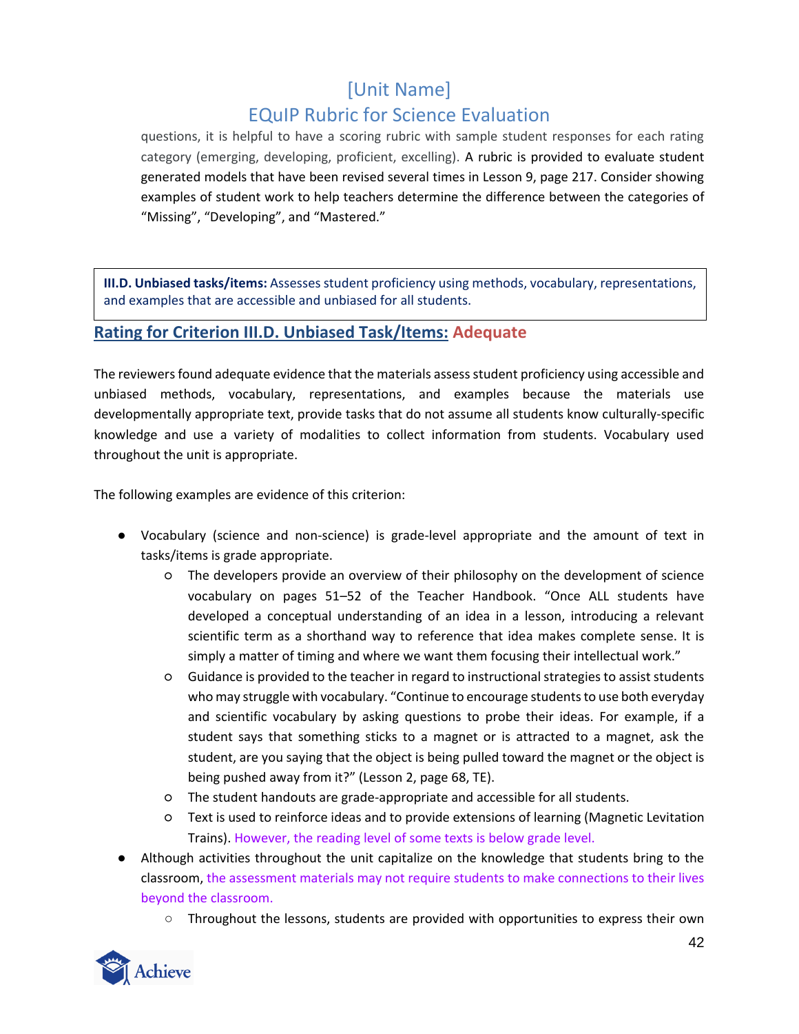questions, it is helpful to have a scoring rubric with sample student responses for each rating category (emerging, developing, proficient, excelling). A rubric is provided to evaluate student generated models that have been revised several times in Lesson 9, page 217. Consider showing examples of student work to help teachers determine the difference between the categories of "Missing", "Developing", and "Mastered."

**III.D. Unbiased tasks/items:** Assesses student proficiency using methods, vocabulary, representations, and examples that are accessible and unbiased for all students.

## Rating for Criterion III.D. Unbiased Task/Items: Adequate

The reviewers found adequate evidence that the materials assess student proficiency using accessible and unbiased methods, vocabulary, representations, and examples because the materials use developmentally appropriate text, provide tasks that do not assume all students know culturally-specific knowledge and use a variety of modalities to collect information from students. Vocabulary used throughout the unit is appropriate.

The following examples are evidence of this criterion:

- Vocabulary (science and non-science) is grade-level appropriate and the amount of text in tasks/items is grade appropriate.
  - The developers provide an overview of their philosophy on the development of science vocabulary on pages 51–52 of the Teacher Handbook. "Once ALL students have developed a conceptual understanding of an idea in a lesson, introducing a relevant scientific term as a shorthand way to reference that idea makes complete sense. It is simply a matter of timing and where we want them focusing their intellectual work."
  - Guidance is provided to the teacher in regard to instructional strategies to assist students who may struggle with vocabulary. "Continue to encourage students to use both everyday and scientific vocabulary by asking questions to probe their ideas. For example, if a student says that something sticks to a magnet or is attracted to a magnet, ask the student, are you saying that the object is being pulled toward the magnet or the object is being pushed away from it?" (Lesson 2, page 68, TE).
  - The student handouts are grade-appropriate and accessible for all students.
  - Text is used to reinforce ideas and to provide extensions of learning (Magnetic Levitation Trains). However, the reading level of some texts is below grade level.
- Although activities throughout the unit capitalize on the knowledge that students bring to the classroom, the assessment materials may not require students to make connections to their lives beyond the classroom.
  - Throughout the lessons, students are provided with opportunities to express their own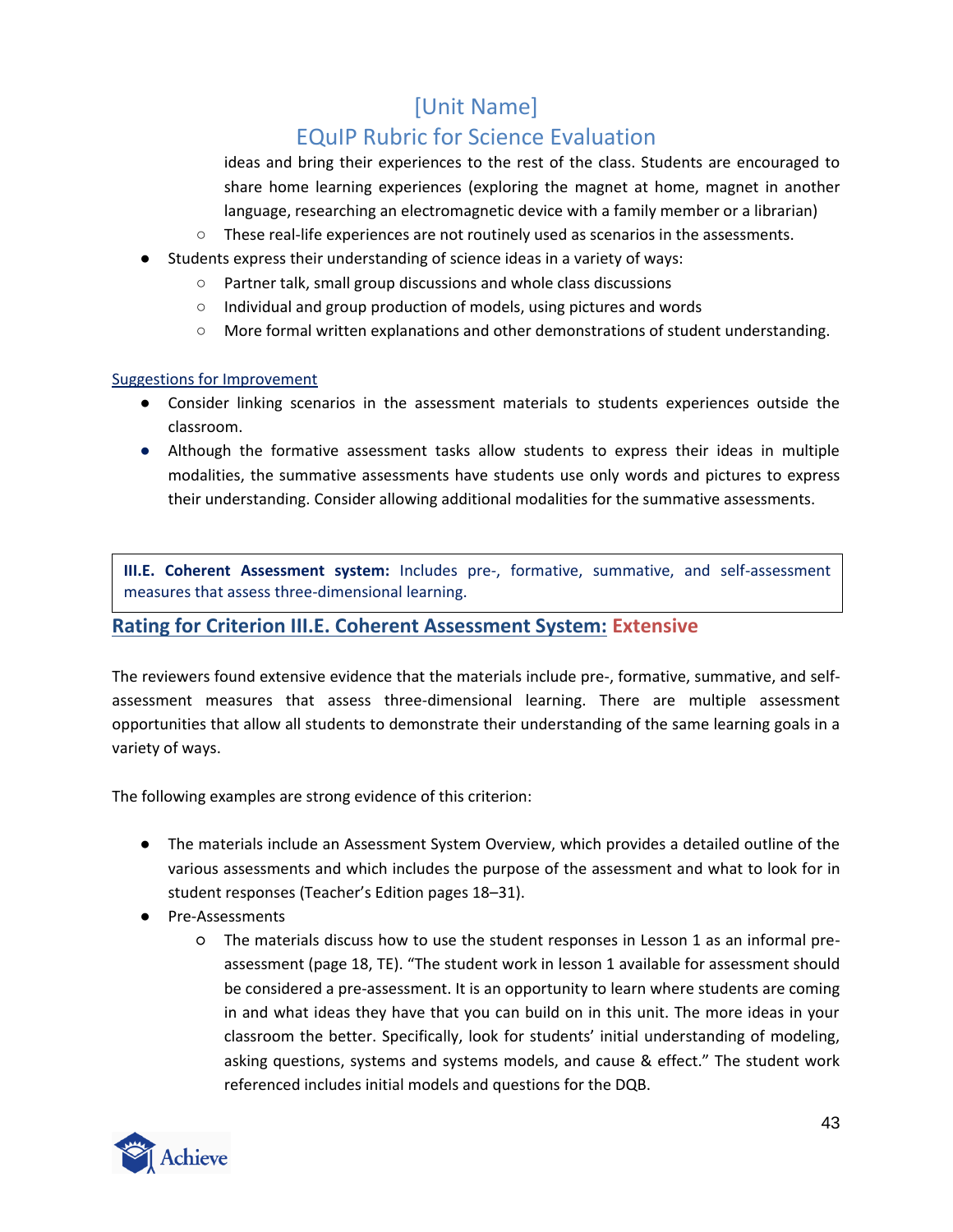ideas and bring their experiences to the rest of the class. Students are encouraged to share home learning experiences (exploring the magnet at home, magnet in another language, researching an electromagnetic device with a family member or a librarian)
    - These real-life experiences are not routinely used as scenarios in the assessments.
- Students express their understanding of science ideas in a variety of ways:
    - Partner talk, small group discussions and whole class discussions
    - Individual and group production of models, using pictures and words
    - More formal written explanations and other demonstrations of student understanding.

Suggestions for Improvement

- Consider linking scenarios in the assessment materials to students experiences outside the classroom.
- Although the formative assessment tasks allow students to express their ideas in multiple modalities, the summative assessments have students use only words and pictures to express their understanding. Consider allowing additional modalities for the summative assessments.

**III.E. Coherent Assessment system:** Includes pre-, formative, summative, and self-assessment measures that assess three-dimensional learning.

## Rating for Criterion III.E. Coherent Assessment System: Extensive

The reviewers found extensive evidence that the materials include pre-, formative, summative, and self-assessment measures that assess three-dimensional learning. There are multiple assessment opportunities that allow all students to demonstrate their understanding of the same learning goals in a variety of ways.

The following examples are strong evidence of this criterion:

- The materials include an Assessment System Overview, which provides a detailed outline of the various assessments and which includes the purpose of the assessment and what to look for in student responses (Teacher's Edition pages 18–31).
- Pre-Assessments
    - The materials discuss how to use the student responses in Lesson 1 as an informal pre-assessment (page 18, TE). "The student work in lesson 1 available for assessment should be considered a pre-assessment. It is an opportunity to learn where students are coming in and what ideas they have that you can build on in this unit. The more ideas in your classroom the better. Specifically, look for students' initial understanding of modeling, asking questions, systems and systems models, and cause & effect." The student work referenced includes initial models and questions for the DQB.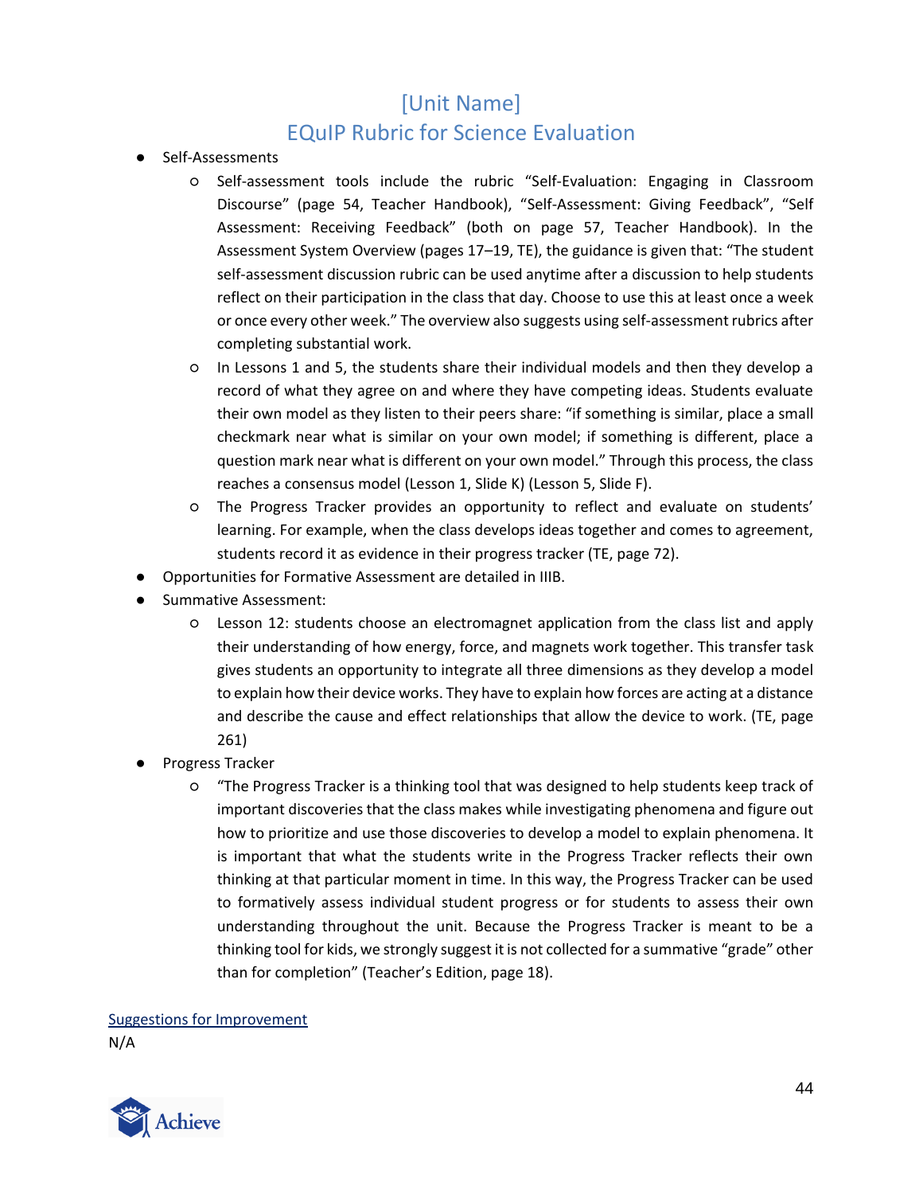- Self-Assessments
  - Self-assessment tools include the rubric "Self-Evaluation: Engaging in Classroom Discourse" (page 54, Teacher Handbook), "Self-Assessment: Giving Feedback", "Self Assessment: Receiving Feedback" (both on page 57, Teacher Handbook). In the Assessment System Overview (pages 17–19, TE), the guidance is given that: "The student self-assessment discussion rubric can be used anytime after a discussion to help students reflect on their participation in the class that day. Choose to use this at least once a week or once every other week." The overview also suggests using self-assessment rubrics after completing substantial work.
  - In Lessons 1 and 5, the students share their individual models and then they develop a record of what they agree on and where they have competing ideas. Students evaluate their own model as they listen to their peers share: "if something is similar, place a small checkmark near what is similar on your own model; if something is different, place a question mark near what is different on your own model." Through this process, the class reaches a consensus model (Lesson 1, Slide K) (Lesson 5, Slide F).
  - The Progress Tracker provides an opportunity to reflect and evaluate on students' learning. For example, when the class develops ideas together and comes to agreement, students record it as evidence in their progress tracker (TE, page 72).
- Opportunities for Formative Assessment are detailed in IIIB.
- Summative Assessment:
  - Lesson 12: students choose an electromagnet application from the class list and apply their understanding of how energy, force, and magnets work together. This transfer task gives students an opportunity to integrate all three dimensions as they develop a model to explain how their device works. They have to explain how forces are acting at a distance and describe the cause and effect relationships that allow the device to work. (TE, page 261)
- Progress Tracker
  - "The Progress Tracker is a thinking tool that was designed to help students keep track of important discoveries that the class makes while investigating phenomena and figure out how to prioritize and use those discoveries to develop a model to explain phenomena. It is important that what the students write in the Progress Tracker reflects their own thinking at that particular moment in time. In this way, the Progress Tracker can be used to formatively assess individual student progress or for students to assess their own understanding throughout the unit. Because the Progress Tracker is meant to be a thinking tool for kids, we strongly suggest it is not collected for a summative "grade" other than for completion" (Teacher's Edition, page 18).

Suggestions for Improvement

N/A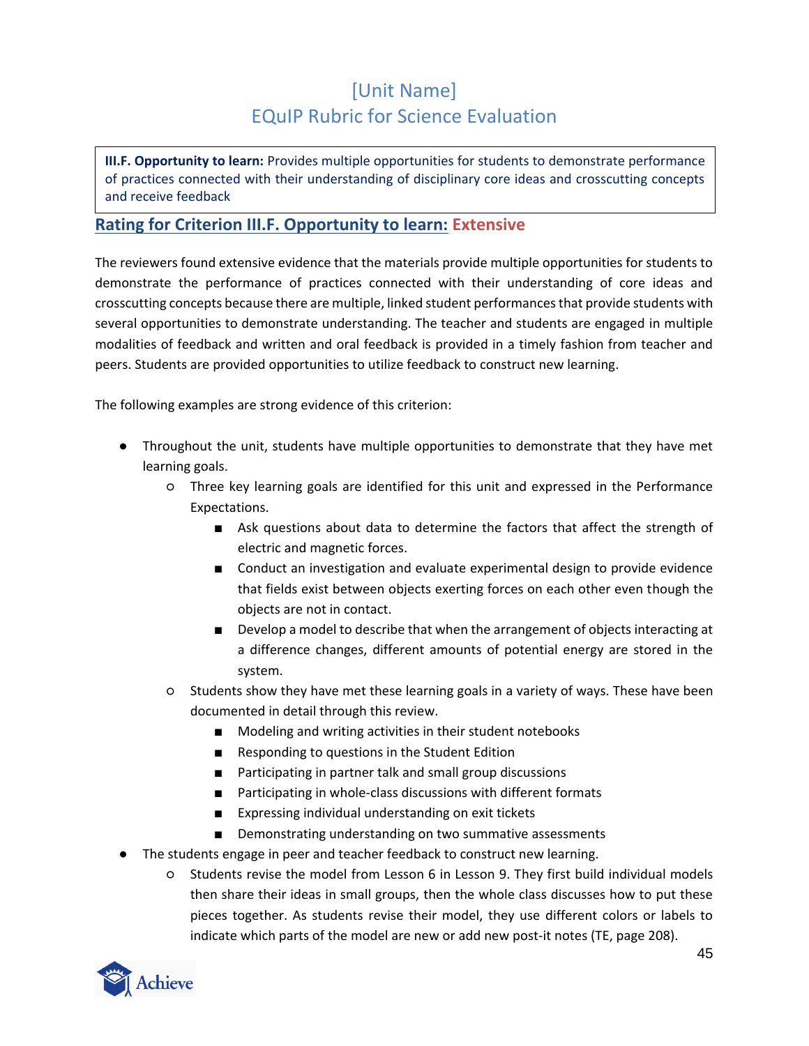# [Unit Name]
# EQuIP Rubric for Science Evaluation

**III.F. Opportunity to learn:** Provides multiple opportunities for students to demonstrate performance of practices connected with their understanding of disciplinary core ideas and crosscutting concepts and receive feedback

## Rating for Criterion III.F. Opportunity to learn: Extensive

The reviewers found extensive evidence that the materials provide multiple opportunities for students to demonstrate the performance of practices connected with their understanding of core ideas and crosscutting concepts because there are multiple, linked student performances that provide students with several opportunities to demonstrate understanding. The teacher and students are engaged in multiple modalities of feedback and written and oral feedback is provided in a timely fashion from teacher and peers. Students are provided opportunities to utilize feedback to construct new learning.

The following examples are strong evidence of this criterion:

- Throughout the unit, students have multiple opportunities to demonstrate that they have met learning goals.
  - Three key learning goals are identified for this unit and expressed in the Performance Expectations.
    - Ask questions about data to determine the factors that affect the strength of electric and magnetic forces.
    - Conduct an investigation and evaluate experimental design to provide evidence that fields exist between objects exerting forces on each other even though the objects are not in contact.
    - Develop a model to describe that when the arrangement of objects interacting at a difference changes, different amounts of potential energy are stored in the system.
  - Students show they have met these learning goals in a variety of ways. These have been documented in detail through this review.
    - Modeling and writing activities in their student notebooks
    - Responding to questions in the Student Edition
    - Participating in partner talk and small group discussions
    - Participating in whole-class discussions with different formats
    - Expressing individual understanding on exit tickets
    - Demonstrating understanding on two summative assessments
- The students engage in peer and teacher feedback to construct new learning.
  - Students revise the model from Lesson 6 in Lesson 9. They first build individual models then share their ideas in small groups, then the whole class discusses how to put these pieces together. As students revise their model, they use different colors or labels to indicate which parts of the model are new or add new post-it notes (TE, page 208).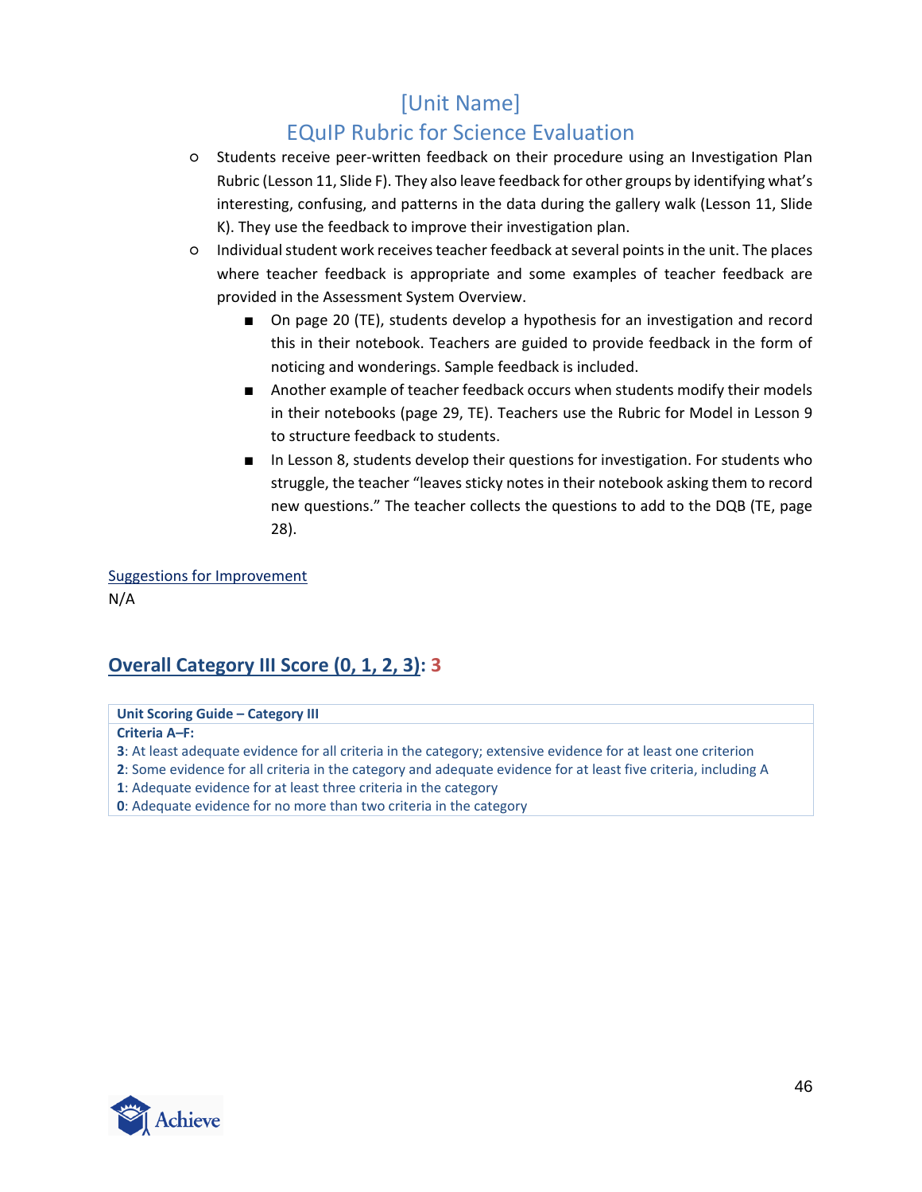- Students receive peer-written feedback on their procedure using an Investigation Plan Rubric (Lesson 11, Slide F). They also leave feedback for other groups by identifying what's interesting, confusing, and patterns in the data during the gallery walk (Lesson 11, Slide K). They use the feedback to improve their investigation plan.
- Individual student work receives teacher feedback at several points in the unit. The places where teacher feedback is appropriate and some examples of teacher feedback are provided in the Assessment System Overview.
    - On page 20 (TE), students develop a hypothesis for an investigation and record this in their notebook. Teachers are guided to provide feedback in the form of noticing and wonderings. Sample feedback is included.
    - Another example of teacher feedback occurs when students modify their models in their notebooks (page 29, TE). Teachers use the Rubric for Model in Lesson 9 to structure feedback to students.
    - In Lesson 8, students develop their questions for investigation. For students who struggle, the teacher "leaves sticky notes in their notebook asking them to record new questions." The teacher collects the questions to add to the DQB (TE, page 28).

Suggestions for Improvement

N/A

## Overall Category III Score (0, 1, 2, 3): 3

| Unit Scoring Guide – Category III |
|---|
| **Criteria A–F:** |
| **3**: At least adequate evidence for all criteria in the category; extensive evidence for at least one criterion |
| **2**: Some evidence for all criteria in the category and adequate evidence for at least five criteria, including A |
| **1**: Adequate evidence for at least three criteria in the category |
| **0**: Adequate evidence for no more than two criteria in the category |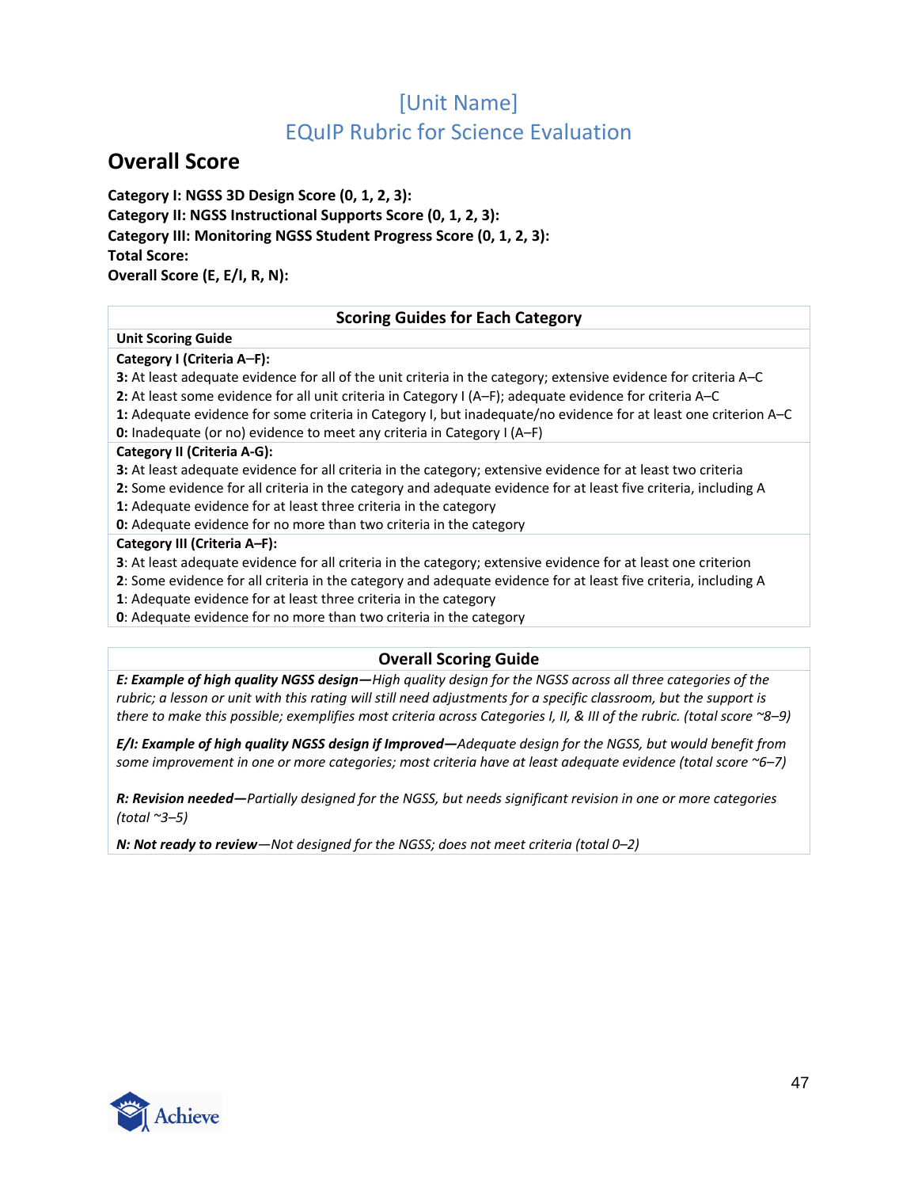# [Unit Name]
# EQuIP Rubric for Science Evaluation

## Overall Score

**Category I: NGSS 3D Design Score (0, 1, 2, 3):**
**Category II: NGSS Instructional Supports Score (0, 1, 2, 3):**
**Category III: Monitoring NGSS Student Progress Score (0, 1, 2, 3):**
**Total Score:**
**Overall Score (E, E/I, R, N):**

| Scoring Guides for Each Category |
|---|
| **Unit Scoring Guide** |
| **Category I (Criteria A–F):**<br>**3:** At least adequate evidence for all of the unit criteria in the category; extensive evidence for criteria A–C<br>**2:** At least some evidence for all unit criteria in Category I (A–F); adequate evidence for criteria A–C<br>**1:** Adequate evidence for some criteria in Category I, but inadequate/no evidence for at least one criterion A–C<br>**0:** Inadequate (or no) evidence to meet any criteria in Category I (A–F) |
| **Category II (Criteria A-G):**<br>**3:** At least adequate evidence for all criteria in the category; extensive evidence for at least two criteria<br>**2:** Some evidence for all criteria in the category and adequate evidence for at least five criteria, including A<br>**1:** Adequate evidence for at least three criteria in the category<br>**0:** Adequate evidence for no more than two criteria in the category |
| **Category III (Criteria A–F):**<br>**3**: At least adequate evidence for all criteria in the category; extensive evidence for at least one criterion<br>**2**: Some evidence for all criteria in the category and adequate evidence for at least five criteria, including A<br>**1**: Adequate evidence for at least three criteria in the category<br>**0**: Adequate evidence for no more than two criteria in the category |

| Overall Scoring Guide |
|---|
| ***E: Example of high quality NGSS design—****High quality design for the NGSS across all three categories of the rubric; a lesson or unit with this rating will still need adjustments for a specific classroom, but the support is there to make this possible; exemplifies most criteria across Categories I, II, & III of the rubric. (total score ~8–9)* |
| ***E/I: Example of high quality NGSS design if Improved—****Adequate design for the NGSS, but would benefit from some improvement in one or more categories; most criteria have at least adequate evidence (total score ~6–7)* |
| ***R: Revision needed—****Partially designed for the NGSS, but needs significant revision in one or more categories (total ~3–5)* |
| ***N: Not ready to review****—Not designed for the NGSS; does not meet criteria (total 0–2)* |